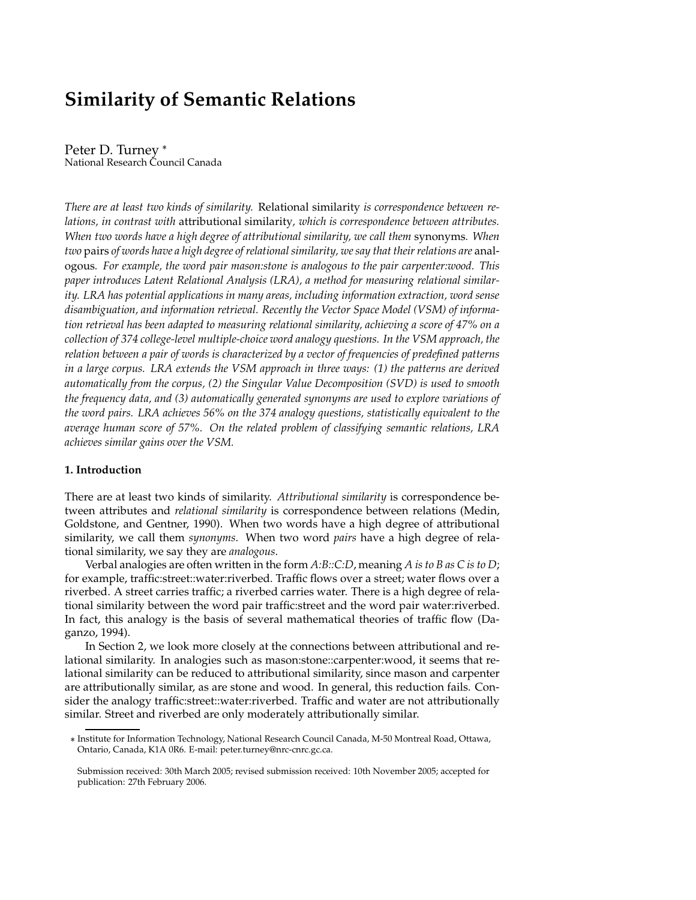# Similarity of Semantic Relations

Peter D. Turney *
National Research Council Canada

*There are at least two kinds of similarity.* Relational similarity *is correspondence between relations, in contrast with* attributional similarity*, which is correspondence between attributes. When two words have a high degree of attributional similarity, we call them* synonyms*. When two* pairs *of words have a high degree of relational similarity, we say that their relations are* analogous*. For example, the word pair mason:stone is analogous to the pair carpenter:wood. This paper introduces Latent Relational Analysis (LRA), a method for measuring relational similarity. LRA has potential applications in many areas, including information extraction, word sense disambiguation, and information retrieval. Recently the Vector Space Model (VSM) of information retrieval has been adapted to measuring relational similarity, achieving a score of 47% on a collection of 374 college-level multiple-choice word analogy questions. In the VSM approach, the relation between a pair of words is characterized by a vector of frequencies of predefined patterns in a large corpus. LRA extends the VSM approach in three ways: (1) the patterns are derived automatically from the corpus, (2) the Singular Value Decomposition (SVD) is used to smooth the frequency data, and (3) automatically generated synonyms are used to explore variations of the word pairs. LRA achieves 56% on the 374 analogy questions, statistically equivalent to the average human score of 57%. On the related problem of classifying semantic relations, LRA achieves similar gains over the VSM.*

## 1. Introduction

There are at least two kinds of similarity. *Attributional similarity* is correspondence between attributes and *relational similarity* is correspondence between relations (Medin, Goldstone, and Gentner, 1990). When two words have a high degree of attributional similarity, we call them *synonyms*. When two word *pairs* have a high degree of relational similarity, we say they are *analogous*.

Verbal analogies are often written in the form *A:B::C:D*, meaning *A is to B as C is to D*; for example, traffic:street::water:riverbed. Traffic flows over a street; water flows over a riverbed. A street carries traffic; a riverbed carries water. There is a high degree of relational similarity between the word pair traffic:street and the word pair water:riverbed. In fact, this analogy is the basis of several mathematical theories of traffic flow (Daganzo, 1994).

In Section 2, we look more closely at the connections between attributional and relational similarity. In analogies such as mason:stone::carpenter:wood, it seems that relational similarity can be reduced to attributional similarity, since mason and carpenter are attributionally similar, as are stone and wood. In general, this reduction fails. Consider the analogy traffic:street::water:riverbed. Traffic and water are not attributionally similar. Street and riverbed are only moderately attributionally similar.

---

* Institute for Information Technology, National Research Council Canada, M-50 Montreal Road, Ottawa, Ontario, Canada, K1A 0R6. E-mail: peter.turney@nrc-cnrc.gc.ca.

Submission received: 30th March 2005; revised submission received: 10th November 2005; accepted for publication: 27th February 2006.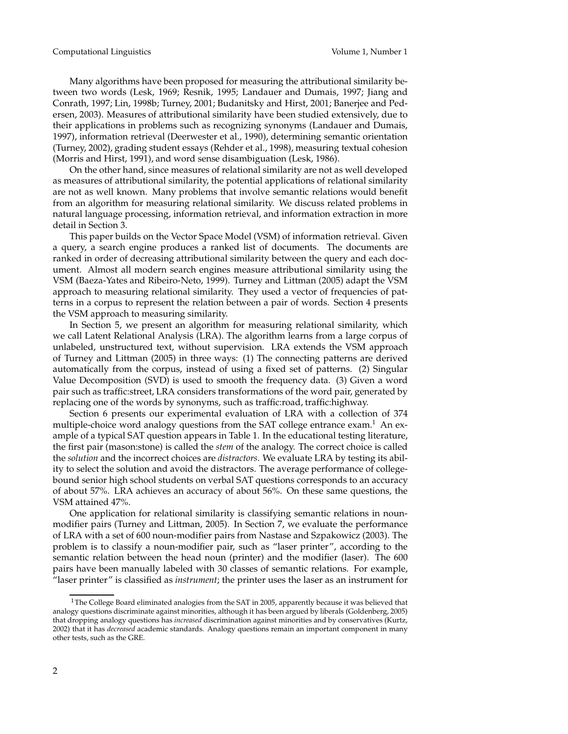Many algorithms have been proposed for measuring the attributional similarity between two words (Lesk, 1969; Resnik, 1995; Landauer and Dumais, 1997; Jiang and Conrath, 1997; Lin, 1998b; Turney, 2001; Budanitsky and Hirst, 2001; Banerjee and Pedersen, 2003). Measures of attributional similarity have been studied extensively, due to their applications in problems such as recognizing synonyms (Landauer and Dumais, 1997), information retrieval (Deerwester et al., 1990), determining semantic orientation (Turney, 2002), grading student essays (Rehder et al., 1998), measuring textual cohesion (Morris and Hirst, 1991), and word sense disambiguation (Lesk, 1986).

On the other hand, since measures of relational similarity are not as well developed as measures of attributional similarity, the potential applications of relational similarity are not as well known. Many problems that involve semantic relations would benefit from an algorithm for measuring relational similarity. We discuss related problems in natural language processing, information retrieval, and information extraction in more detail in Section 3.

This paper builds on the Vector Space Model (VSM) of information retrieval. Given a query, a search engine produces a ranked list of documents. The documents are ranked in order of decreasing attributional similarity between the query and each document. Almost all modern search engines measure attributional similarity using the VSM (Baeza-Yates and Ribeiro-Neto, 1999). Turney and Littman (2005) adapt the VSM approach to measuring relational similarity. They used a vector of frequencies of patterns in a corpus to represent the relation between a pair of words. Section 4 presents the VSM approach to measuring similarity.

In Section 5, we present an algorithm for measuring relational similarity, which we call Latent Relational Analysis (LRA). The algorithm learns from a large corpus of unlabeled, unstructured text, without supervision. LRA extends the VSM approach of Turney and Littman (2005) in three ways: (1) The connecting patterns are derived automatically from the corpus, instead of using a fixed set of patterns. (2) Singular Value Decomposition (SVD) is used to smooth the frequency data. (3) Given a word pair such as traffic:street, LRA considers transformations of the word pair, generated by replacing one of the words by synonyms, such as traffic:road, traffic:highway.

Section 6 presents our experimental evaluation of LRA with a collection of 374 multiple-choice word analogy questions from the SAT college entrance exam.[1] An example of a typical SAT question appears in Table 1. In the educational testing literature, the first pair (mason:stone) is called the *stem* of the analogy. The correct choice is called the *solution* and the incorrect choices are *distractors*. We evaluate LRA by testing its ability to select the solution and avoid the distractors. The average performance of college-bound senior high school students on verbal SAT questions corresponds to an accuracy of about 57%. LRA achieves an accuracy of about 56%. On these same questions, the VSM attained 47%.

One application for relational similarity is classifying semantic relations in noun-modifier pairs (Turney and Littman, 2005). In Section 7, we evaluate the performance of LRA with a set of 600 noun-modifier pairs from Nastase and Szpakowicz (2003). The problem is to classify a noun-modifier pair, such as "laser printer", according to the semantic relation between the head noun (printer) and the modifier (laser). The 600 pairs have been manually labeled with 30 classes of semantic relations. For example, "laser printer" is classified as *instrument*; the printer uses the laser as an instrument for

[1] The College Board eliminated analogies from the SAT in 2005, apparently because it was believed that analogy questions discriminate against minorities, although it has been argued by liberals (Goldenberg, 2005) that dropping analogy questions has *increased* discrimination against minorities and by conservatives (Kurtz, 2002) that it has *decreased* academic standards. Analogy questions remain an important component in many other tests, such as the GRE.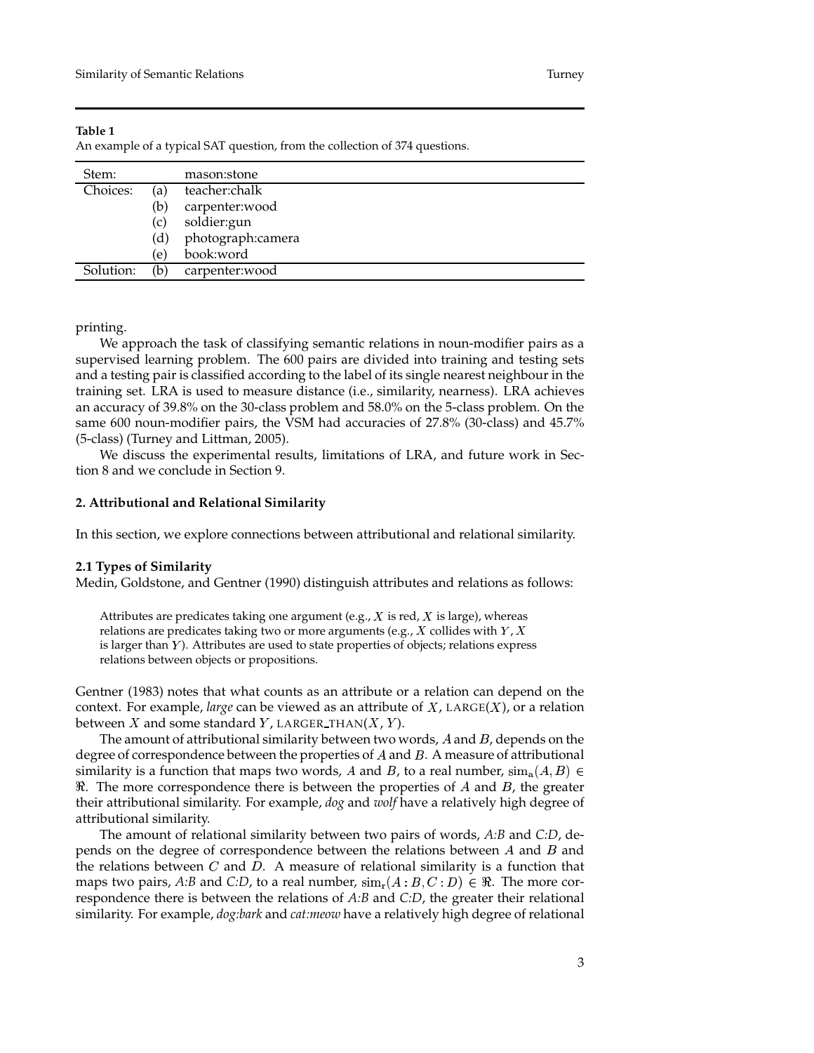**Table 1**
An example of a typical SAT question, from the collection of 374 questions.

| Stem: | | mason:stone |
|---|---|---|
| Choices: | (a) | teacher:chalk |
| | (b) | carpenter:wood |
| | (c) | soldier:gun |
| | (d) | photograph:camera |
| | (e) | book:word |
| Solution: | (b) | carpenter:wood |

printing.

We approach the task of classifying semantic relations in noun-modifier pairs as a supervised learning problem. The 600 pairs are divided into training and testing sets and a testing pair is classified according to the label of its single nearest neighbour in the training set. LRA is used to measure distance (i.e., similarity, nearness). LRA achieves an accuracy of 39.8% on the 30-class problem and 58.0% on the 5-class problem. On the same 600 noun-modifier pairs, the VSM had accuracies of 27.8% (30-class) and 45.7% (5-class) (Turney and Littman, 2005).

We discuss the experimental results, limitations of LRA, and future work in Section 8 and we conclude in Section 9.

## 2. Attributional and Relational Similarity

In this section, we explore connections between attributional and relational similarity.

### 2.1 Types of Similarity

Medin, Goldstone, and Gentner (1990) distinguish attributes and relations as follows:

> Attributes are predicates taking one argument (e.g., $X$ is red, $X$ is large), whereas relations are predicates taking two or more arguments (e.g., $X$ collides with $Y$, $X$ is larger than $Y$). Attributes are used to state properties of objects; relations express relations between objects or propositions.

Gentner (1983) notes that what counts as an attribute or a relation can depend on the context. For example, *large* can be viewed as an attribute of $X$, $\text{LARGE}(X)$, or a relation between $X$ and some standard $Y$, $\text{LARGER\_THAN}(X, Y)$.

The amount of attributional similarity between two words, $A$ and $B$, depends on the degree of correspondence between the properties of $A$ and $B$. A measure of attributional similarity is a function that maps two words, $A$ and $B$, to a real number, $\text{sim}_a(A, B) \in \Re$. The more correspondence there is between the properties of $A$ and $B$, the greater their attributional similarity. For example, *dog* and *wolf* have a relatively high degree of attributional similarity.

The amount of relational similarity between two pairs of words, *A:B* and *C:D*, depends on the degree of correspondence between the relations between $A$ and $B$ and the relations between $C$ and $D$. A measure of relational similarity is a function that maps two pairs, *A:B* and *C:D*, to a real number, $\text{sim}_r(A:B, C:D) \in \Re$. The more correspondence there is between the relations of *A:B* and *C:D*, the greater their relational similarity. For example, *dog:bark* and *cat:meow* have a relatively high degree of relational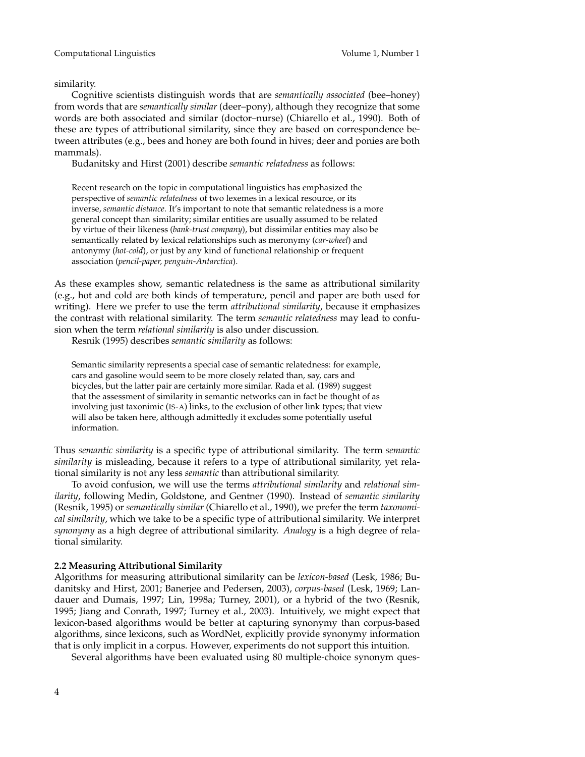similarity.

Cognitive scientists distinguish words that are *semantically associated* (bee–honey) from words that are *semantically similar* (deer–pony), although they recognize that some words are both associated and similar (doctor–nurse) (Chiarello et al., 1990). Both of these are types of attributional similarity, since they are based on correspondence between attributes (e.g., bees and honey are both found in hives; deer and ponies are both mammals).

Budanitsky and Hirst (2001) describe *semantic relatedness* as follows:

> Recent research on the topic in computational linguistics has emphasized the perspective of *semantic relatedness* of two lexemes in a lexical resource, or its inverse, *semantic distance*. It's important to note that semantic relatedness is a more general concept than similarity; similar entities are usually assumed to be related by virtue of their likeness (*bank-trust company*), but dissimilar entities may also be semantically related by lexical relationships such as meronymy (*car-wheel*) and antonymy (*hot-cold*), or just by any kind of functional relationship or frequent association (*pencil-paper, penguin-Antarctica*).

As these examples show, semantic relatedness is the same as attributional similarity (e.g., hot and cold are both kinds of temperature, pencil and paper are both used for writing). Here we prefer to use the term *attributional similarity*, because it emphasizes the contrast with relational similarity. The term *semantic relatedness* may lead to confusion when the term *relational similarity* is also under discussion.

Resnik (1995) describes *semantic similarity* as follows:

> Semantic similarity represents a special case of semantic relatedness: for example, cars and gasoline would seem to be more closely related than, say, cars and bicycles, but the latter pair are certainly more similar. Rada et al. (1989) suggest that the assessment of similarity in semantic networks can in fact be thought of as involving just taxonimic (IS-A) links, to the exclusion of other link types; that view will also be taken here, although admittedly it excludes some potentially useful information.

Thus *semantic similarity* is a specific type of attributional similarity. The term *semantic similarity* is misleading, because it refers to a type of attributional similarity, yet relational similarity is not any less *semantic* than attributional similarity.

To avoid confusion, we will use the terms *attributional similarity* and *relational similarity*, following Medin, Goldstone, and Gentner (1990). Instead of *semantic similarity* (Resnik, 1995) or *semantically similar* (Chiarello et al., 1990), we prefer the term *taxonomical similarity*, which we take to be a specific type of attributional similarity. We interpret *synonymy* as a high degree of attributional similarity. *Analogy* is a high degree of relational similarity.

### 2.2 Measuring Attributional Similarity

Algorithms for measuring attributional similarity can be *lexicon-based* (Lesk, 1986; Budanitsky and Hirst, 2001; Banerjee and Pedersen, 2003), *corpus-based* (Lesk, 1969; Landauer and Dumais, 1997; Lin, 1998a; Turney, 2001), or a hybrid of the two (Resnik, 1995; Jiang and Conrath, 1997; Turney et al., 2003). Intuitively, we might expect that lexicon-based algorithms would be better at capturing synonymy than corpus-based algorithms, since lexicons, such as WordNet, explicitly provide synonymy information that is only implicit in a corpus. However, experiments do not support this intuition.

Several algorithms have been evaluated using 80 multiple-choice synonym ques-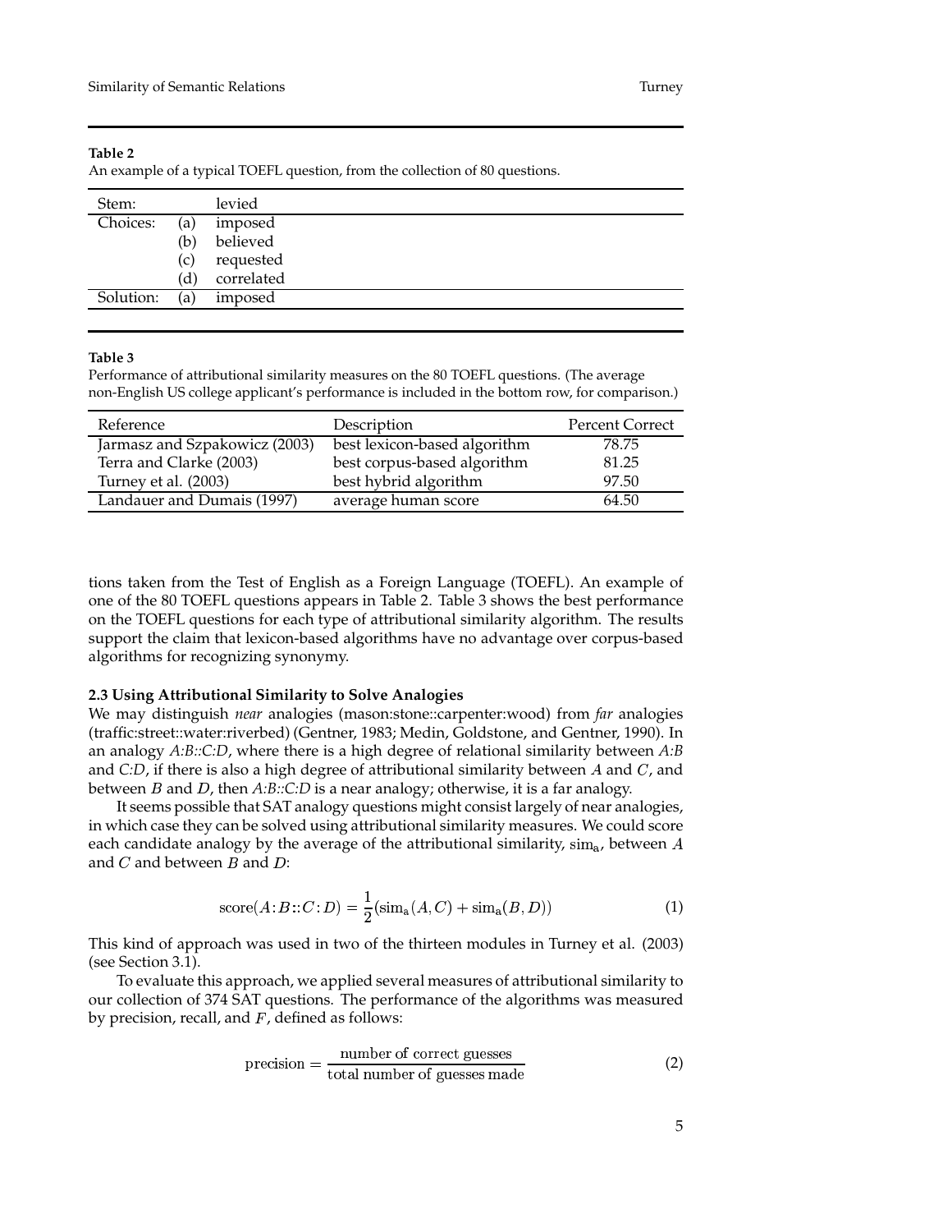**Table 2**
An example of a typical TOEFL question, from the collection of 80 questions.

| Stem: | | levied |
|---|---|---|
| Choices: | (a) | imposed |
| | (b) | believed |
| | (c) | requested |
| | (d) | correlated |
| Solution: | (a) | imposed |

**Table 3**
Performance of attributional similarity measures on the 80 TOEFL questions. (The average non-English US college applicant's performance is included in the bottom row, for comparison.)

| Reference | Description | Percent Correct |
|---|---|---|
| Jarmasz and Szpakowicz (2003) | best lexicon-based algorithm | 78.75 |
| Terra and Clarke (2003) | best corpus-based algorithm | 81.25 |
| Turney et al. (2003) | best hybrid algorithm | 97.50 |
| Landauer and Dumais (1997) | average human score | 64.50 |

tions taken from the Test of English as a Foreign Language (TOEFL). An example of one of the 80 TOEFL questions appears in Table 2. Table 3 shows the best performance on the TOEFL questions for each type of attributional similarity algorithm. The results support the claim that lexicon-based algorithms have no advantage over corpus-based algorithms for recognizing synonymy.

### 2.3 Using Attributional Similarity to Solve Analogies

We may distinguish *near* analogies (mason:stone::carpenter:wood) from *far* analogies (traffic:street::water:riverbed) (Gentner, 1983; Medin, Goldstone, and Gentner, 1990). In an analogy *A:B::C:D*, where there is a high degree of relational similarity between *A:B* and *C:D*, if there is also a high degree of attributional similarity between $A$ and $C$, and between $B$ and $D$, then *A:B::C:D* is a near analogy; otherwise, it is a far analogy.

It seems possible that SAT analogy questions might consist largely of near analogies, in which case they can be solved using attributional similarity measures. We could score each candidate analogy by the average of the attributional similarity, $\mathrm{sim_a}$, between $A$ and $C$ and between $B$ and $D$:

$$\mathrm{score}(A\!:\!B\!::\!C\!:\!D) = \frac{1}{2}(\mathrm{sim_a}(A, C) + \mathrm{sim_a}(B, D)) \tag{1}$$

This kind of approach was used in two of the thirteen modules in Turney et al. (2003) (see Section 3.1).

To evaluate this approach, we applied several measures of attributional similarity to our collection of 374 SAT questions. The performance of the algorithms was measured by precision, recall, and $F$, defined as follows:

$$\mathrm{precision} = \frac{\text{number of correct guesses}}{\text{total number of guesses made}} \tag{2}$$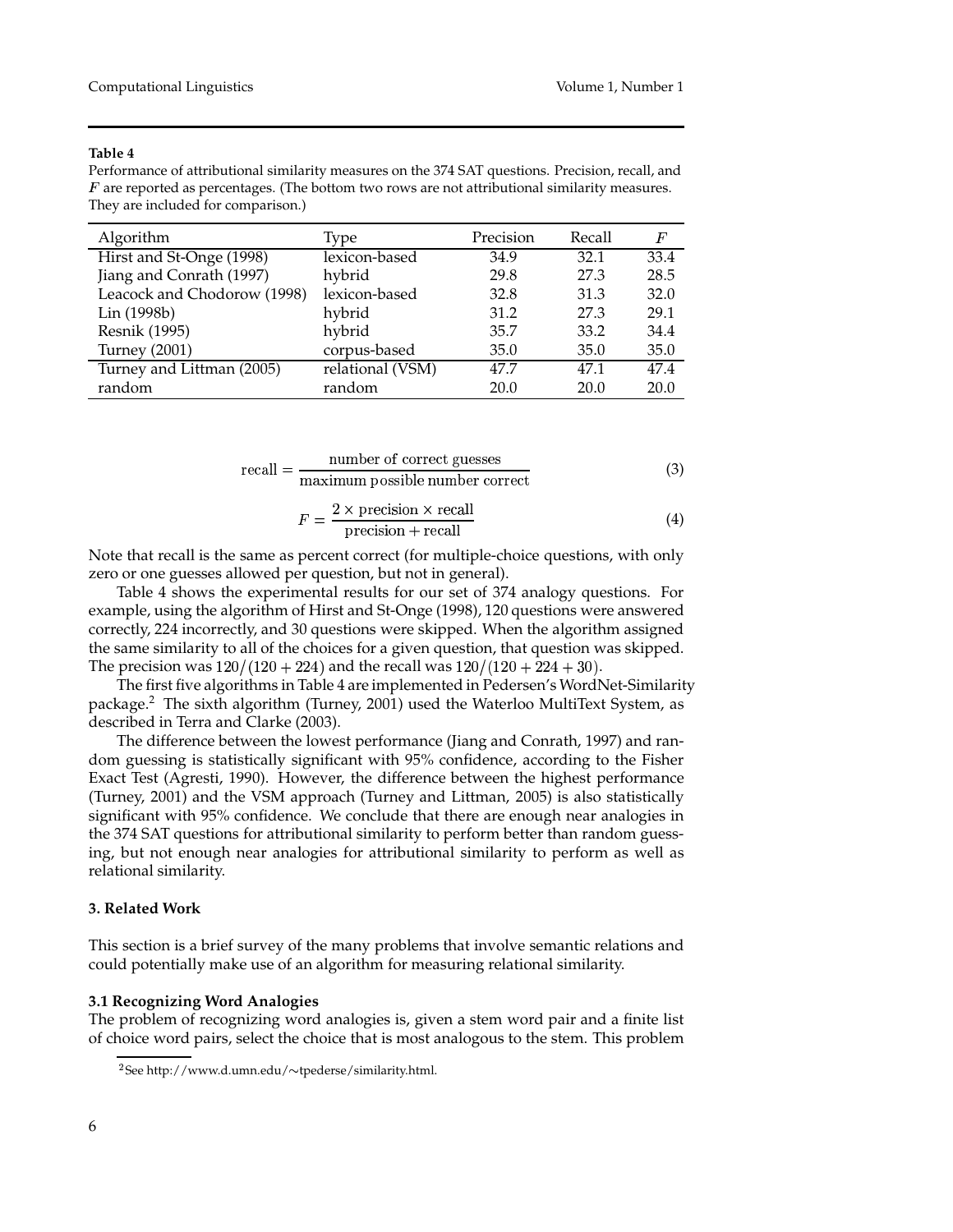**Table 4**
Performance of attributional similarity measures on the 374 SAT questions. Precision, recall, and $F$ are reported as percentages. (The bottom two rows are not attributional similarity measures. They are included for comparison.)

| Algorithm | Type | Precision | Recall | $F$ |
|---|---|---|---|---|
| Hirst and St-Onge (1998) | lexicon-based | 34.9 | 32.1 | 33.4 |
| Jiang and Conrath (1997) | hybrid | 29.8 | 27.3 | 28.5 |
| Leacock and Chodorow (1998) | lexicon-based | 32.8 | 31.3 | 32.0 |
| Lin (1998b) | hybrid | 31.2 | 27.3 | 29.1 |
| Resnik (1995) | hybrid | 35.7 | 33.2 | 34.4 |
| Turney (2001) | corpus-based | 35.0 | 35.0 | 35.0 |
| Turney and Littman (2005) | relational (VSM) | 47.7 | 47.1 | 47.4 |
| random | random | 20.0 | 20.0 | 20.0 |

$$\text{recall} = \frac{\text{number of correct guesses}}{\text{maximum possible number correct}} \tag{3}$$

$$F = \frac{2 \times \text{precision} \times \text{recall}}{\text{precision} + \text{recall}} \tag{4}$$

Note that recall is the same as percent correct (for multiple-choice questions, with only zero or one guesses allowed per question, but not in general).

Table 4 shows the experimental results for our set of 374 analogy questions. For example, using the algorithm of Hirst and St-Onge (1998), 120 questions were answered correctly, 224 incorrectly, and 30 questions were skipped. When the algorithm assigned the same similarity to all of the choices for a given question, that question was skipped. The precision was $120/(120 + 224)$ and the recall was $120/(120 + 224 + 30)$.

The first five algorithms in Table 4 are implemented in Pedersen's WordNet-Similarity package.[2] The sixth algorithm (Turney, 2001) used the Waterloo MultiText System, as described in Terra and Clarke (2003).

The difference between the lowest performance (Jiang and Conrath, 1997) and random guessing is statistically significant with 95% confidence, according to the Fisher Exact Test (Agresti, 1990). However, the difference between the highest performance (Turney, 2001) and the VSM approach (Turney and Littman, 2005) is also statistically significant with 95% confidence. We conclude that there are enough near analogies in the 374 SAT questions for attributional similarity to perform better than random guessing, but not enough near analogies for attributional similarity to perform as well as relational similarity.

## 3. Related Work

This section is a brief survey of the many problems that involve semantic relations and could potentially make use of an algorithm for measuring relational similarity.

### 3.1 Recognizing Word Analogies

The problem of recognizing word analogies is, given a stem word pair and a finite list of choice word pairs, select the choice that is most analogous to the stem. This problem

[2] See http://www.d.umn.edu/∼tpederse/similarity.html.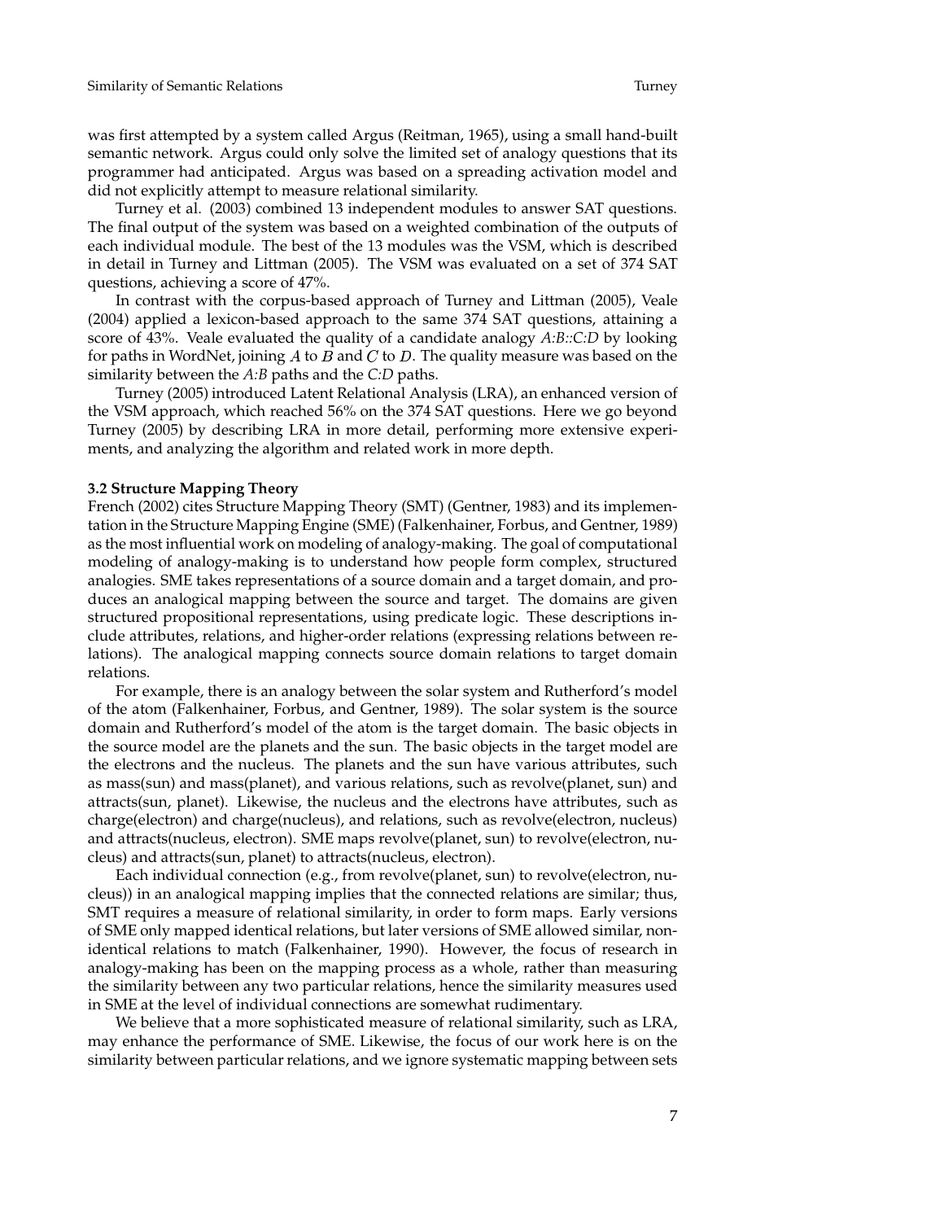was first attempted by a system called Argus (Reitman, 1965), using a small hand-built semantic network. Argus could only solve the limited set of analogy questions that its programmer had anticipated. Argus was based on a spreading activation model and did not explicitly attempt to measure relational similarity.

Turney et al. (2003) combined 13 independent modules to answer SAT questions. The final output of the system was based on a weighted combination of the outputs of each individual module. The best of the 13 modules was the VSM, which is described in detail in Turney and Littman (2005). The VSM was evaluated on a set of 374 SAT questions, achieving a score of 47%.

In contrast with the corpus-based approach of Turney and Littman (2005), Veale (2004) applied a lexicon-based approach to the same 374 SAT questions, attaining a score of 43%. Veale evaluated the quality of a candidate analogy *A:B::C:D* by looking for paths in WordNet, joining $A$ to $B$ and $C$ to $D$. The quality measure was based on the similarity between the *A:B* paths and the *C:D* paths.

Turney (2005) introduced Latent Relational Analysis (LRA), an enhanced version of the VSM approach, which reached 56% on the 374 SAT questions. Here we go beyond Turney (2005) by describing LRA in more detail, performing more extensive experiments, and analyzing the algorithm and related work in more depth.

### 3.2 Structure Mapping Theory

French (2002) cites Structure Mapping Theory (SMT) (Gentner, 1983) and its implementation in the Structure Mapping Engine (SME) (Falkenhainer, Forbus, and Gentner, 1989) as the most influential work on modeling of analogy-making. The goal of computational modeling of analogy-making is to understand how people form complex, structured analogies. SME takes representations of a source domain and a target domain, and produces an analogical mapping between the source and target. The domains are given structured propositional representations, using predicate logic. These descriptions include attributes, relations, and higher-order relations (expressing relations between relations). The analogical mapping connects source domain relations to target domain relations.

For example, there is an analogy between the solar system and Rutherford's model of the atom (Falkenhainer, Forbus, and Gentner, 1989). The solar system is the source domain and Rutherford's model of the atom is the target domain. The basic objects in the source model are the planets and the sun. The basic objects in the target model are the electrons and the nucleus. The planets and the sun have various attributes, such as mass(sun) and mass(planet), and various relations, such as revolve(planet, sun) and attracts(sun, planet). Likewise, the nucleus and the electrons have attributes, such as charge(electron) and charge(nucleus), and relations, such as revolve(electron, nucleus) and attracts(nucleus, electron). SME maps revolve(planet, sun) to revolve(electron, nucleus) and attracts(sun, planet) to attracts(nucleus, electron).

Each individual connection (e.g., from revolve(planet, sun) to revolve(electron, nucleus)) in an analogical mapping implies that the connected relations are similar; thus, SMT requires a measure of relational similarity, in order to form maps. Early versions of SME only mapped identical relations, but later versions of SME allowed similar, non-identical relations to match (Falkenhainer, 1990). However, the focus of research in analogy-making has been on the mapping process as a whole, rather than measuring the similarity between any two particular relations, hence the similarity measures used in SME at the level of individual connections are somewhat rudimentary.

We believe that a more sophisticated measure of relational similarity, such as LRA, may enhance the performance of SME. Likewise, the focus of our work here is on the similarity between particular relations, and we ignore systematic mapping between sets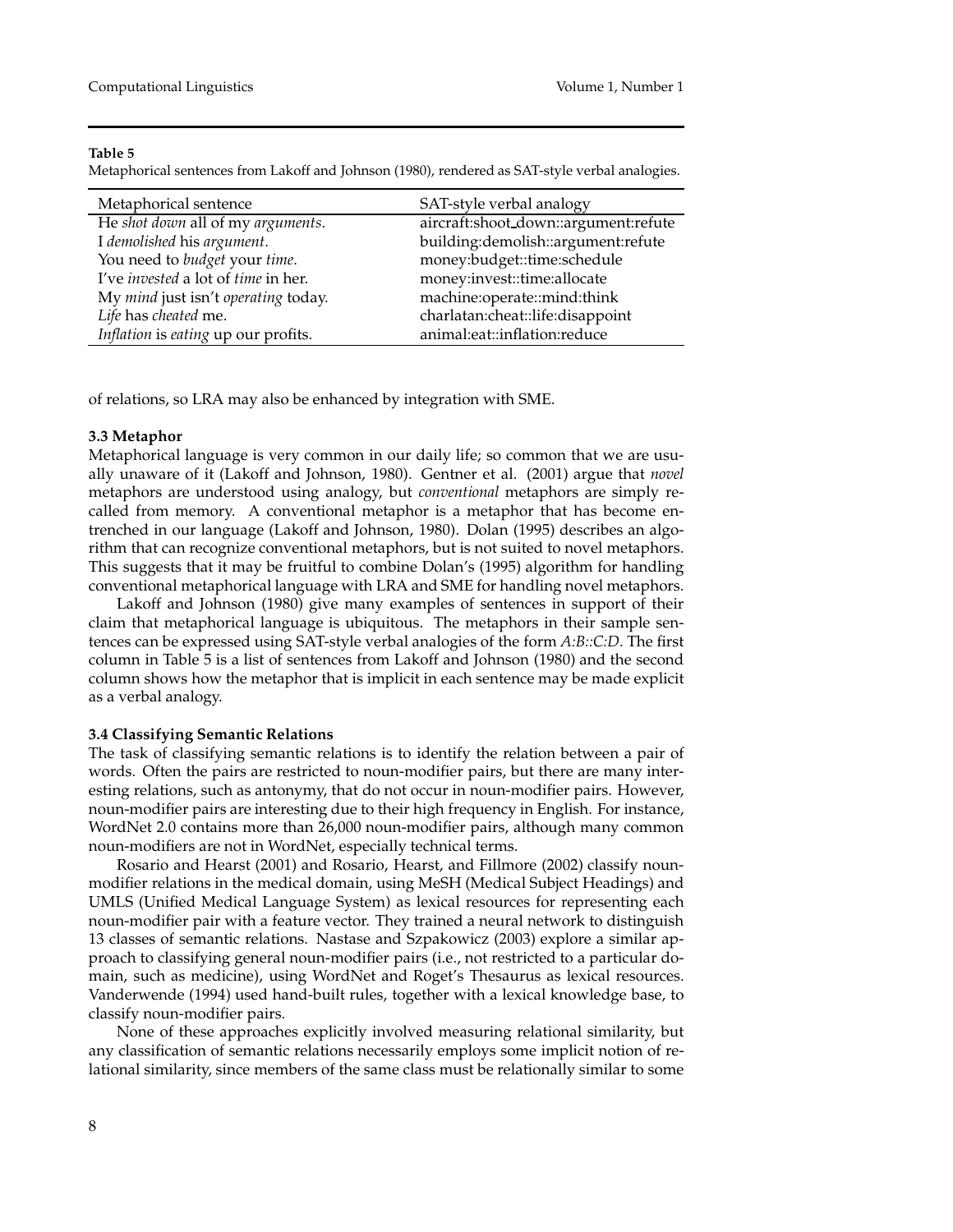**Table 5**
Metaphorical sentences from Lakoff and Johnson (1980), rendered as SAT-style verbal analogies.

| Metaphorical sentence | SAT-style verbal analogy |
|---|---|
| He *shot down* all of my *arguments*. | aircraft:shoot_down::argument:refute |
| I *demolished* his *argument*. | building:demolish::argument:refute |
| You need to *budget* your *time*. | money:budget::time:schedule |
| I've *invested* a lot of *time* in her. | money:invest::time:allocate |
| My *mind* just isn't *operating* today. | machine:operate::mind:think |
| *Life* has *cheated* me. | charlatan:cheat::life:disappoint |
| *Inflation* is *eating* up our profits. | animal:eat::inflation:reduce |

of relations, so LRA may also be enhanced by integration with SME.

### 3.3 Metaphor

Metaphorical language is very common in our daily life; so common that we are usually unaware of it (Lakoff and Johnson, 1980). Gentner et al. (2001) argue that *novel* metaphors are understood using analogy, but *conventional* metaphors are simply recalled from memory. A conventional metaphor is a metaphor that has become entrenched in our language (Lakoff and Johnson, 1980). Dolan (1995) describes an algorithm that can recognize conventional metaphors, but is not suited to novel metaphors. This suggests that it may be fruitful to combine Dolan's (1995) algorithm for handling conventional metaphorical language with LRA and SME for handling novel metaphors.

Lakoff and Johnson (1980) give many examples of sentences in support of their claim that metaphorical language is ubiquitous. The metaphors in their sample sentences can be expressed using SAT-style verbal analogies of the form *A:B::C:D*. The first column in Table 5 is a list of sentences from Lakoff and Johnson (1980) and the second column shows how the metaphor that is implicit in each sentence may be made explicit as a verbal analogy.

### 3.4 Classifying Semantic Relations

The task of classifying semantic relations is to identify the relation between a pair of words. Often the pairs are restricted to noun-modifier pairs, but there are many interesting relations, such as antonymy, that do not occur in noun-modifier pairs. However, noun-modifier pairs are interesting due to their high frequency in English. For instance, WordNet 2.0 contains more than 26,000 noun-modifier pairs, although many common noun-modifiers are not in WordNet, especially technical terms.

Rosario and Hearst (2001) and Rosario, Hearst, and Fillmore (2002) classify noun-modifier relations in the medical domain, using MeSH (Medical Subject Headings) and UMLS (Unified Medical Language System) as lexical resources for representing each noun-modifier pair with a feature vector. They trained a neural network to distinguish 13 classes of semantic relations. Nastase and Szpakowicz (2003) explore a similar approach to classifying general noun-modifier pairs (i.e., not restricted to a particular domain, such as medicine), using WordNet and Roget's Thesaurus as lexical resources. Vanderwende (1994) used hand-built rules, together with a lexical knowledge base, to classify noun-modifier pairs.

None of these approaches explicitly involved measuring relational similarity, but any classification of semantic relations necessarily employs some implicit notion of relational similarity, since members of the same class must be relationally similar to some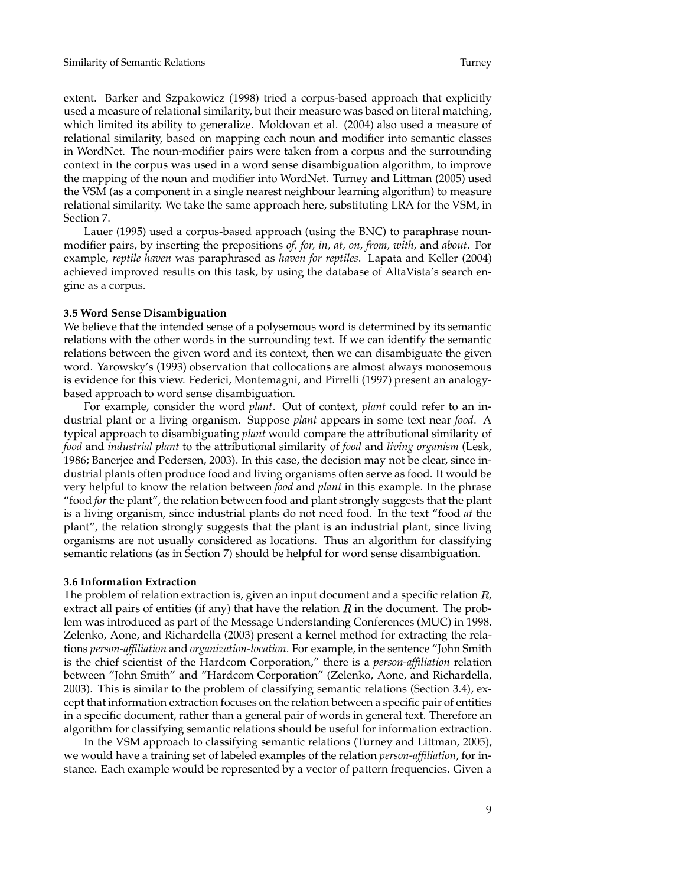extent. Barker and Szpakowicz (1998) tried a corpus-based approach that explicitly used a measure of relational similarity, but their measure was based on literal matching, which limited its ability to generalize. Moldovan et al. (2004) also used a measure of relational similarity, based on mapping each noun and modifier into semantic classes in WordNet. The noun-modifier pairs were taken from a corpus and the surrounding context in the corpus was used in a word sense disambiguation algorithm, to improve the mapping of the noun and modifier into WordNet. Turney and Littman (2005) used the VSM (as a component in a single nearest neighbour learning algorithm) to measure relational similarity. We take the same approach here, substituting LRA for the VSM, in Section 7.

Lauer (1995) used a corpus-based approach (using the BNC) to paraphrase noun-modifier pairs, by inserting the prepositions *of, for, in, at, on, from, with,* and *about*. For example, *reptile haven* was paraphrased as *haven for reptiles*. Lapata and Keller (2004) achieved improved results on this task, by using the database of AltaVista's search engine as a corpus.

### 3.5 Word Sense Disambiguation

We believe that the intended sense of a polysemous word is determined by its semantic relations with the other words in the surrounding text. If we can identify the semantic relations between the given word and its context, then we can disambiguate the given word. Yarowsky's (1993) observation that collocations are almost always monosemous is evidence for this view. Federici, Montemagni, and Pirrelli (1997) present an analogy-based approach to word sense disambiguation.

For example, consider the word *plant*. Out of context, *plant* could refer to an industrial plant or a living organism. Suppose *plant* appears in some text near *food*. A typical approach to disambiguating *plant* would compare the attributional similarity of *food* and *industrial plant* to the attributional similarity of *food* and *living organism* (Lesk, 1986; Banerjee and Pedersen, 2003). In this case, the decision may not be clear, since industrial plants often produce food and living organisms often serve as food. It would be very helpful to know the relation between *food* and *plant* in this example. In the phrase "food *for* the plant", the relation between food and plant strongly suggests that the plant is a living organism, since industrial plants do not need food. In the text "food *at* the plant", the relation strongly suggests that the plant is an industrial plant, since living organisms are not usually considered as locations. Thus an algorithm for classifying semantic relations (as in Section 7) should be helpful for word sense disambiguation.

### 3.6 Information Extraction

The problem of relation extraction is, given an input document and a specific relation $R$, extract all pairs of entities (if any) that have the relation $R$ in the document. The problem was introduced as part of the Message Understanding Conferences (MUC) in 1998. Zelenko, Aone, and Richardella (2003) present a kernel method for extracting the relations *person-affiliation* and *organization-location*. For example, in the sentence "John Smith is the chief scientist of the Hardcom Corporation," there is a *person-affiliation* relation between "John Smith" and "Hardcom Corporation" (Zelenko, Aone, and Richardella, 2003). This is similar to the problem of classifying semantic relations (Section 3.4), except that information extraction focuses on the relation between a specific pair of entities in a specific document, rather than a general pair of words in general text. Therefore an algorithm for classifying semantic relations should be useful for information extraction.

In the VSM approach to classifying semantic relations (Turney and Littman, 2005), we would have a training set of labeled examples of the relation *person-affiliation*, for instance. Each example would be represented by a vector of pattern frequencies. Given a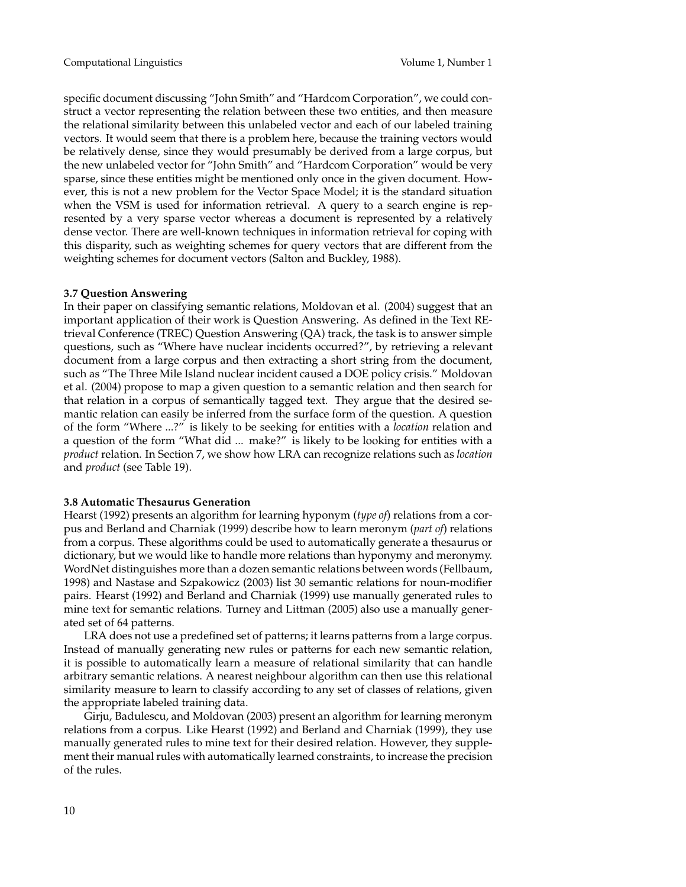specific document discussing "John Smith" and "Hardcom Corporation", we could construct a vector representing the relation between these two entities, and then measure the relational similarity between this unlabeled vector and each of our labeled training vectors. It would seem that there is a problem here, because the training vectors would be relatively dense, since they would presumably be derived from a large corpus, but the new unlabeled vector for "John Smith" and "Hardcom Corporation" would be very sparse, since these entities might be mentioned only once in the given document. However, this is not a new problem for the Vector Space Model; it is the standard situation when the VSM is used for information retrieval. A query to a search engine is represented by a very sparse vector whereas a document is represented by a relatively dense vector. There are well-known techniques in information retrieval for coping with this disparity, such as weighting schemes for query vectors that are different from the weighting schemes for document vectors (Salton and Buckley, 1988).

### 3.7 Question Answering

In their paper on classifying semantic relations, Moldovan et al. (2004) suggest that an important application of their work is Question Answering. As defined in the Text REtrieval Conference (TREC) Question Answering (QA) track, the task is to answer simple questions, such as "Where have nuclear incidents occurred?", by retrieving a relevant document from a large corpus and then extracting a short string from the document, such as "The Three Mile Island nuclear incident caused a DOE policy crisis." Moldovan et al. (2004) propose to map a given question to a semantic relation and then search for that relation in a corpus of semantically tagged text. They argue that the desired semantic relation can easily be inferred from the surface form of the question. A question of the form "Where ...?" is likely to be seeking for entities with a *location* relation and a question of the form "What did ... make?" is likely to be looking for entities with a *product* relation. In Section 7, we show how LRA can recognize relations such as *location* and *product* (see Table 19).

### 3.8 Automatic Thesaurus Generation

Hearst (1992) presents an algorithm for learning hyponym (*type of*) relations from a corpus and Berland and Charniak (1999) describe how to learn meronym (*part of*) relations from a corpus. These algorithms could be used to automatically generate a thesaurus or dictionary, but we would like to handle more relations than hyponymy and meronymy. WordNet distinguishes more than a dozen semantic relations between words (Fellbaum, 1998) and Nastase and Szpakowicz (2003) list 30 semantic relations for noun-modifier pairs. Hearst (1992) and Berland and Charniak (1999) use manually generated rules to mine text for semantic relations. Turney and Littman (2005) also use a manually generated set of 64 patterns.

LRA does not use a predefined set of patterns; it learns patterns from a large corpus. Instead of manually generating new rules or patterns for each new semantic relation, it is possible to automatically learn a measure of relational similarity that can handle arbitrary semantic relations. A nearest neighbour algorithm can then use this relational similarity measure to learn to classify according to any set of classes of relations, given the appropriate labeled training data.

Girju, Badulescu, and Moldovan (2003) present an algorithm for learning meronym relations from a corpus. Like Hearst (1992) and Berland and Charniak (1999), they use manually generated rules to mine text for their desired relation. However, they supplement their manual rules with automatically learned constraints, to increase the precision of the rules.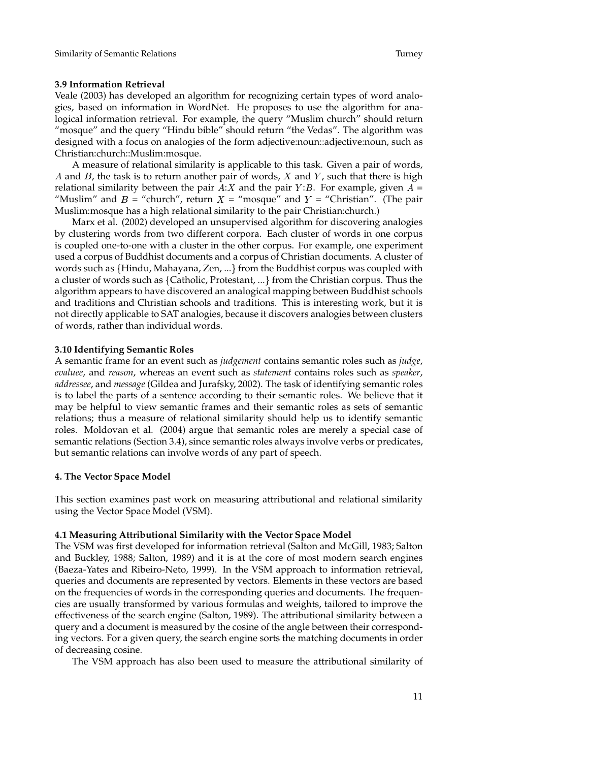### 3.9 Information Retrieval

Veale (2003) has developed an algorithm for recognizing certain types of word analogies, based on information in WordNet. He proposes to use the algorithm for analogical information retrieval. For example, the query "Muslim church" should return "mosque" and the query "Hindu bible" should return "the Vedas". The algorithm was designed with a focus on analogies of the form adjective:noun::adjective:noun, such as Christian:church::Muslim:mosque.

A measure of relational similarity is applicable to this task. Given a pair of words, $A$ and $B$, the task is to return another pair of words, $X$ and $Y$, such that there is high relational similarity between the pair $A$:$X$ and the pair $Y$:$B$. For example, given $A$ = "Muslim" and $B$ = "church", return $X$ = "mosque" and $Y$ = "Christian". (The pair Muslim:mosque has a high relational similarity to the pair Christian:church.)

Marx et al. (2002) developed an unsupervised algorithm for discovering analogies by clustering words from two different corpora. Each cluster of words in one corpus is coupled one-to-one with a cluster in the other corpus. For example, one experiment used a corpus of Buddhist documents and a corpus of Christian documents. A cluster of words such as {Hindu, Mahayana, Zen, ...} from the Buddhist corpus was coupled with a cluster of words such as {Catholic, Protestant, ...} from the Christian corpus. Thus the algorithm appears to have discovered an analogical mapping between Buddhist schools and traditions and Christian schools and traditions. This is interesting work, but it is not directly applicable to SAT analogies, because it discovers analogies between clusters of words, rather than individual words.

### 3.10 Identifying Semantic Roles

A semantic frame for an event such as *judgement* contains semantic roles such as *judge*, *evaluee*, and *reason*, whereas an event such as *statement* contains roles such as *speaker*, *addressee*, and *message* (Gildea and Jurafsky, 2002). The task of identifying semantic roles is to label the parts of a sentence according to their semantic roles. We believe that it may be helpful to view semantic frames and their semantic roles as sets of semantic relations; thus a measure of relational similarity should help us to identify semantic roles. Moldovan et al. (2004) argue that semantic roles are merely a special case of semantic relations (Section 3.4), since semantic roles always involve verbs or predicates, but semantic relations can involve words of any part of speech.

## 4. The Vector Space Model

This section examines past work on measuring attributional and relational similarity using the Vector Space Model (VSM).

### 4.1 Measuring Attributional Similarity with the Vector Space Model

The VSM was first developed for information retrieval (Salton and McGill, 1983; Salton and Buckley, 1988; Salton, 1989) and it is at the core of most modern search engines (Baeza-Yates and Ribeiro-Neto, 1999). In the VSM approach to information retrieval, queries and documents are represented by vectors. Elements in these vectors are based on the frequencies of words in the corresponding queries and documents. The frequencies are usually transformed by various formulas and weights, tailored to improve the effectiveness of the search engine (Salton, 1989). The attributional similarity between a query and a document is measured by the cosine of the angle between their corresponding vectors. For a given query, the search engine sorts the matching documents in order of decreasing cosine.

The VSM approach has also been used to measure the attributional similarity of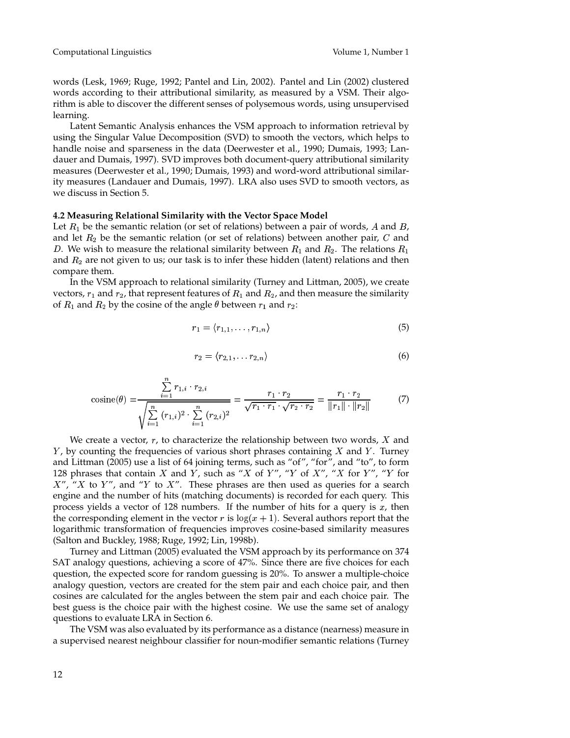words (Lesk, 1969; Ruge, 1992; Pantel and Lin, 2002). Pantel and Lin (2002) clustered words according to their attributional similarity, as measured by a VSM. Their algorithm is able to discover the different senses of polysemous words, using unsupervised learning.

Latent Semantic Analysis enhances the VSM approach to information retrieval by using the Singular Value Decomposition (SVD) to smooth the vectors, which helps to handle noise and sparseness in the data (Deerwester et al., 1990; Dumais, 1993; Landauer and Dumais, 1997). SVD improves both document-query attributional similarity measures (Deerwester et al., 1990; Dumais, 1993) and word-word attributional similarity measures (Landauer and Dumais, 1997). LRA also uses SVD to smooth vectors, as we discuss in Section 5.

### 4.2 Measuring Relational Similarity with the Vector Space Model

Let $R_1$ be the semantic relation (or set of relations) between a pair of words, $A$ and $B$, and let $R_2$ be the semantic relation (or set of relations) between another pair, $C$ and $D$. We wish to measure the relational similarity between $R_1$ and $R_2$. The relations $R_1$ and $R_2$ are not given to us; our task is to infer these hidden (latent) relations and then compare them.

In the VSM approach to relational similarity (Turney and Littman, 2005), we create vectors, $r_1$ and $r_2$, that represent features of $R_1$ and $R_2$, and then measure the similarity of $R_1$ and $R_2$ by the cosine of the angle $\theta$ between $r_1$ and $r_2$:

$$r_1 = \langle r_{1,1}, \ldots, r_{1,n} \rangle \tag{5}$$

$$r_2 = \langle r_{2,1}, \ldots r_{2,n} \rangle \tag{6}$$

$$\text{cosine}(\theta) = \frac{\sum_{i=1}^{n} r_{1,i} \cdot r_{2,i}}{\sqrt{\sum_{i=1}^{n} (r_{1,i})^2 \cdot \sum_{i=1}^{n} (r_{2,i})^2}} = \frac{r_1 \cdot r_2}{\sqrt{r_1 \cdot r_1} \cdot \sqrt{r_2 \cdot r_2}} = \frac{r_1 \cdot r_2}{\|r_1\| \cdot \|r_2\|} \tag{7}$$

We create a vector, $r$, to characterize the relationship between two words, $X$ and $Y$, by counting the frequencies of various short phrases containing $X$ and $Y$. Turney and Littman (2005) use a list of 64 joining terms, such as "of", "for", and "to", to form 128 phrases that contain $X$ and $Y$, such as "$X$ of $Y$", "$Y$ of $X$", "$X$ for $Y$", "$Y$ for $X$", "$X$ to $Y$", and "$Y$ to $X$". These phrases are then used as queries for a search engine and the number of hits (matching documents) is recorded for each query. This process yields a vector of 128 numbers. If the number of hits for a query is $x$, then the corresponding element in the vector $r$ is $\log(x+1)$. Several authors report that the logarithmic transformation of frequencies improves cosine-based similarity measures (Salton and Buckley, 1988; Ruge, 1992; Lin, 1998b).

Turney and Littman (2005) evaluated the VSM approach by its performance on 374 SAT analogy questions, achieving a score of 47%. Since there are five choices for each question, the expected score for random guessing is 20%. To answer a multiple-choice analogy question, vectors are created for the stem pair and each choice pair, and then cosines are calculated for the angles between the stem pair and each choice pair. The best guess is the choice pair with the highest cosine. We use the same set of analogy questions to evaluate LRA in Section 6.

The VSM was also evaluated by its performance as a distance (nearness) measure in a supervised nearest neighbour classifier for noun-modifier semantic relations (Turney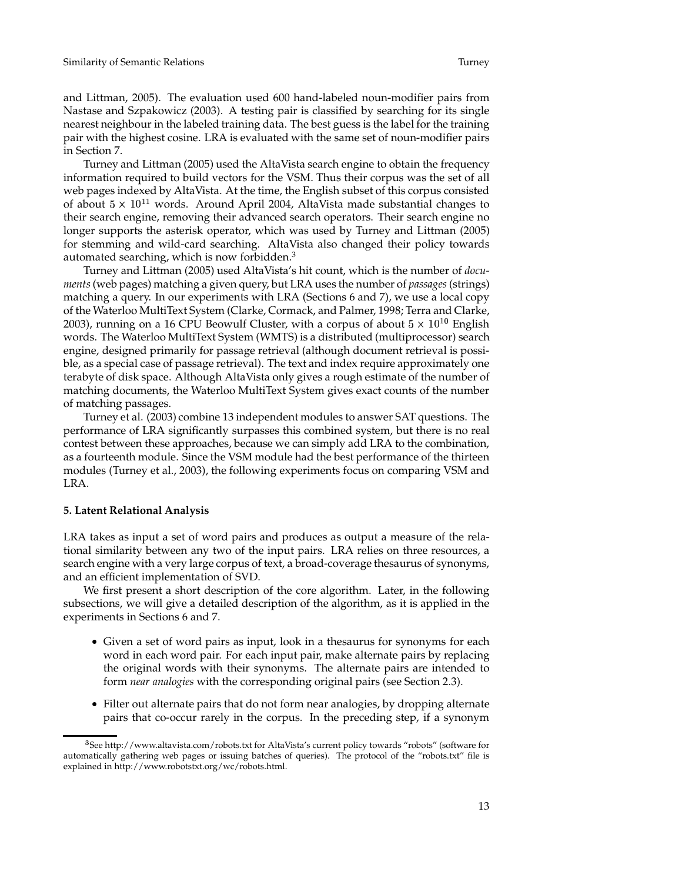and Littman, 2005). The evaluation used 600 hand-labeled noun-modifier pairs from Nastase and Szpakowicz (2003). A testing pair is classified by searching for its single nearest neighbour in the labeled training data. The best guess is the label for the training pair with the highest cosine. LRA is evaluated with the same set of noun-modifier pairs in Section 7.

Turney and Littman (2005) used the AltaVista search engine to obtain the frequency information required to build vectors for the VSM. Thus their corpus was the set of all web pages indexed by AltaVista. At the time, the English subset of this corpus consisted of about $5 \times 10^{11}$ words. Around April 2004, AltaVista made substantial changes to their search engine, removing their advanced search operators. Their search engine no longer supports the asterisk operator, which was used by Turney and Littman (2005) for stemming and wild-card searching. AltaVista also changed their policy towards automated searching, which is now forbidden.[3]

Turney and Littman (2005) used AltaVista's hit count, which is the number of *documents* (web pages) matching a given query, but LRA uses the number of *passages* (strings) matching a query. In our experiments with LRA (Sections 6 and 7), we use a local copy of the Waterloo MultiText System (Clarke, Cormack, and Palmer, 1998; Terra and Clarke, 2003), running on a 16 CPU Beowulf Cluster, with a corpus of about $5 \times 10^{10}$ English words. The Waterloo MultiText System (WMTS) is a distributed (multiprocessor) search engine, designed primarily for passage retrieval (although document retrieval is possible, as a special case of passage retrieval). The text and index require approximately one terabyte of disk space. Although AltaVista only gives a rough estimate of the number of matching documents, the Waterloo MultiText System gives exact counts of the number of matching passages.

Turney et al. (2003) combine 13 independent modules to answer SAT questions. The performance of LRA significantly surpasses this combined system, but there is no real contest between these approaches, because we can simply add LRA to the combination, as a fourteenth module. Since the VSM module had the best performance of the thirteen modules (Turney et al., 2003), the following experiments focus on comparing VSM and LRA.

## 5. Latent Relational Analysis

LRA takes as input a set of word pairs and produces as output a measure of the relational similarity between any two of the input pairs. LRA relies on three resources, a search engine with a very large corpus of text, a broad-coverage thesaurus of synonyms, and an efficient implementation of SVD.

We first present a short description of the core algorithm. Later, in the following subsections, we will give a detailed description of the algorithm, as it is applied in the experiments in Sections 6 and 7.

- Given a set of word pairs as input, look in a thesaurus for synonyms for each word in each word pair. For each input pair, make alternate pairs by replacing the original words with their synonyms. The alternate pairs are intended to form *near analogies* with the corresponding original pairs (see Section 2.3).
- Filter out alternate pairs that do not form near analogies, by dropping alternate pairs that co-occur rarely in the corpus. In the preceding step, if a synonym

[3] See http://www.altavista.com/robots.txt for AltaVista's current policy towards "robots" (software for automatically gathering web pages or issuing batches of queries). The protocol of the "robots.txt" file is explained in http://www.robotstxt.org/wc/robots.html.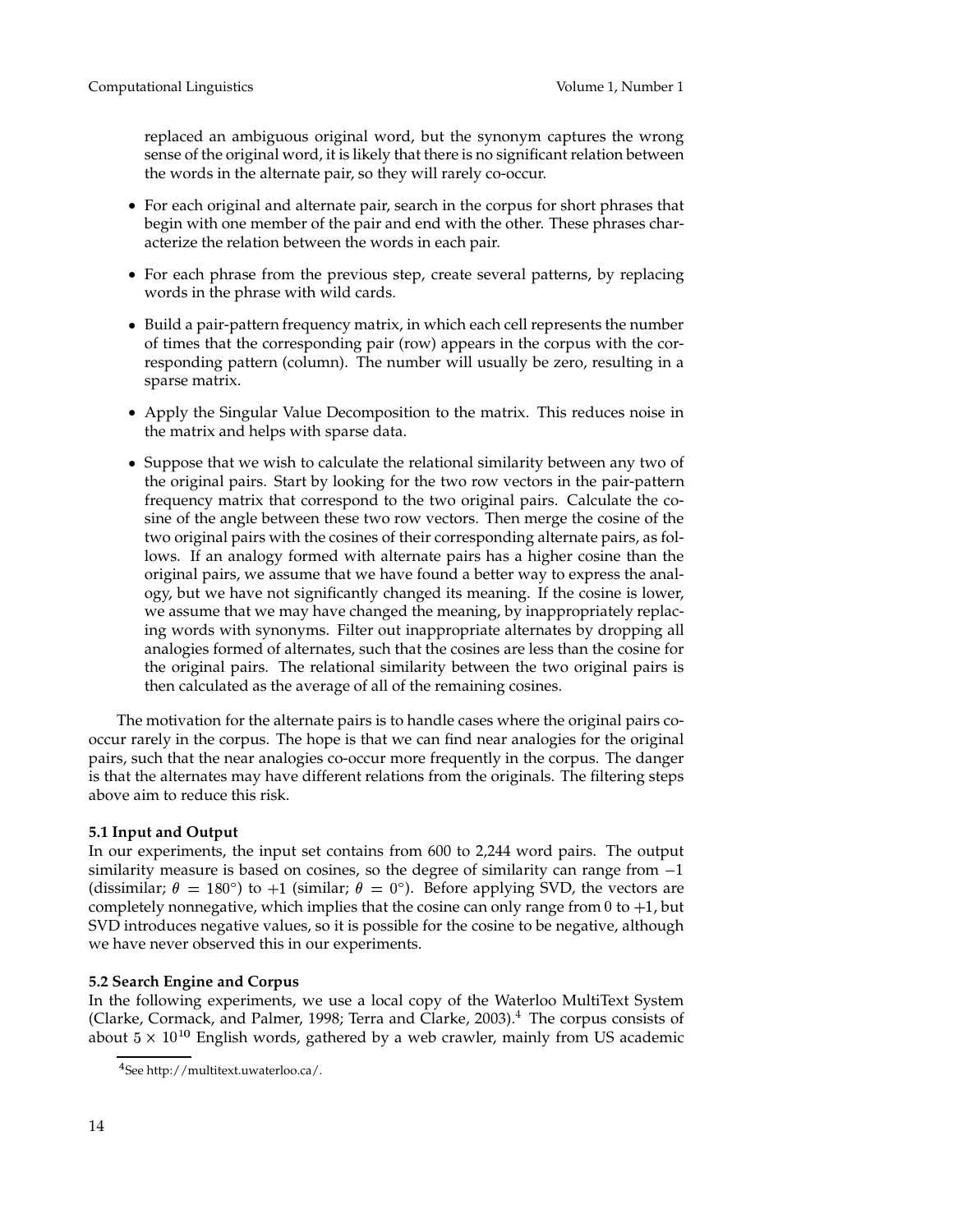replaced an ambiguous original word, but the synonym captures the wrong sense of the original word, it is likely that there is no significant relation between the words in the alternate pair, so they will rarely co-occur.

- For each original and alternate pair, search in the corpus for short phrases that begin with one member of the pair and end with the other. These phrases characterize the relation between the words in each pair.
- For each phrase from the previous step, create several patterns, by replacing words in the phrase with wild cards.
- Build a pair-pattern frequency matrix, in which each cell represents the number of times that the corresponding pair (row) appears in the corpus with the corresponding pattern (column). The number will usually be zero, resulting in a sparse matrix.
- Apply the Singular Value Decomposition to the matrix. This reduces noise in the matrix and helps with sparse data.
- Suppose that we wish to calculate the relational similarity between any two of the original pairs. Start by looking for the two row vectors in the pair-pattern frequency matrix that correspond to the two original pairs. Calculate the cosine of the angle between these two row vectors. Then merge the cosine of the two original pairs with the cosines of their corresponding alternate pairs, as follows. If an analogy formed with alternate pairs has a higher cosine than the original pairs, we assume that we have found a better way to express the analogy, but we have not significantly changed its meaning. If the cosine is lower, we assume that we may have changed the meaning, by inappropriately replacing words with synonyms. Filter out inappropriate alternates by dropping all analogies formed of alternates, such that the cosines are less than the cosine for the original pairs. The relational similarity between the two original pairs is then calculated as the average of all of the remaining cosines.

The motivation for the alternate pairs is to handle cases where the original pairs co-occur rarely in the corpus. The hope is that we can find near analogies for the original pairs, such that the near analogies co-occur more frequently in the corpus. The danger is that the alternates may have different relations from the originals. The filtering steps above aim to reduce this risk.

### 5.1 Input and Output

In our experiments, the input set contains from 600 to 2,244 word pairs. The output similarity measure is based on cosines, so the degree of similarity can range from $-1$ (dissimilar; $\theta = 180°$) to $+1$ (similar; $\theta = 0°$). Before applying SVD, the vectors are completely nonnegative, which implies that the cosine can only range from 0 to $+1$, but SVD introduces negative values, so it is possible for the cosine to be negative, although we have never observed this in our experiments.

### 5.2 Search Engine and Corpus

In the following experiments, we use a local copy of the Waterloo MultiText System (Clarke, Cormack, and Palmer, 1998; Terra and Clarke, 2003).[4] The corpus consists of about $5 \times 10^{10}$ English words, gathered by a web crawler, mainly from US academic

[4] See http://multitext.uwaterloo.ca/.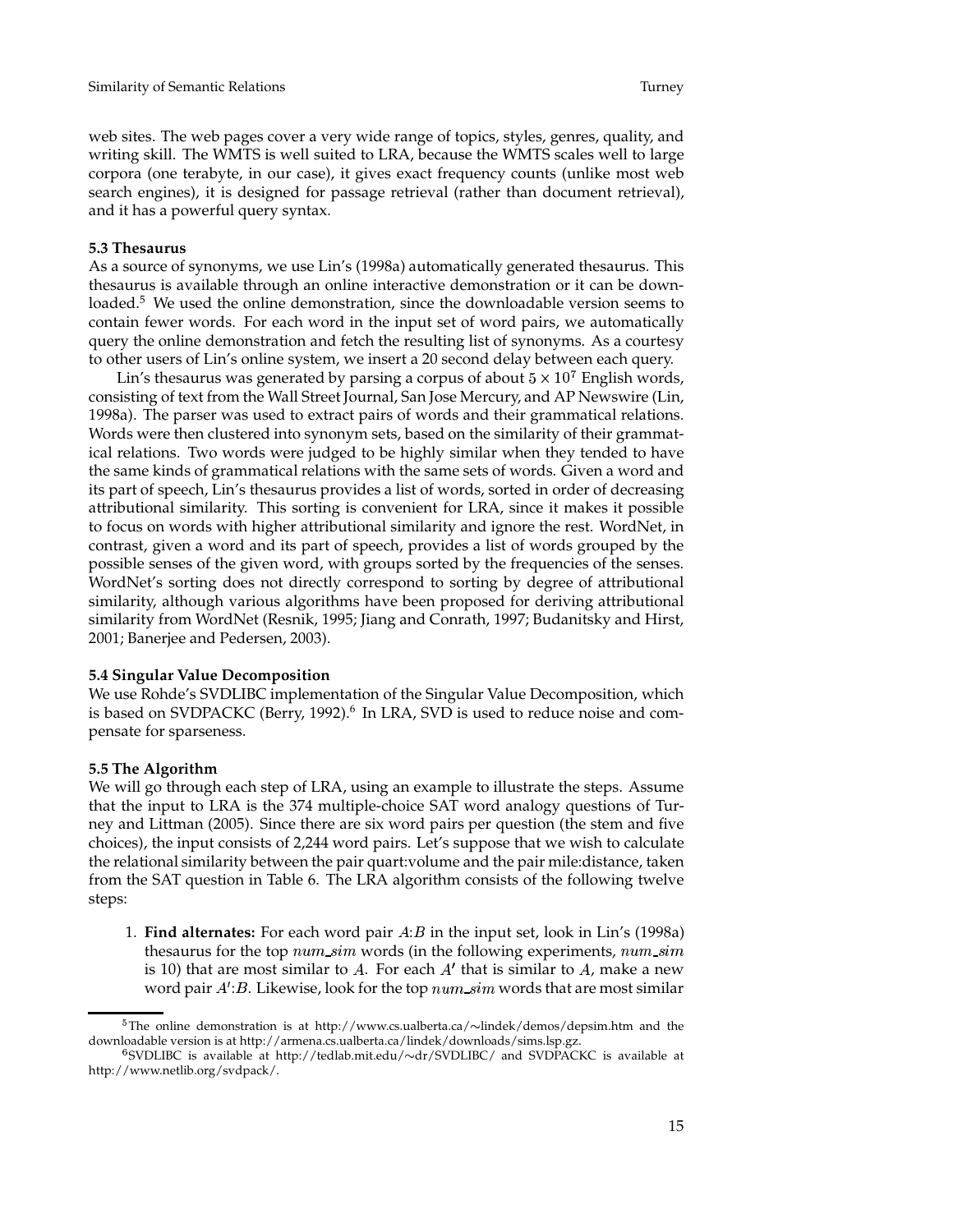web sites. The web pages cover a very wide range of topics, styles, genres, quality, and writing skill. The WMTS is well suited to LRA, because the WMTS scales well to large corpora (one terabyte, in our case), it gives exact frequency counts (unlike most web search engines), it is designed for passage retrieval (rather than document retrieval), and it has a powerful query syntax.

### 5.3 Thesaurus

As a source of synonyms, we use Lin's (1998a) automatically generated thesaurus. This thesaurus is available through an online interactive demonstration or it can be downloaded.[5] We used the online demonstration, since the downloadable version seems to contain fewer words. For each word in the input set of word pairs, we automatically query the online demonstration and fetch the resulting list of synonyms. As a courtesy to other users of Lin's online system, we insert a 20 second delay between each query.

Lin's thesaurus was generated by parsing a corpus of about $5 \times 10^7$ English words, consisting of text from the Wall Street Journal, San Jose Mercury, and AP Newswire (Lin, 1998a). The parser was used to extract pairs of words and their grammatical relations. Words were then clustered into synonym sets, based on the similarity of their grammatical relations. Two words were judged to be highly similar when they tended to have the same kinds of grammatical relations with the same sets of words. Given a word and its part of speech, Lin's thesaurus provides a list of words, sorted in order of decreasing attributional similarity. This sorting is convenient for LRA, since it makes it possible to focus on words with higher attributional similarity and ignore the rest. WordNet, in contrast, given a word and its part of speech, provides a list of words grouped by the possible senses of the given word, with groups sorted by the frequencies of the senses. WordNet's sorting does not directly correspond to sorting by degree of attributional similarity, although various algorithms have been proposed for deriving attributional similarity from WordNet (Resnik, 1995; Jiang and Conrath, 1997; Budanitsky and Hirst, 2001; Banerjee and Pedersen, 2003).

### 5.4 Singular Value Decomposition

We use Rohde's SVDLIBC implementation of the Singular Value Decomposition, which is based on SVDPACKC (Berry, 1992).[6] In LRA, SVD is used to reduce noise and compensate for sparseness.

### 5.5 The Algorithm

We will go through each step of LRA, using an example to illustrate the steps. Assume that the input to LRA is the 374 multiple-choice SAT word analogy questions of Turney and Littman (2005). Since there are six word pairs per question (the stem and five choices), the input consists of 2,244 word pairs. Let's suppose that we wish to calculate the relational similarity between the pair quart:volume and the pair mile:distance, taken from the SAT question in Table 6. The LRA algorithm consists of the following twelve steps:

1. **Find alternates:** For each word pair $A$:$B$ in the input set, look in Lin's (1998a) thesaurus for the top $num\_sim$ words (in the following experiments, $num\_sim$ is 10) that are most similar to $A$. For each $A'$ that is similar to $A$, make a new word pair $A'$:$B$. Likewise, look for the top $num\_sim$ words that are most similar

[5] The online demonstration is at http://www.cs.ualberta.ca/~lindek/demos/depsim.htm and the downloadable version is at http://armena.cs.ualberta.ca/lindek/downloads/sims.lsp.gz.

[6] SVDLIBC is available at http://tedlab.mit.edu/~dr/SVDLIBC/ and SVDPACKC is available at http://www.netlib.org/svdpack/.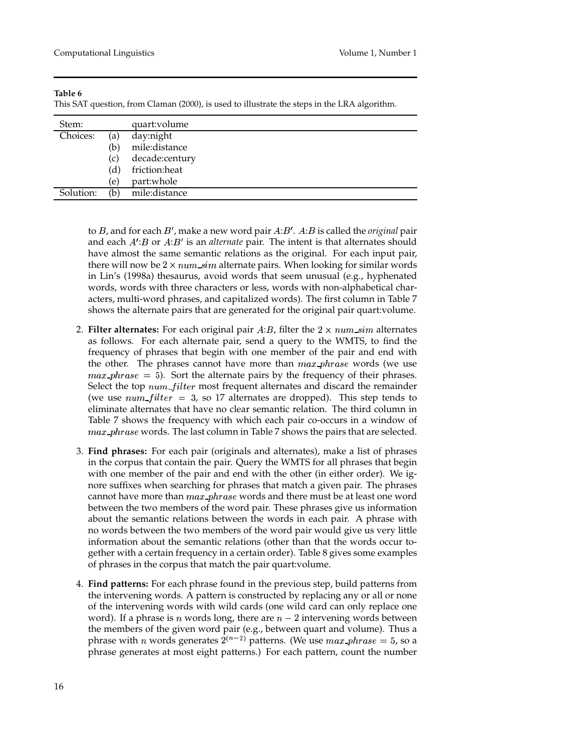**Table 6**
This SAT question, from Claman (2000), is used to illustrate the steps in the LRA algorithm.

| Stem: | | quart:volume |
|---|---|---|
| Choices: | (a) | day:night |
| | (b) | mile:distance |
| | (c) | decade:century |
| | (d) | friction:heat |
| | (e) | part:whole |
| Solution: | (b) | mile:distance |

to $B$, and for each $B'$, make a new word pair $A$:$B'$. $A$:$B$ is called the *original* pair and each $A'$:$B$ or $A$:$B'$ is an *alternate* pair. The intent is that alternates should have almost the same semantic relations as the original. For each input pair, there will now be $2 \times num\_sim$ alternate pairs. When looking for similar words in Lin's (1998a) thesaurus, avoid words that seem unusual (e.g., hyphenated words, words with three characters or less, words with non-alphabetical characters, multi-word phrases, and capitalized words). The first column in Table 7 shows the alternate pairs that are generated for the original pair quart:volume.

2. **Filter alternates:** For each original pair $A$:$B$, filter the $2 \times num\_sim$ alternates as follows. For each alternate pair, send a query to the WMTS, to find the frequency of phrases that begin with one member of the pair and end with the other. The phrases cannot have more than $max\_phrase$ words (we use $max\_phrase = 5$). Sort the alternate pairs by the frequency of their phrases. Select the top $num\_filter$ most frequent alternates and discard the remainder (we use $num\_filter = 3$, so 17 alternates are dropped). This step tends to eliminate alternates that have no clear semantic relation. The third column in Table 7 shows the frequency with which each pair co-occurs in a window of $max\_phrase$ words. The last column in Table 7 shows the pairs that are selected.

3. **Find phrases:** For each pair (originals and alternates), make a list of phrases in the corpus that contain the pair. Query the WMTS for all phrases that begin with one member of the pair and end with the other (in either order). We ignore suffixes when searching for phrases that match a given pair. The phrases cannot have more than $max\_phrase$ words and there must be at least one word between the two members of the word pair. These phrases give us information about the semantic relations between the words in each pair. A phrase with no words between the two members of the word pair would give us very little information about the semantic relations (other than that the words occur together with a certain frequency in a certain order). Table 8 gives some examples of phrases in the corpus that match the pair quart:volume.

4. **Find patterns:** For each phrase found in the previous step, build patterns from the intervening words. A pattern is constructed by replacing any or all or none of the intervening words with wild cards (one wild card can only replace one word). If a phrase is $n$ words long, there are $n - 2$ intervening words between the members of the given word pair (e.g., between quart and volume). Thus a phrase with $n$ words generates $2^{(n-2)}$ patterns. (We use $max\_phrase = 5$, so a phrase generates at most eight patterns.) For each pattern, count the number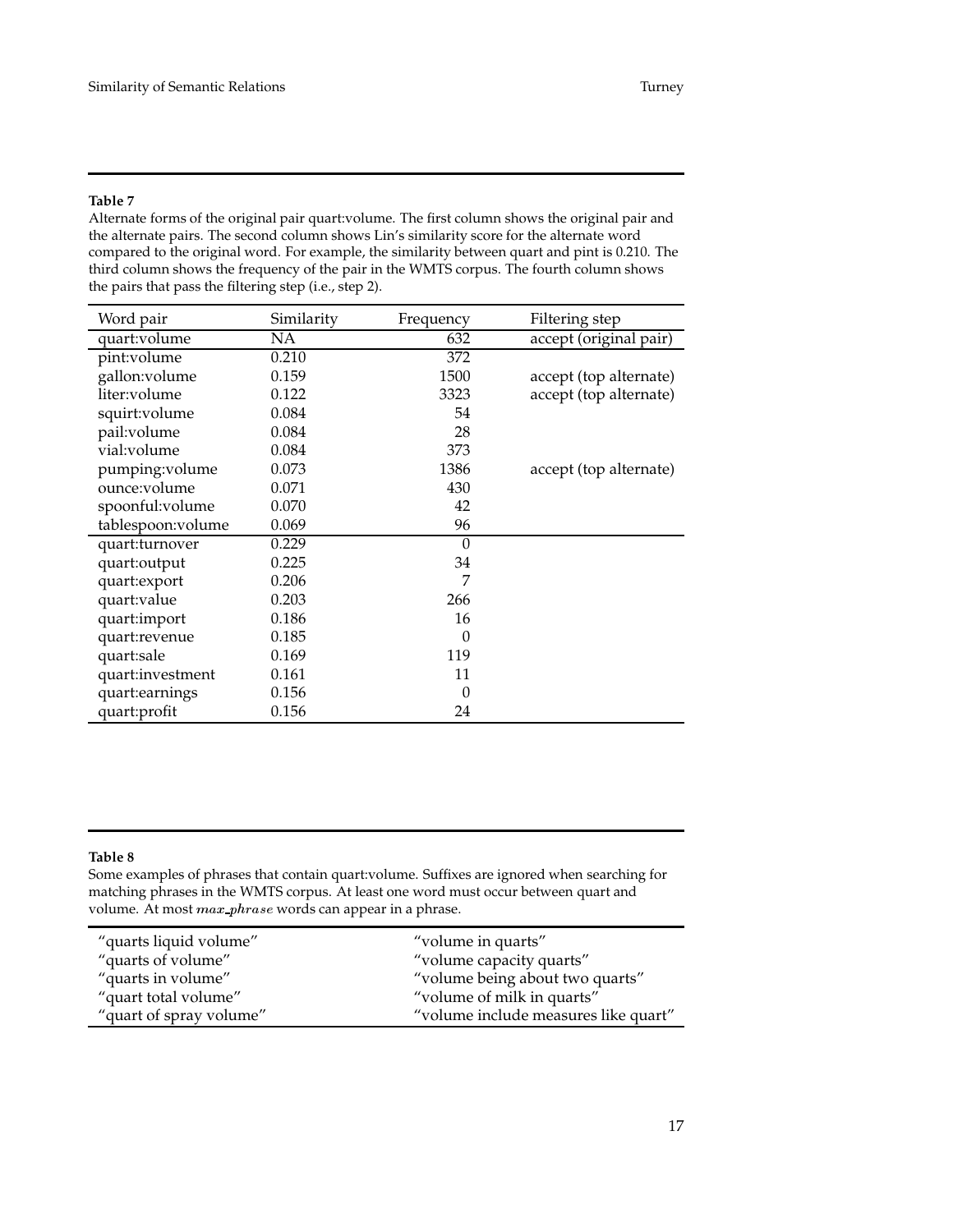**Table 7**

Alternate forms of the original pair quart:volume. The first column shows the original pair and the alternate pairs. The second column shows Lin's similarity score for the alternate word compared to the original word. For example, the similarity between quart and pint is 0.210. The third column shows the frequency of the pair in the WMTS corpus. The fourth column shows the pairs that pass the filtering step (i.e., step 2).

| Word pair | Similarity | Frequency | Filtering step |
|---|---|---|---|
| quart:volume | NA | 632 | accept (original pair) |
| pint:volume | 0.210 | 372 | |
| gallon:volume | 0.159 | 1500 | accept (top alternate) |
| liter:volume | 0.122 | 3323 | accept (top alternate) |
| squirt:volume | 0.084 | 54 | |
| pail:volume | 0.084 | 28 | |
| vial:volume | 0.084 | 373 | |
| pumping:volume | 0.073 | 1386 | accept (top alternate) |
| ounce:volume | 0.071 | 430 | |
| spoonful:volume | 0.070 | 42 | |
| tablespoon:volume | 0.069 | 96 | |
| quart:turnover | 0.229 | 0 | |
| quart:output | 0.225 | 34 | |
| quart:export | 0.206 | 7 | |
| quart:value | 0.203 | 266 | |
| quart:import | 0.186 | 16 | |
| quart:revenue | 0.185 | 0 | |
| quart:sale | 0.169 | 119 | |
| quart:investment | 0.161 | 11 | |
| quart:earnings | 0.156 | 0 | |
| quart:profit | 0.156 | 24 | |

**Table 8**

Some examples of phrases that contain quart:volume. Suffixes are ignored when searching for matching phrases in the WMTS corpus. At least one word must occur between quart and volume. At most $max\_phrase$ words can appear in a phrase.

| | |
|---|---|
| "quarts liquid volume" | "volume in quarts" |
| "quarts of volume" | "volume capacity quarts" |
| "quarts in volume" | "volume being about two quarts" |
| "quart total volume" | "volume of milk in quarts" |
| "quart of spray volume" | "volume include measures like quart" |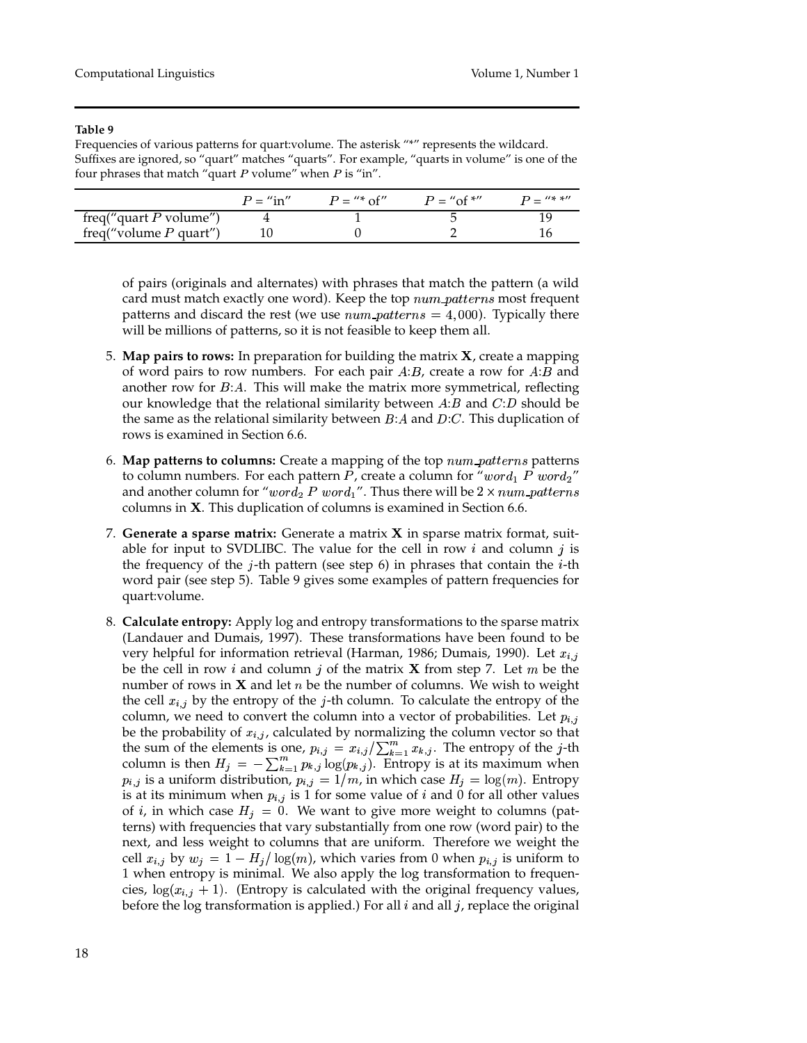**Table 9**

Frequencies of various patterns for quart:volume. The asterisk "*" represents the wildcard. Suffixes are ignored, so "quart" matches "quarts". For example, "quarts in volume" is one of the four phrases that match "quart $P$ volume" when $P$ is "in".

| | $P$ = "in" | $P$ = "* of" | $P$ = "of *" | $P$ = "* *" |
|---|---|---|---|---|
| freq("quart $P$ volume") | 4 | 1 | 5 | 19 |
| freq("volume $P$ quart") | 10 | 0 | 2 | 16 |

of pairs (originals and alternates) with phrases that match the pattern (a wild card must match exactly one word). Keep the top $num\_patterns$ most frequent patterns and discard the rest (we use $num\_patterns = 4{,}000$). Typically there will be millions of patterns, so it is not feasible to keep them all.

5. **Map pairs to rows:** In preparation for building the matrix $\mathbf{X}$, create a mapping of word pairs to row numbers. For each pair $A$:$B$, create a row for $A$:$B$ and another row for $B$:$A$. This will make the matrix more symmetrical, reflecting our knowledge that the relational similarity between $A$:$B$ and $C$:$D$ should be the same as the relational similarity between $B$:$A$ and $D$:$C$. This duplication of rows is examined in Section 6.6.

6. **Map patterns to columns:** Create a mapping of the top $num\_patterns$ patterns to column numbers. For each pattern $P$, create a column for "$word_1\ P\ word_2$" and another column for "$word_2\ P\ word_1$". Thus there will be $2 \times num\_patterns$ columns in $\mathbf{X}$. This duplication of columns is examined in Section 6.6.

7. **Generate a sparse matrix:** Generate a matrix $\mathbf{X}$ in sparse matrix format, suitable for input to SVDLIBC. The value for the cell in row $i$ and column $j$ is the frequency of the $j$-th pattern (see step 6) in phrases that contain the $i$-th word pair (see step 5). Table 9 gives some examples of pattern frequencies for quart:volume.

8. **Calculate entropy:** Apply log and entropy transformations to the sparse matrix (Landauer and Dumais, 1997). These transformations have been found to be very helpful for information retrieval (Harman, 1986; Dumais, 1990). Let $x_{i,j}$ be the cell in row $i$ and column $j$ of the matrix $\mathbf{X}$ from step 7. Let $m$ be the number of rows in $\mathbf{X}$ and let $n$ be the number of columns. We wish to weight the cell $x_{i,j}$ by the entropy of the $j$-th column. To calculate the entropy of the column, we need to convert the column into a vector of probabilities. Let $p_{i,j}$ be the probability of $x_{i,j}$, calculated by normalizing the column vector so that the sum of the elements is one, $p_{i,j} = x_{i,j} / \sum_{k=1}^{m} x_{k,j}$. The entropy of the $j$-th column is then $H_j = -\sum_{k=1}^{m} p_{k,j} \log(p_{k,j})$. Entropy is at its maximum when $p_{i,j}$ is a uniform distribution, $p_{i,j} = 1/m$, in which case $H_j = \log(m)$. Entropy is at its minimum when $p_{i,j}$ is 1 for some value of $i$ and 0 for all other values of $i$, in which case $H_j = 0$. We want to give more weight to columns (patterns) with frequencies that vary substantially from one row (word pair) to the next, and less weight to columns that are uniform. Therefore we weight the cell $x_{i,j}$ by $w_j = 1 - H_j / \log(m)$, which varies from 0 when $p_{i,j}$ is uniform to 1 when entropy is minimal. We also apply the log transformation to frequencies, $\log(x_{i,j} + 1)$. (Entropy is calculated with the original frequency values, before the log transformation is applied.) For all $i$ and all $j$, replace the original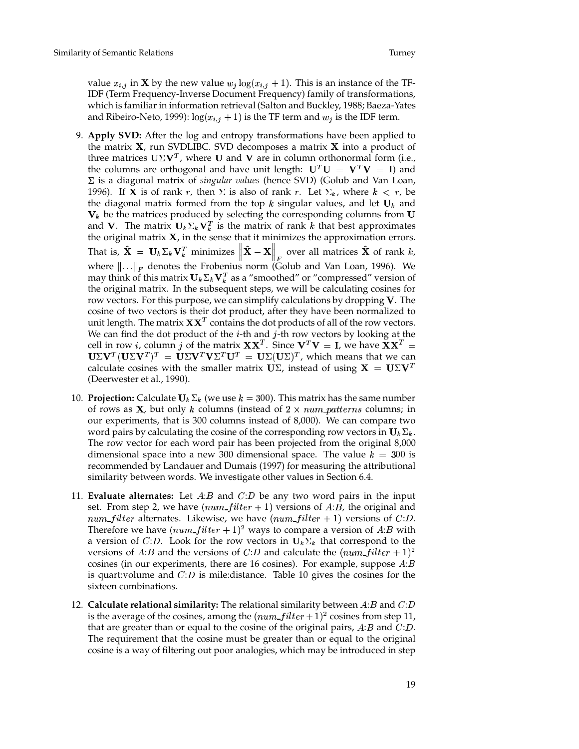value $x_{i,j}$ in $\mathbf{X}$ by the new value $w_j \log(x_{i,j} + 1)$. This is an instance of the TF-IDF (Term Frequency-Inverse Document Frequency) family of transformations, which is familiar in information retrieval (Salton and Buckley, 1988; Baeza-Yates and Ribeiro-Neto, 1999): $\log(x_{i,j} + 1)$ is the TF term and $w_j$ is the IDF term.

9. **Apply SVD:** After the log and entropy transformations have been applied to the matrix $\mathbf{X}$, run SVDLIBC. SVD decomposes a matrix $\mathbf{X}$ into a product of three matrices $\mathbf{U}\Sigma\mathbf{V}^T$, where $\mathbf{U}$ and $\mathbf{V}$ are in column orthonormal form (i.e., the columns are orthogonal and have unit length: $\mathbf{U}^T\mathbf{U} = \mathbf{V}^T\mathbf{V} = \mathbf{I}$) and $\Sigma$ is a diagonal matrix of *singular values* (hence SVD) (Golub and Van Loan, 1996). If $\mathbf{X}$ is of rank $r$, then $\Sigma$ is also of rank $r$. Let $\Sigma_k$, where $k < r$, be the diagonal matrix formed from the top $k$ singular values, and let $\mathbf{U}_k$ and $\mathbf{V}_k$ be the matrices produced by selecting the corresponding columns from $\mathbf{U}$ and $\mathbf{V}$. The matrix $\mathbf{U}_k\Sigma_k\mathbf{V}_k^T$ is the matrix of rank $k$ that best approximates the original matrix $\mathbf{X}$, in the sense that it minimizes the approximation errors. That is, $\hat{\mathbf{X}} = \mathbf{U}_k\Sigma_k\mathbf{V}_k^T$ minimizes $\left\|\hat{\mathbf{X}} - \mathbf{X}\right\|_F$ over all matrices $\hat{\mathbf{X}}$ of rank $k$, where $\|\ldots\|_F$ denotes the Frobenius norm (Golub and Van Loan, 1996). We may think of this matrix $\mathbf{U}_k\Sigma_k\mathbf{V}_k^T$ as a "smoothed" or "compressed" version of the original matrix. In the subsequent steps, we will be calculating cosines for row vectors. For this purpose, we can simplify calculations by dropping $\mathbf{V}$. The cosine of two vectors is their dot product, after they have been normalized to unit length. The matrix $\mathbf{X}\mathbf{X}^T$ contains the dot products of all of the row vectors. We can find the dot product of the $i$-th and $j$-th row vectors by looking at the cell in row $i$, column $j$ of the matrix $\mathbf{X}\mathbf{X}^T$. Since $\mathbf{V}^T\mathbf{V} = \mathbf{I}$, we have $\mathbf{X}\mathbf{X}^T = \mathbf{U}\Sigma\mathbf{V}^T(\mathbf{U}\Sigma\mathbf{V}^T)^T = \mathbf{U}\Sigma\mathbf{V}^T\mathbf{V}\Sigma^T\mathbf{U}^T = \mathbf{U}\Sigma(\mathbf{U}\Sigma)^T$, which means that we can calculate cosines with the smaller matrix $\mathbf{U}\Sigma$, instead of using $\mathbf{X} = \mathbf{U}\Sigma\mathbf{V}^T$ (Deerwester et al., 1990).

10. **Projection:** Calculate $\mathbf{U}_k\Sigma_k$ (we use $k = 300$). This matrix has the same number of rows as $\mathbf{X}$, but only $k$ columns (instead of $2 \times num\_patterns$ columns; in our experiments, that is 300 columns instead of 8,000). We can compare two word pairs by calculating the cosine of the corresponding row vectors in $\mathbf{U}_k\Sigma_k$. The row vector for each word pair has been projected from the original 8,000 dimensional space into a new 300 dimensional space. The value $k = 300$ is recommended by Landauer and Dumais (1997) for measuring the attributional similarity between words. We investigate other values in Section 6.4.

11. **Evaluate alternates:** Let $A$:$B$ and $C$:$D$ be any two word pairs in the input set. From step 2, we have $(num\_filter + 1)$ versions of $A$:$B$, the original and $num\_filter$ alternates. Likewise, we have $(num\_filter + 1)$ versions of $C$:$D$. Therefore we have $(num\_filter + 1)^2$ ways to compare a version of $A$:$B$ with a version of $C$:$D$. Look for the row vectors in $\mathbf{U}_k\Sigma_k$ that correspond to the versions of $A$:$B$ and the versions of $C$:$D$ and calculate the $(num\_filter + 1)^2$ cosines (in our experiments, there are 16 cosines). For example, suppose $A$:$B$ is quart:volume and $C$:$D$ is mile:distance. Table 10 gives the cosines for the sixteen combinations.

12. **Calculate relational similarity:** The relational similarity between $A$:$B$ and $C$:$D$ is the average of the cosines, among the $(num\_filter + 1)^2$ cosines from step 11, that are greater than or equal to the cosine of the original pairs, $A$:$B$ and $C$:$D$. The requirement that the cosine must be greater than or equal to the original cosine is a way of filtering out poor analogies, which may be introduced in step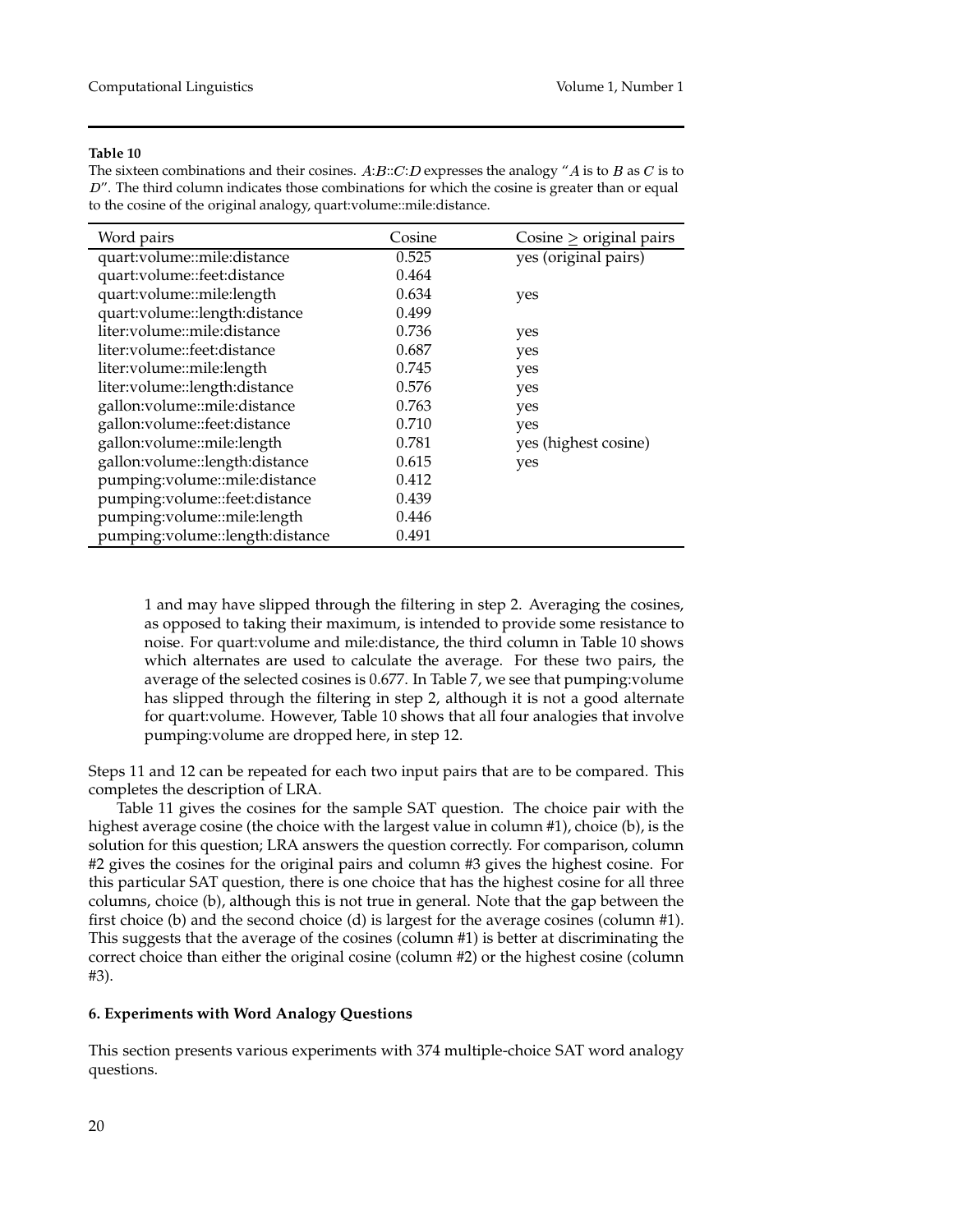**Table 10**

The sixteen combinations and their cosines. $A$:$B$::$C$:$D$ expresses the analogy "$A$ is to $B$ as $C$ is to $D$". The third column indicates those combinations for which the cosine is greater than or equal to the cosine of the original analogy, quart:volume::mile:distance.

| Word pairs | Cosine | Cosine ≥ original pairs |
|---|---|---|
| quart:volume::mile:distance | 0.525 | yes (original pairs) |
| quart:volume::feet:distance | 0.464 | |
| quart:volume::mile:length | 0.634 | yes |
| quart:volume::length:distance | 0.499 | |
| liter:volume::mile:distance | 0.736 | yes |
| liter:volume::feet:distance | 0.687 | yes |
| liter:volume::mile:length | 0.745 | yes |
| liter:volume::length:distance | 0.576 | yes |
| gallon:volume::mile:distance | 0.763 | yes |
| gallon:volume::feet:distance | 0.710 | yes |
| gallon:volume::mile:length | 0.781 | yes (highest cosine) |
| gallon:volume::length:distance | 0.615 | yes |
| pumping:volume::mile:distance | 0.412 | |
| pumping:volume::feet:distance | 0.439 | |
| pumping:volume::mile:length | 0.446 | |
| pumping:volume::length:distance | 0.491 | |

1 and may have slipped through the filtering in step 2. Averaging the cosines, as opposed to taking their maximum, is intended to provide some resistance to noise. For quart:volume and mile:distance, the third column in Table 10 shows which alternates are used to calculate the average. For these two pairs, the average of the selected cosines is 0.677. In Table 7, we see that pumping:volume has slipped through the filtering in step 2, although it is not a good alternate for quart:volume. However, Table 10 shows that all four analogies that involve pumping:volume are dropped here, in step 12.

Steps 11 and 12 can be repeated for each two input pairs that are to be compared. This completes the description of LRA.

Table 11 gives the cosines for the sample SAT question. The choice pair with the highest average cosine (the choice with the largest value in column #1), choice (b), is the solution for this question; LRA answers the question correctly. For comparison, column #2 gives the cosines for the original pairs and column #3 gives the highest cosine. For this particular SAT question, there is one choice that has the highest cosine for all three columns, choice (b), although this is not true in general. Note that the gap between the first choice (b) and the second choice (d) is largest for the average cosines (column #1). This suggests that the average of the cosines (column #1) is better at discriminating the correct choice than either the original cosine (column #2) or the highest cosine (column #3).

## 6. Experiments with Word Analogy Questions

This section presents various experiments with 374 multiple-choice SAT word analogy questions.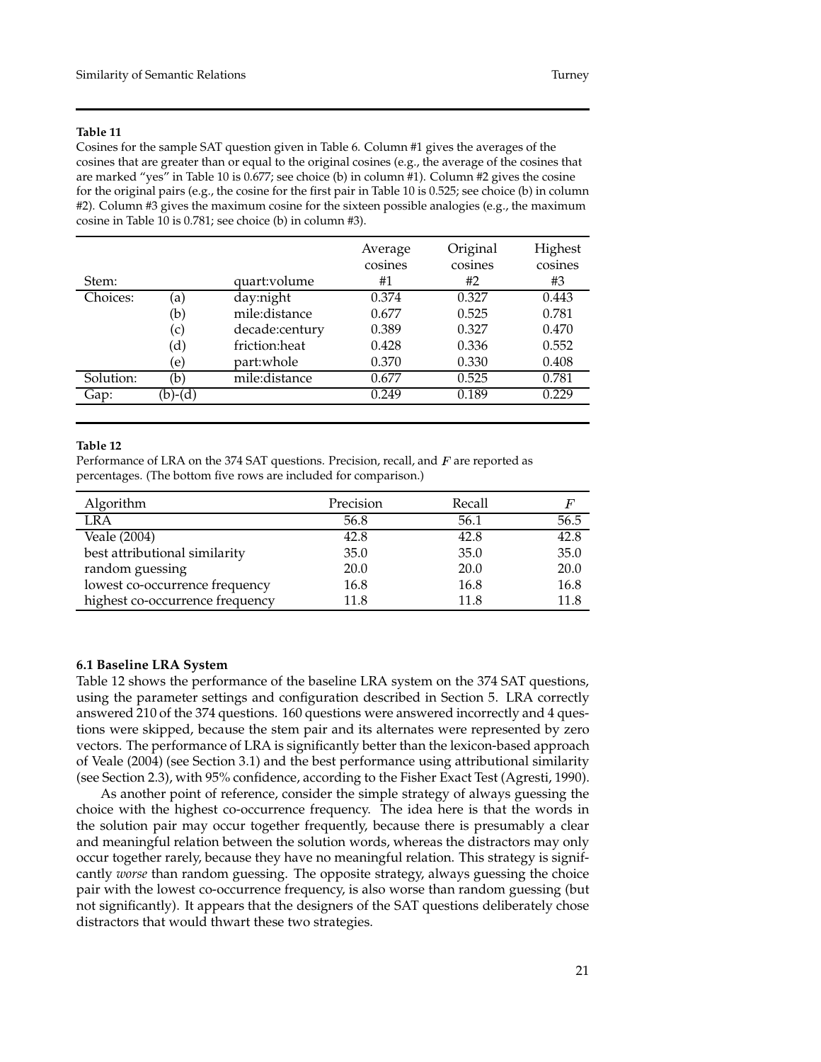**Table 11**

Cosines for the sample SAT question given in Table 6. Column #1 gives the averages of the cosines that are greater than or equal to the original cosines (e.g., the average of the cosines that are marked "yes" in Table 10 is 0.677; see choice (b) in column #1). Column #2 gives the cosine for the original pairs (e.g., the cosine for the first pair in Table 10 is 0.525; see choice (b) in column #2). Column #3 gives the maximum cosine for the sixteen possible analogies (e.g., the maximum cosine in Table 10 is 0.781; see choice (b) in column #3).

| | | | Average cosines | Original cosines | Highest cosines |
|---|---|---|---|---|---|
| Stem: | | quart:volume | #1 | #2 | #3 |
| Choices: | (a) | day:night | 0.374 | 0.327 | 0.443 |
| | (b) | mile:distance | 0.677 | 0.525 | 0.781 |
| | (c) | decade:century | 0.389 | 0.327 | 0.470 |
| | (d) | friction:heat | 0.428 | 0.336 | 0.552 |
| | (e) | part:whole | 0.370 | 0.330 | 0.408 |
| Solution: | (b) | mile:distance | 0.677 | 0.525 | 0.781 |
| Gap: | (b)-(d) | | 0.249 | 0.189 | 0.229 |

**Table 12**

Performance of LRA on the 374 SAT questions. Precision, recall, and $F$ are reported as percentages. (The bottom five rows are included for comparison.)

| Algorithm | Precision | Recall | $F$ |
|---|---|---|---|
| LRA | 56.8 | 56.1 | 56.5 |
| Veale (2004) | 42.8 | 42.8 | 42.8 |
| best attributional similarity | 35.0 | 35.0 | 35.0 |
| random guessing | 20.0 | 20.0 | 20.0 |
| lowest co-occurrence frequency | 16.8 | 16.8 | 16.8 |
| highest co-occurrence frequency | 11.8 | 11.8 | 11.8 |

### 6.1 Baseline LRA System

Table 12 shows the performance of the baseline LRA system on the 374 SAT questions, using the parameter settings and configuration described in Section 5. LRA correctly answered 210 of the 374 questions. 160 questions were answered incorrectly and 4 questions were skipped, because the stem pair and its alternates were represented by zero vectors. The performance of LRA is significantly better than the lexicon-based approach of Veale (2004) (see Section 3.1) and the best performance using attributional similarity (see Section 2.3), with 95% confidence, according to the Fisher Exact Test (Agresti, 1990).

As another point of reference, consider the simple strategy of always guessing the choice with the highest co-occurrence frequency. The idea here is that the words in the solution pair may occur together frequently, because there is presumably a clear and meaningful relation between the solution words, whereas the distractors may only occur together rarely, because they have no meaningful relation. This strategy is significantly *worse* than random guessing. The opposite strategy, always guessing the choice pair with the lowest co-occurrence frequency, is also worse than random guessing (but not significantly). It appears that the designers of the SAT questions deliberately chose distractors that would thwart these two strategies.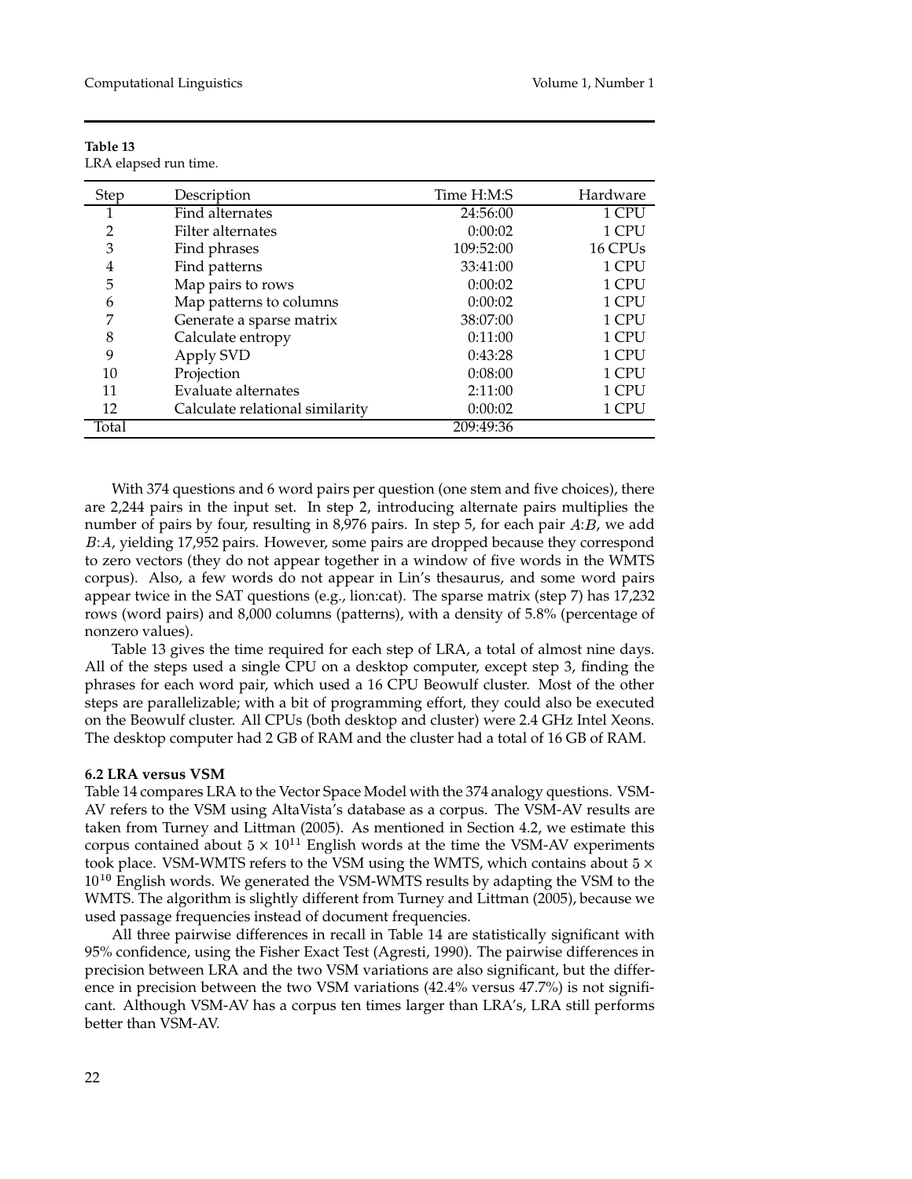**Table 13**
LRA elapsed run time.

| Step | Description | Time H:M:S | Hardware |
|---|---|---|---|
| 1 | Find alternates | 24:56:00 | 1 CPU |
| 2 | Filter alternates | 0:00:02 | 1 CPU |
| 3 | Find phrases | 109:52:00 | 16 CPUs |
| 4 | Find patterns | 33:41:00 | 1 CPU |
| 5 | Map pairs to rows | 0:00:02 | 1 CPU |
| 6 | Map patterns to columns | 0:00:02 | 1 CPU |
| 7 | Generate a sparse matrix | 38:07:00 | 1 CPU |
| 8 | Calculate entropy | 0:11:00 | 1 CPU |
| 9 | Apply SVD | 0:43:28 | 1 CPU |
| 10 | Projection | 0:08:00 | 1 CPU |
| 11 | Evaluate alternates | 2:11:00 | 1 CPU |
| 12 | Calculate relational similarity | 0:00:02 | 1 CPU |
| Total | | 209:49:36 | |

With 374 questions and 6 word pairs per question (one stem and five choices), there are 2,244 pairs in the input set. In step 2, introducing alternate pairs multiplies the number of pairs by four, resulting in 8,976 pairs. In step 5, for each pair $A$:$B$, we add $B$:$A$, yielding 17,952 pairs. However, some pairs are dropped because they correspond to zero vectors (they do not appear together in a window of five words in the WMTS corpus). Also, a few words do not appear in Lin's thesaurus, and some word pairs appear twice in the SAT questions (e.g., lion:cat). The sparse matrix (step 7) has 17,232 rows (word pairs) and 8,000 columns (patterns), with a density of 5.8% (percentage of nonzero values).

Table 13 gives the time required for each step of LRA, a total of almost nine days. All of the steps used a single CPU on a desktop computer, except step 3, finding the phrases for each word pair, which used a 16 CPU Beowulf cluster. Most of the other steps are parallelizable; with a bit of programming effort, they could also be executed on the Beowulf cluster. All CPUs (both desktop and cluster) were 2.4 GHz Intel Xeons. The desktop computer had 2 GB of RAM and the cluster had a total of 16 GB of RAM.

### 6.2 LRA versus VSM

Table 14 compares LRA to the Vector Space Model with the 374 analogy questions. VSM-AV refers to the VSM using AltaVista's database as a corpus. The VSM-AV results are taken from Turney and Littman (2005). As mentioned in Section 4.2, we estimate this corpus contained about $5 \times 10^{11}$ English words at the time the VSM-AV experiments took place. VSM-WMTS refers to the VSM using the WMTS, which contains about $5 \times 10^{10}$ English words. We generated the VSM-WMTS results by adapting the VSM to the WMTS. The algorithm is slightly different from Turney and Littman (2005), because we used passage frequencies instead of document frequencies.

All three pairwise differences in recall in Table 14 are statistically significant with 95% confidence, using the Fisher Exact Test (Agresti, 1990). The pairwise differences in precision between LRA and the two VSM variations are also significant, but the difference in precision between the two VSM variations (42.4% versus 47.7%) is not significant. Although VSM-AV has a corpus ten times larger than LRA's, LRA still performs better than VSM-AV.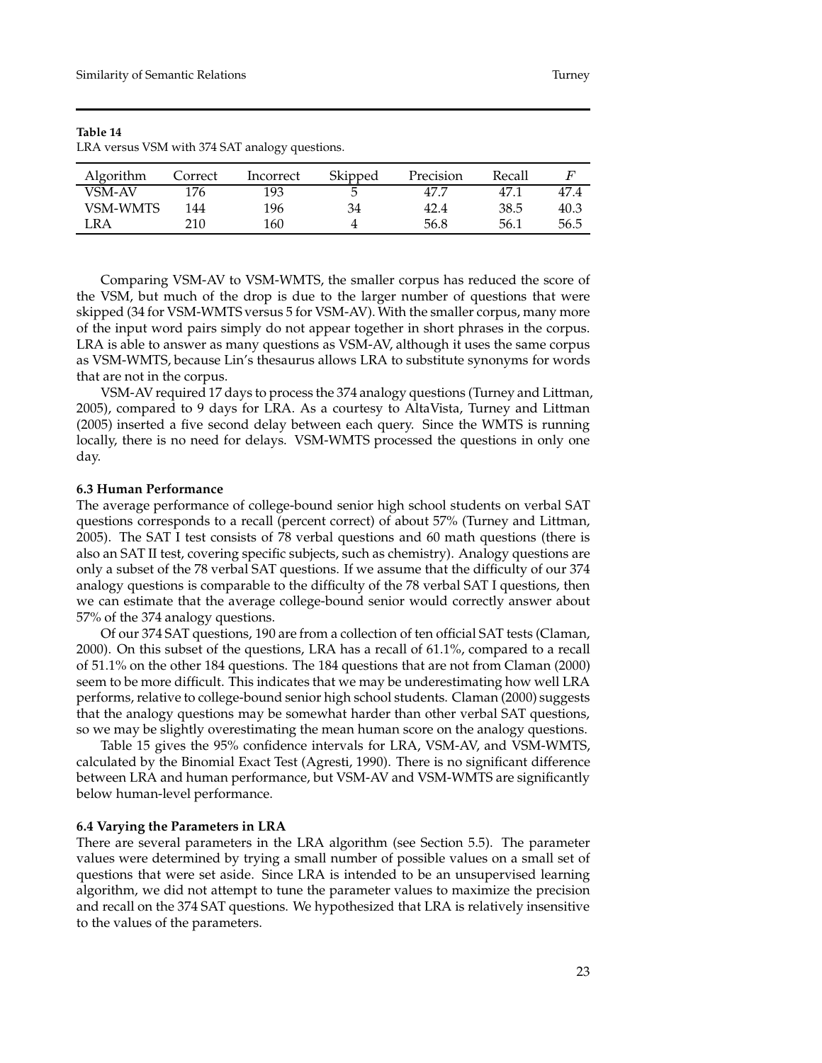**Table 14**
LRA versus VSM with 374 SAT analogy questions.

| Algorithm | Correct | Incorrect | Skipped | Precision | Recall | $F$ |
|---|---|---|---|---|---|---|
| VSM-AV | 176 | 193 | 5 | 47.7 | 47.1 | 47.4 |
| VSM-WMTS | 144 | 196 | 34 | 42.4 | 38.5 | 40.3 |
| LRA | 210 | 160 | 4 | 56.8 | 56.1 | 56.5 |

Comparing VSM-AV to VSM-WMTS, the smaller corpus has reduced the score of the VSM, but much of the drop is due to the larger number of questions that were skipped (34 for VSM-WMTS versus 5 for VSM-AV). With the smaller corpus, many more of the input word pairs simply do not appear together in short phrases in the corpus. LRA is able to answer as many questions as VSM-AV, although it uses the same corpus as VSM-WMTS, because Lin's thesaurus allows LRA to substitute synonyms for words that are not in the corpus.

VSM-AV required 17 days to process the 374 analogy questions (Turney and Littman, 2005), compared to 9 days for LRA. As a courtesy to AltaVista, Turney and Littman (2005) inserted a five second delay between each query. Since the WMTS is running locally, there is no need for delays. VSM-WMTS processed the questions in only one day.

### 6.3 Human Performance

The average performance of college-bound senior high school students on verbal SAT questions corresponds to a recall (percent correct) of about 57% (Turney and Littman, 2005). The SAT I test consists of 78 verbal questions and 60 math questions (there is also an SAT II test, covering specific subjects, such as chemistry). Analogy questions are only a subset of the 78 verbal SAT questions. If we assume that the difficulty of our 374 analogy questions is comparable to the difficulty of the 78 verbal SAT I questions, then we can estimate that the average college-bound senior would correctly answer about 57% of the 374 analogy questions.

Of our 374 SAT questions, 190 are from a collection of ten official SAT tests (Claman, 2000). On this subset of the questions, LRA has a recall of 61.1%, compared to a recall of 51.1% on the other 184 questions. The 184 questions that are not from Claman (2000) seem to be more difficult. This indicates that we may be underestimating how well LRA performs, relative to college-bound senior high school students. Claman (2000) suggests that the analogy questions may be somewhat harder than other verbal SAT questions, so we may be slightly overestimating the mean human score on the analogy questions.

Table 15 gives the 95% confidence intervals for LRA, VSM-AV, and VSM-WMTS, calculated by the Binomial Exact Test (Agresti, 1990). There is no significant difference between LRA and human performance, but VSM-AV and VSM-WMTS are significantly below human-level performance.

### 6.4 Varying the Parameters in LRA

There are several parameters in the LRA algorithm (see Section 5.5). The parameter values were determined by trying a small number of possible values on a small set of questions that were set aside. Since LRA is intended to be an unsupervised learning algorithm, we did not attempt to tune the parameter values to maximize the precision and recall on the 374 SAT questions. We hypothesized that LRA is relatively insensitive to the values of the parameters.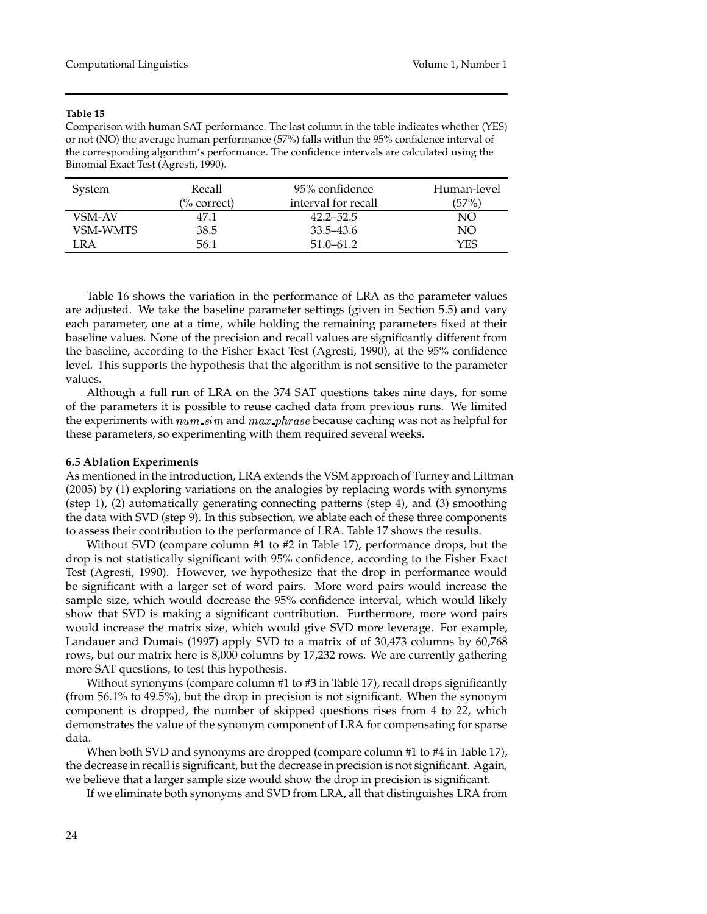**Table 15**

Comparison with human SAT performance. The last column in the table indicates whether (YES) or not (NO) the average human performance (57%) falls within the 95% confidence interval of the corresponding algorithm's performance. The confidence intervals are calculated using the Binomial Exact Test (Agresti, 1990).

| System | Recall (% correct) | 95% confidence interval for recall | Human-level (57%) |
|---|---|---|---|
| VSM-AV | 47.1 | 42.2–52.5 | NO |
| VSM-WMTS | 38.5 | 33.5–43.6 | NO |
| LRA | 56.1 | 51.0–61.2 | YES |

Table 16 shows the variation in the performance of LRA as the parameter values are adjusted. We take the baseline parameter settings (given in Section 5.5) and vary each parameter, one at a time, while holding the remaining parameters fixed at their baseline values. None of the precision and recall values are significantly different from the baseline, according to the Fisher Exact Test (Agresti, 1990), at the 95% confidence level. This supports the hypothesis that the algorithm is not sensitive to the parameter values.

Although a full run of LRA on the 374 SAT questions takes nine days, for some of the parameters it is possible to reuse cached data from previous runs. We limited the experiments with $num\_sim$ and $max\_phrase$ because caching was not as helpful for these parameters, so experimenting with them required several weeks.

### 6.5 Ablation Experiments

As mentioned in the introduction, LRA extends the VSM approach of Turney and Littman (2005) by (1) exploring variations on the analogies by replacing words with synonyms (step 1), (2) automatically generating connecting patterns (step 4), and (3) smoothing the data with SVD (step 9). In this subsection, we ablate each of these three components to assess their contribution to the performance of LRA. Table 17 shows the results.

Without SVD (compare column #1 to #2 in Table 17), performance drops, but the drop is not statistically significant with 95% confidence, according to the Fisher Exact Test (Agresti, 1990). However, we hypothesize that the drop in performance would be significant with a larger set of word pairs. More word pairs would increase the sample size, which would decrease the 95% confidence interval, which would likely show that SVD is making a significant contribution. Furthermore, more word pairs would increase the matrix size, which would give SVD more leverage. For example, Landauer and Dumais (1997) apply SVD to a matrix of of 30,473 columns by 60,768 rows, but our matrix here is 8,000 columns by 17,232 rows. We are currently gathering more SAT questions, to test this hypothesis.

Without synonyms (compare column #1 to #3 in Table 17), recall drops significantly (from 56.1% to 49.5%), but the drop in precision is not significant. When the synonym component is dropped, the number of skipped questions rises from 4 to 22, which demonstrates the value of the synonym component of LRA for compensating for sparse data.

When both SVD and synonyms are dropped (compare column #1 to #4 in Table 17), the decrease in recall is significant, but the decrease in precision is not significant. Again, we believe that a larger sample size would show the drop in precision is significant.

If we eliminate both synonyms and SVD from LRA, all that distinguishes LRA from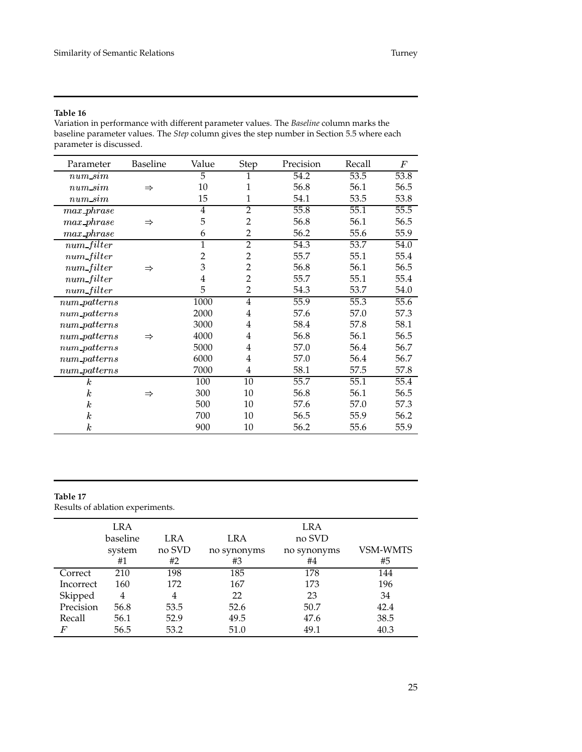**Table 16**
Variation in performance with different parameter values. The *Baseline* column marks the baseline parameter values. The *Step* column gives the step number in Section 5.5 where each parameter is discussed.

| Parameter | Baseline | Value | Step | Precision | Recall | $F$ |
|---|---|---|---|---|---|---|
| $num\_sim$ | | 5 | 1 | 54.2 | 53.5 | 53.8 |
| $num\_sim$ | $\Rightarrow$ | 10 | 1 | 56.8 | 56.1 | 56.5 |
| $num\_sim$ | | 15 | 1 | 54.1 | 53.5 | 53.8 |
| $max\_phrase$ | | 4 | 2 | 55.8 | 55.1 | 55.5 |
| $max\_phrase$ | $\Rightarrow$ | 5 | 2 | 56.8 | 56.1 | 56.5 |
| $max\_phrase$ | | 6 | 2 | 56.2 | 55.6 | 55.9 |
| $num\_filter$ | | 1 | 2 | 54.3 | 53.7 | 54.0 |
| $num\_filter$ | | 2 | 2 | 55.7 | 55.1 | 55.4 |
| $num\_filter$ | $\Rightarrow$ | 3 | 2 | 56.8 | 56.1 | 56.5 |
| $num\_filter$ | | 4 | 2 | 55.7 | 55.1 | 55.4 |
| $num\_filter$ | | 5 | 2 | 54.3 | 53.7 | 54.0 |
| $num\_patterns$ | | 1000 | 4 | 55.9 | 55.3 | 55.6 |
| $num\_patterns$ | | 2000 | 4 | 57.6 | 57.0 | 57.3 |
| $num\_patterns$ | | 3000 | 4 | 58.4 | 57.8 | 58.1 |
| $num\_patterns$ | $\Rightarrow$ | 4000 | 4 | 56.8 | 56.1 | 56.5 |
| $num\_patterns$ | | 5000 | 4 | 57.0 | 56.4 | 56.7 |
| $num\_patterns$ | | 6000 | 4 | 57.0 | 56.4 | 56.7 |
| $num\_patterns$ | | 7000 | 4 | 58.1 | 57.5 | 57.8 |
| $k$ | | 100 | 10 | 55.7 | 55.1 | 55.4 |
| $k$ | $\Rightarrow$ | 300 | 10 | 56.8 | 56.1 | 56.5 |
| $k$ | | 500 | 10 | 57.6 | 57.0 | 57.3 |
| $k$ | | 700 | 10 | 56.5 | 55.9 | 56.2 |
| $k$ | | 900 | 10 | 56.2 | 55.6 | 55.9 |

**Table 17**
Results of ablation experiments.

| | LRA baseline system #1 | LRA no SVD #2 | LRA no synonyms #3 | LRA no SVD no synonyms #4 | VSM-WMTS #5 |
|---|---|---|---|---|---|
| Correct | 210 | 198 | 185 | 178 | 144 |
| Incorrect | 160 | 172 | 167 | 173 | 196 |
| Skipped | 4 | 4 | 22 | 23 | 34 |
| Precision | 56.8 | 53.5 | 52.6 | 50.7 | 42.4 |
| Recall | 56.1 | 52.9 | 49.5 | 47.6 | 38.5 |
| $F$ | 56.5 | 53.2 | 51.0 | 49.1 | 40.3 |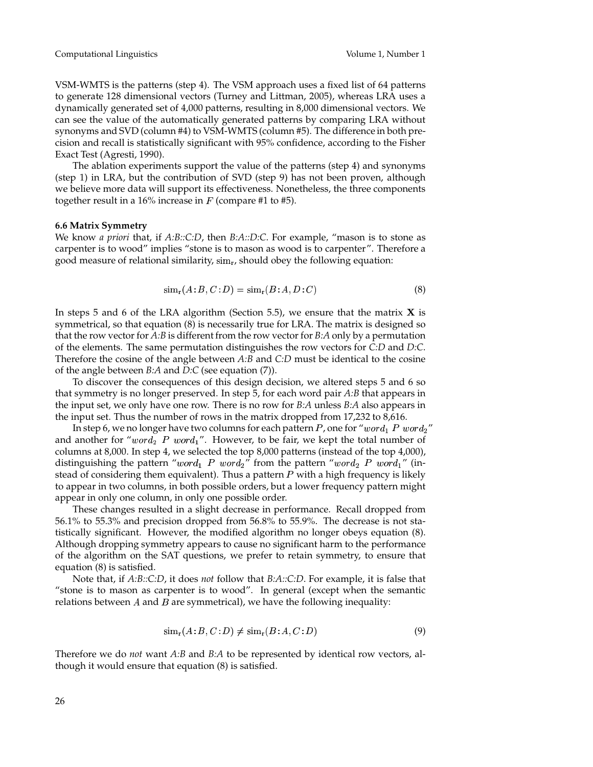VSM-WMTS is the patterns (step 4). The VSM approach uses a fixed list of 64 patterns to generate 128 dimensional vectors (Turney and Littman, 2005), whereas LRA uses a dynamically generated set of 4,000 patterns, resulting in 8,000 dimensional vectors. We can see the value of the automatically generated patterns by comparing LRA without synonyms and SVD (column #4) to VSM-WMTS (column #5). The difference in both precision and recall is statistically significant with 95% confidence, according to the Fisher Exact Test (Agresti, 1990).

The ablation experiments support the value of the patterns (step 4) and synonyms (step 1) in LRA, but the contribution of SVD (step 9) has not been proven, although we believe more data will support its effectiveness. Nonetheless, the three components together result in a 16% increase in $F$ (compare #1 to #5).

### 6.6 Matrix Symmetry

We know *a priori* that, if *A:B::C:D*, then *B:A::D:C*. For example, "mason is to stone as carpenter is to wood" implies "stone is to mason as wood is to carpenter". Therefore a good measure of relational similarity, $\mathrm{sim_r}$, should obey the following equation:

$$\mathrm{sim_r}(A\!:\!B, C\!:\!D) = \mathrm{sim_r}(B\!:\!A, D\!:\!C) \tag{8}$$

In steps 5 and 6 of the LRA algorithm (Section 5.5), we ensure that the matrix $\mathbf{X}$ is symmetrical, so that equation (8) is necessarily true for LRA. The matrix is designed so that the row vector for *A:B* is different from the row vector for *B:A* only by a permutation of the elements. The same permutation distinguishes the row vectors for *C:D* and *D:C*. Therefore the cosine of the angle between *A:B* and *C:D* must be identical to the cosine of the angle between *B:A* and *D:C* (see equation (7)).

To discover the consequences of this design decision, we altered steps 5 and 6 so that symmetry is no longer preserved. In step 5, for each word pair *A:B* that appears in the input set, we only have one row. There is no row for *B:A* unless *B:A* also appears in the input set. Thus the number of rows in the matrix dropped from 17,232 to 8,616.

In step 6, we no longer have two columns for each pattern $P$, one for "$word_1$ $P$ $word_2$" and another for "$word_2$ $P$ $word_1$". However, to be fair, we kept the total number of columns at 8,000. In step 4, we selected the top 8,000 patterns (instead of the top 4,000), distinguishing the pattern "$word_1$ $P$ $word_2$" from the pattern "$word_2$ $P$ $word_1$" (instead of considering them equivalent). Thus a pattern $P$ with a high frequency is likely to appear in two columns, in both possible orders, but a lower frequency pattern might appear in only one column, in only one possible order.

These changes resulted in a slight decrease in performance. Recall dropped from 56.1% to 55.3% and precision dropped from 56.8% to 55.9%. The decrease is not statistically significant. However, the modified algorithm no longer obeys equation (8). Although dropping symmetry appears to cause no significant harm to the performance of the algorithm on the SAT questions, we prefer to retain symmetry, to ensure that equation (8) is satisfied.

Note that, if *A:B::C:D*, it does *not* follow that *B:A::C:D*. For example, it is false that "stone is to mason as carpenter is to wood". In general (except when the semantic relations between $A$ and $B$ are symmetrical), we have the following inequality:

$$\mathrm{sim_r}(A\!:\!B, C\!:\!D) \neq \mathrm{sim_r}(B\!:\!A, C\!:\!D) \tag{9}$$

Therefore we do *not* want *A:B* and *B:A* to be represented by identical row vectors, although it would ensure that equation (8) is satisfied.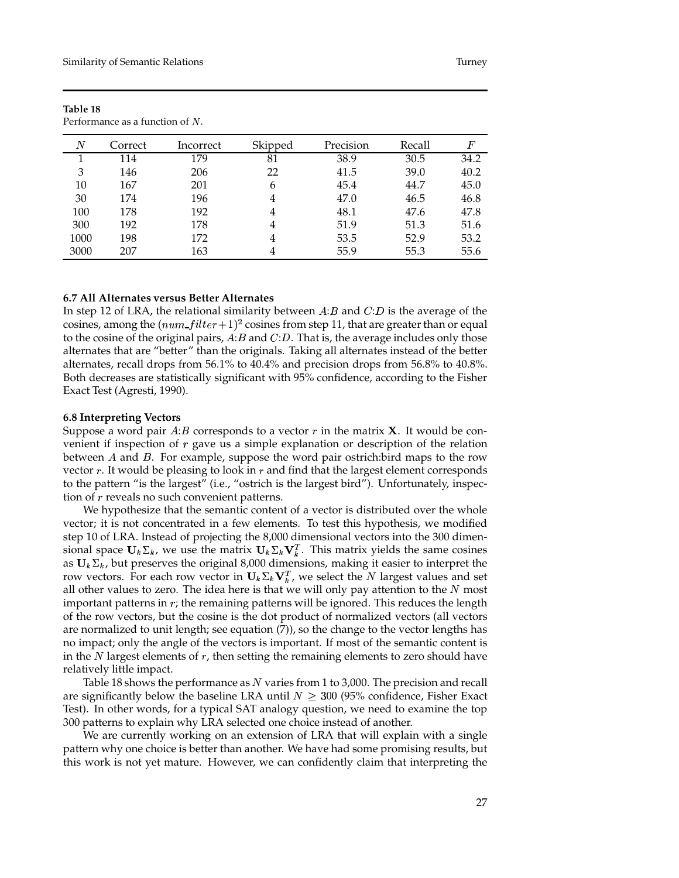**Table 18**
Performance as a function of $N$.

| $N$ | Correct | Incorrect | Skipped | Precision | Recall | $F$ |
|---|---|---|---|---|---|---|
| 1 | 114 | 179 | 81 | 38.9 | 30.5 | 34.2 |
| 3 | 146 | 206 | 22 | 41.5 | 39.0 | 40.2 |
| 10 | 167 | 201 | 6 | 45.4 | 44.7 | 45.0 |
| 30 | 174 | 196 | 4 | 47.0 | 46.5 | 46.8 |
| 100 | 178 | 192 | 4 | 48.1 | 47.6 | 47.8 |
| 300 | 192 | 178 | 4 | 51.9 | 51.3 | 51.6 |
| 1000 | 198 | 172 | 4 | 53.5 | 52.9 | 53.2 |
| 3000 | 207 | 163 | 4 | 55.9 | 55.3 | 55.6 |

### 6.7 All Alternates versus Better Alternates

In step 12 of LRA, the relational similarity between $A{:}B$ and $C{:}D$ is the average of the cosines, among the $(num\_filter+1)^2$ cosines from step 11, that are greater than or equal to the cosine of the original pairs, $A{:}B$ and $C{:}D$. That is, the average includes only those alternates that are "better" than the originals. Taking all alternates instead of the better alternates, recall drops from 56.1% to 40.4% and precision drops from 56.8% to 40.8%. Both decreases are statistically significant with 95% confidence, according to the Fisher Exact Test (Agresti, 1990).

### 6.8 Interpreting Vectors

Suppose a word pair $A{:}B$ corresponds to a vector $r$ in the matrix $\mathbf{X}$. It would be convenient if inspection of $r$ gave us a simple explanation or description of the relation between $A$ and $B$. For example, suppose the word pair ostrich:bird maps to the row vector $r$. It would be pleasing to look in $r$ and find that the largest element corresponds to the pattern "is the largest" (i.e., "ostrich is the largest bird"). Unfortunately, inspection of $r$ reveals no such convenient patterns.

We hypothesize that the semantic content of a vector is distributed over the whole vector; it is not concentrated in a few elements. To test this hypothesis, we modified step 10 of LRA. Instead of projecting the 8,000 dimensional vectors into the 300 dimensional space $\mathbf{U}_k \Sigma_k$, we use the matrix $\mathbf{U}_k \Sigma_k \mathbf{V}_k^T$. This matrix yields the same cosines as $\mathbf{U}_k \Sigma_k$, but preserves the original 8,000 dimensions, making it easier to interpret the row vectors. For each row vector in $\mathbf{U}_k \Sigma_k \mathbf{V}_k^T$, we select the $N$ largest values and set all other values to zero. The idea here is that we will only pay attention to the $N$ most important patterns in $r$; the remaining patterns will be ignored. This reduces the length of the row vectors, but the cosine is the dot product of normalized vectors (all vectors are normalized to unit length; see equation (7)), so the change to the vector lengths has no impact; only the angle of the vectors is important. If most of the semantic content is in the $N$ largest elements of $r$, then setting the remaining elements to zero should have relatively little impact.

Table 18 shows the performance as $N$ varies from 1 to 3,000. The precision and recall are significantly below the baseline LRA until $N \geq 300$ (95% confidence, Fisher Exact Test). In other words, for a typical SAT analogy question, we need to examine the top 300 patterns to explain why LRA selected one choice instead of another.

We are currently working on an extension of LRA that will explain with a single pattern why one choice is better than another. We have had some promising results, but this work is not yet mature. However, we can confidently claim that interpreting the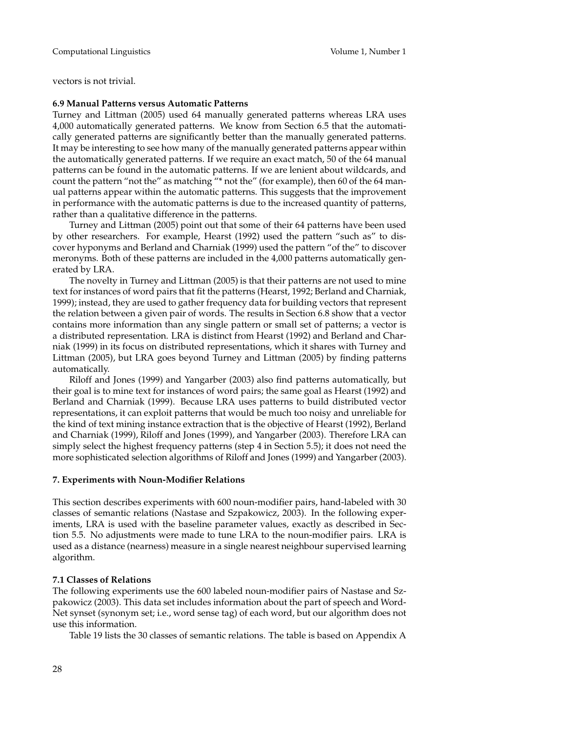vectors is not trivial.

### 6.9 Manual Patterns versus Automatic Patterns

Turney and Littman (2005) used 64 manually generated patterns whereas LRA uses 4,000 automatically generated patterns. We know from Section 6.5 that the automatically generated patterns are significantly better than the manually generated patterns. It may be interesting to see how many of the manually generated patterns appear within the automatically generated patterns. If we require an exact match, 50 of the 64 manual patterns can be found in the automatic patterns. If we are lenient about wildcards, and count the pattern "not the" as matching "* not the" (for example), then 60 of the 64 manual patterns appear within the automatic patterns. This suggests that the improvement in performance with the automatic patterns is due to the increased quantity of patterns, rather than a qualitative difference in the patterns.

Turney and Littman (2005) point out that some of their 64 patterns have been used by other researchers. For example, Hearst (1992) used the pattern "such as" to discover hyponyms and Berland and Charniak (1999) used the pattern "of the" to discover meronyms. Both of these patterns are included in the 4,000 patterns automatically generated by LRA.

The novelty in Turney and Littman (2005) is that their patterns are not used to mine text for instances of word pairs that fit the patterns (Hearst, 1992; Berland and Charniak, 1999); instead, they are used to gather frequency data for building vectors that represent the relation between a given pair of words. The results in Section 6.8 show that a vector contains more information than any single pattern or small set of patterns; a vector is a distributed representation. LRA is distinct from Hearst (1992) and Berland and Charniak (1999) in its focus on distributed representations, which it shares with Turney and Littman (2005), but LRA goes beyond Turney and Littman (2005) by finding patterns automatically.

Riloff and Jones (1999) and Yangarber (2003) also find patterns automatically, but their goal is to mine text for instances of word pairs; the same goal as Hearst (1992) and Berland and Charniak (1999). Because LRA uses patterns to build distributed vector representations, it can exploit patterns that would be much too noisy and unreliable for the kind of text mining instance extraction that is the objective of Hearst (1992), Berland and Charniak (1999), Riloff and Jones (1999), and Yangarber (2003). Therefore LRA can simply select the highest frequency patterns (step 4 in Section 5.5); it does not need the more sophisticated selection algorithms of Riloff and Jones (1999) and Yangarber (2003).

## 7. Experiments with Noun-Modifier Relations

This section describes experiments with 600 noun-modifier pairs, hand-labeled with 30 classes of semantic relations (Nastase and Szpakowicz, 2003). In the following experiments, LRA is used with the baseline parameter values, exactly as described in Section 5.5. No adjustments were made to tune LRA to the noun-modifier pairs. LRA is used as a distance (nearness) measure in a single nearest neighbour supervised learning algorithm.

### 7.1 Classes of Relations

The following experiments use the 600 labeled noun-modifier pairs of Nastase and Szpakowicz (2003). This data set includes information about the part of speech and WordNet synset (synonym set; i.e., word sense tag) of each word, but our algorithm does not use this information.

Table 19 lists the 30 classes of semantic relations. The table is based on Appendix A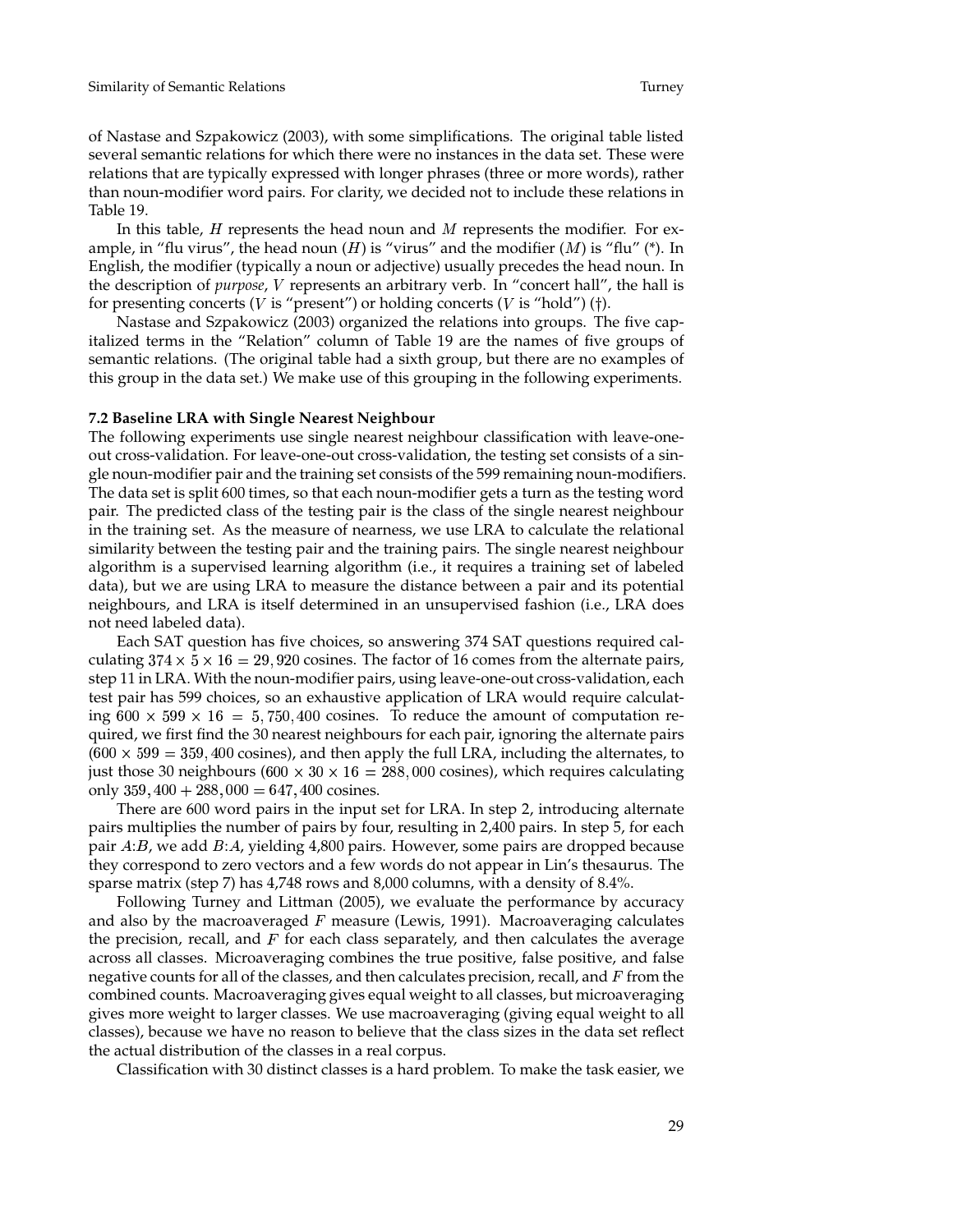of Nastase and Szpakowicz (2003), with some simplifications. The original table listed several semantic relations for which there were no instances in the data set. These were relations that are typically expressed with longer phrases (three or more words), rather than noun-modifier word pairs. For clarity, we decided not to include these relations in Table 19.

In this table, $H$ represents the head noun and $M$ represents the modifier. For example, in "flu virus", the head noun ($H$) is "virus" and the modifier ($M$) is "flu" (*). In English, the modifier (typically a noun or adjective) usually precedes the head noun. In the description of *purpose*, $V$ represents an arbitrary verb. In "concert hall", the hall is for presenting concerts ($V$ is "present") or holding concerts ($V$ is "hold") (†).

Nastase and Szpakowicz (2003) organized the relations into groups. The five capitalized terms in the "Relation" column of Table 19 are the names of five groups of semantic relations. (The original table had a sixth group, but there are no examples of this group in the data set.) We make use of this grouping in the following experiments.

### 7.2 Baseline LRA with Single Nearest Neighbour

The following experiments use single nearest neighbour classification with leave-one-out cross-validation. For leave-one-out cross-validation, the testing set consists of a single noun-modifier pair and the training set consists of the 599 remaining noun-modifiers. The data set is split 600 times, so that each noun-modifier gets a turn as the testing word pair. The predicted class of the testing pair is the class of the single nearest neighbour in the training set. As the measure of nearness, we use LRA to calculate the relational similarity between the testing pair and the training pairs. The single nearest neighbour algorithm is a supervised learning algorithm (i.e., it requires a training set of labeled data), but we are using LRA to measure the distance between a pair and its potential neighbours, and LRA is itself determined in an unsupervised fashion (i.e., LRA does not need labeled data).

Each SAT question has five choices, so answering 374 SAT questions required calculating $374 \times 5 \times 16 = 29,920$ cosines. The factor of 16 comes from the alternate pairs, step 11 in LRA. With the noun-modifier pairs, using leave-one-out cross-validation, each test pair has 599 choices, so an exhaustive application of LRA would require calculating $600 \times 599 \times 16 = 5,750,400$ cosines. To reduce the amount of computation required, we first find the 30 nearest neighbours for each pair, ignoring the alternate pairs ($600 \times 599 = 359,400$ cosines), and then apply the full LRA, including the alternates, to just those 30 neighbours ($600 \times 30 \times 16 = 288,000$ cosines), which requires calculating only $359,400 + 288,000 = 647,400$ cosines.

There are 600 word pairs in the input set for LRA. In step 2, introducing alternate pairs multiplies the number of pairs by four, resulting in 2,400 pairs. In step 5, for each pair $A$:$B$, we add $B$:$A$, yielding 4,800 pairs. However, some pairs are dropped because they correspond to zero vectors and a few words do not appear in Lin's thesaurus. The sparse matrix (step 7) has 4,748 rows and 8,000 columns, with a density of 8.4%.

Following Turney and Littman (2005), we evaluate the performance by accuracy and also by the macroaveraged $F$ measure (Lewis, 1991). Macroaveraging calculates the precision, recall, and $F$ for each class separately, and then calculates the average across all classes. Microaveraging combines the true positive, false positive, and false negative counts for all of the classes, and then calculates precision, recall, and $F$ from the combined counts. Macroaveraging gives equal weight to all classes, but microaveraging gives more weight to larger classes. We use macroaveraging (giving equal weight to all classes), because we have no reason to believe that the class sizes in the data set reflect the actual distribution of the classes in a real corpus.

Classification with 30 distinct classes is a hard problem. To make the task easier, we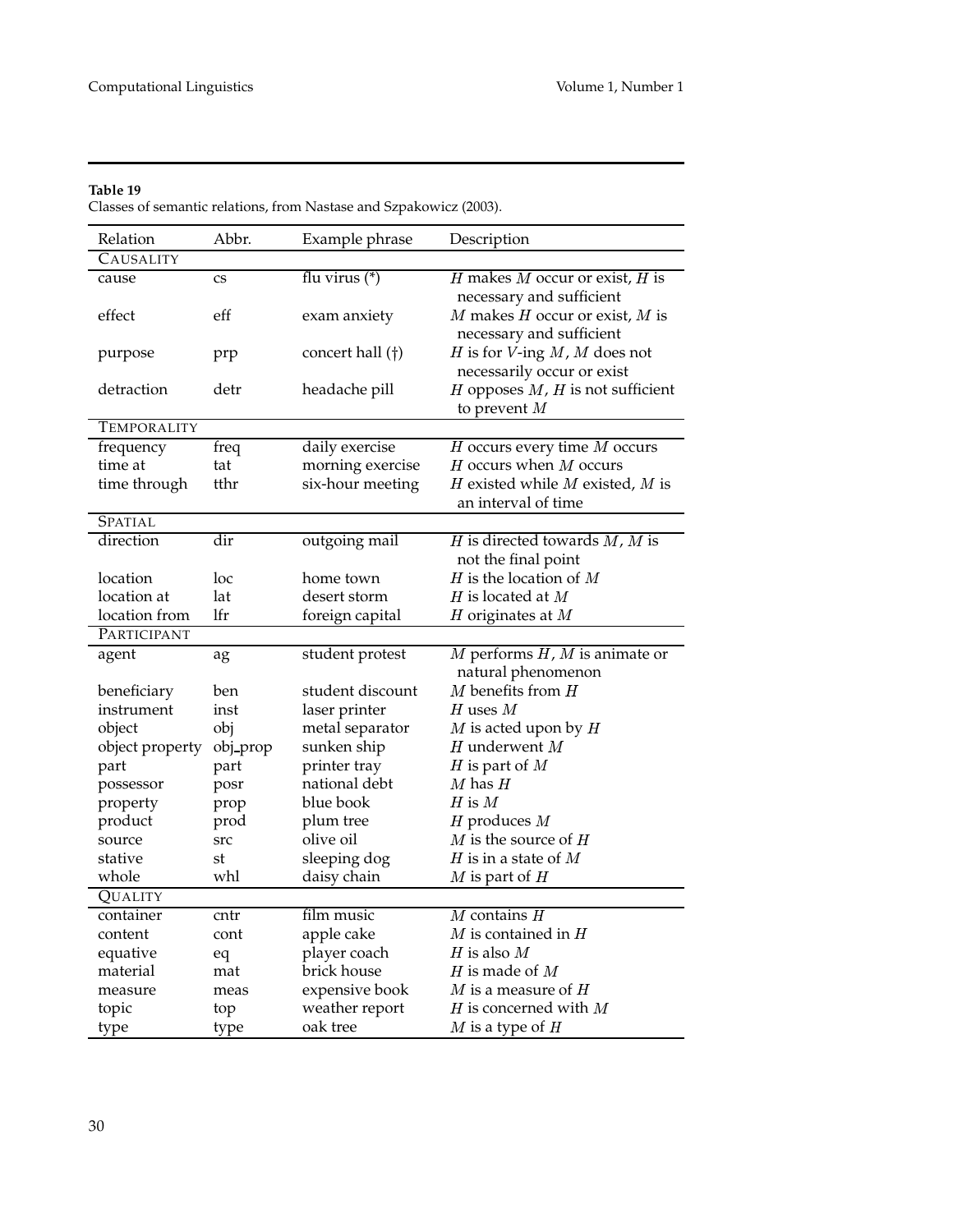**Table 19**
Classes of semantic relations, from Nastase and Szpakowicz (2003).

| Relation | Abbr. | Example phrase | Description |
|---|---|---|---|
| CAUSALITY | | | |
| cause | cs | flu virus (*) | $H$ makes $M$ occur or exist, $H$ is necessary and sufficient |
| effect | eff | exam anxiety | $M$ makes $H$ occur or exist, $M$ is necessary and sufficient |
| purpose | prp | concert hall (†) | $H$ is for $V$-ing $M$, $M$ does not necessarily occur or exist |
| detraction | detr | headache pill | $H$ opposes $M$, $H$ is not sufficient to prevent $M$ |
| TEMPORALITY | | | |
| frequency | freq | daily exercise | $H$ occurs every time $M$ occurs |
| time at | tat | morning exercise | $H$ occurs when $M$ occurs |
| time through | tthr | six-hour meeting | $H$ existed while $M$ existed, $M$ is an interval of time |
| SPATIAL | | | |
| direction | dir | outgoing mail | $H$ is directed towards $M$, $M$ is not the final point |
| location | loc | home town | $H$ is the location of $M$ |
| location at | lat | desert storm | $H$ is located at $M$ |
| location from | lfr | foreign capital | $H$ originates at $M$ |
| PARTICIPANT | | | |
| agent | ag | student protest | $M$ performs $H$, $M$ is animate or natural phenomenon |
| beneficiary | ben | student discount | $M$ benefits from $H$ |
| instrument | inst | laser printer | $H$ uses $M$ |
| object | obj | metal separator | $M$ is acted upon by $H$ |
| object property | obj_prop | sunken ship | $H$ underwent $M$ |
| part | part | printer tray | $H$ is part of $M$ |
| possessor | posr | national debt | $M$ has $H$ |
| property | prop | blue book | $H$ is $M$ |
| product | prod | plum tree | $H$ produces $M$ |
| source | src | olive oil | $M$ is the source of $H$ |
| stative | st | sleeping dog | $H$ is in a state of $M$ |
| whole | whl | daisy chain | $M$ is part of $H$ |
| QUALITY | | | |
| container | cntr | film music | $M$ contains $H$ |
| content | cont | apple cake | $M$ is contained in $H$ |
| equative | eq | player coach | $H$ is also $M$ |
| material | mat | brick house | $H$ is made of $M$ |
| measure | meas | expensive book | $M$ is a measure of $H$ |
| topic | top | weather report | $H$ is concerned with $M$ |
| type | type | oak tree | $M$ is a type of $H$ |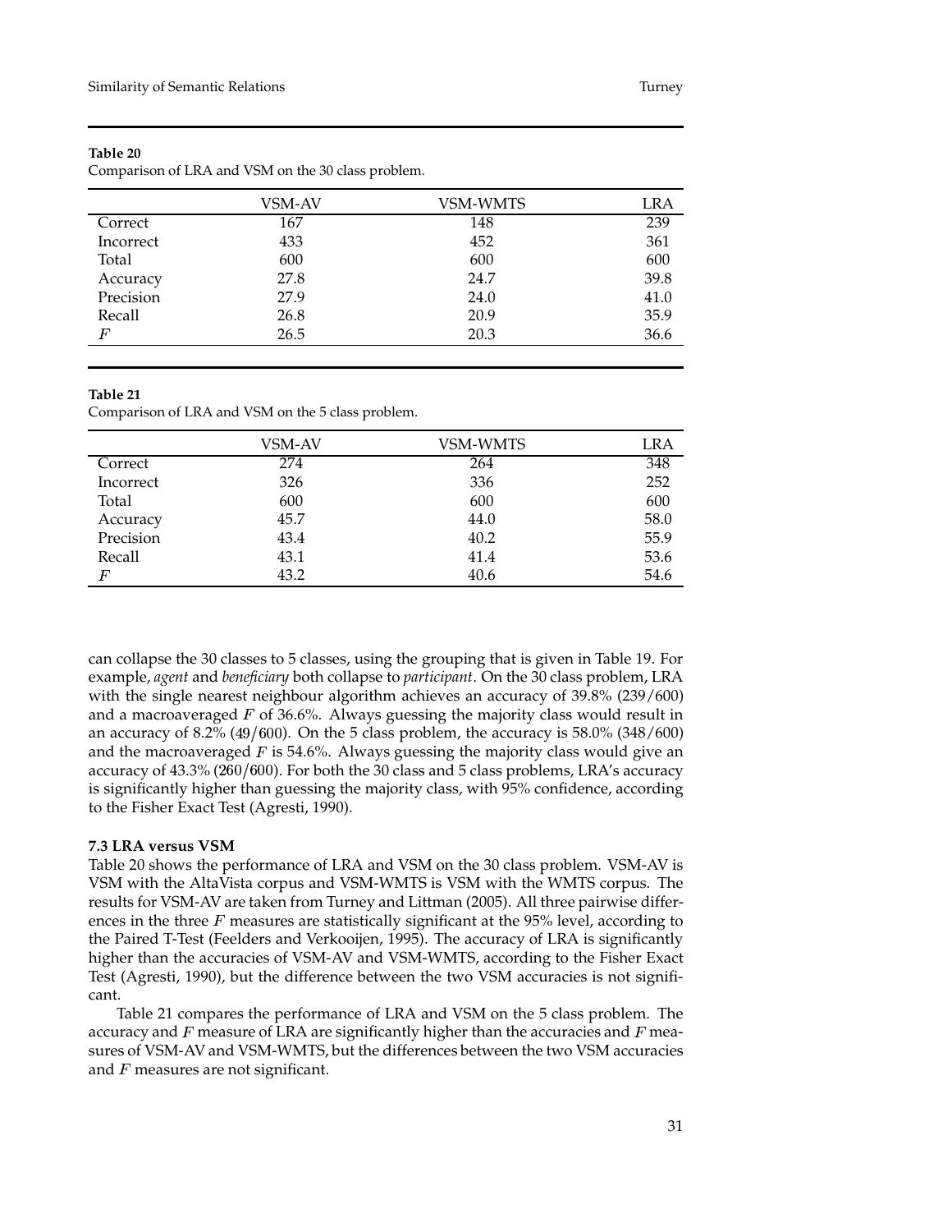**Table 20**
Comparison of LRA and VSM on the 30 class problem.

| | VSM-AV | VSM-WMTS | LRA |
|---|---|---|---|
| Correct | 167 | 148 | 239 |
| Incorrect | 433 | 452 | 361 |
| Total | 600 | 600 | 600 |
| Accuracy | 27.8 | 24.7 | 39.8 |
| Precision | 27.9 | 24.0 | 41.0 |
| Recall | 26.8 | 20.9 | 35.9 |
| $F$ | 26.5 | 20.3 | 36.6 |

**Table 21**
Comparison of LRA and VSM on the 5 class problem.

| | VSM-AV | VSM-WMTS | LRA |
|---|---|---|---|
| Correct | 274 | 264 | 348 |
| Incorrect | 326 | 336 | 252 |
| Total | 600 | 600 | 600 |
| Accuracy | 45.7 | 44.0 | 58.0 |
| Precision | 43.4 | 40.2 | 55.9 |
| Recall | 43.1 | 41.4 | 53.6 |
| $F$ | 43.2 | 40.6 | 54.6 |

can collapse the 30 classes to 5 classes, using the grouping that is given in Table 19. For example, *agent* and *beneficiary* both collapse to *participant*. On the 30 class problem, LRA with the single nearest neighbour algorithm achieves an accuracy of 39.8% (239/600) and a macroaveraged $F$ of 36.6%. Always guessing the majority class would result in an accuracy of 8.2% (49/600). On the 5 class problem, the accuracy is 58.0% (348/600) and the macroaveraged $F$ is 54.6%. Always guessing the majority class would give an accuracy of 43.3% (260/600). For both the 30 class and 5 class problems, LRA's accuracy is significantly higher than guessing the majority class, with 95% confidence, according to the Fisher Exact Test (Agresti, 1990).

### 7.3 LRA versus VSM

Table 20 shows the performance of LRA and VSM on the 30 class problem. VSM-AV is VSM with the AltaVista corpus and VSM-WMTS is VSM with the WMTS corpus. The results for VSM-AV are taken from Turney and Littman (2005). All three pairwise differences in the three $F$ measures are statistically significant at the 95% level, according to the Paired T-Test (Feelders and Verkooijen, 1995). The accuracy of LRA is significantly higher than the accuracies of VSM-AV and VSM-WMTS, according to the Fisher Exact Test (Agresti, 1990), but the difference between the two VSM accuracies is not significant.

Table 21 compares the performance of LRA and VSM on the 5 class problem. The accuracy and $F$ measure of LRA are significantly higher than the accuracies and $F$ measures of VSM-AV and VSM-WMTS, but the differences between the two VSM accuracies and $F$ measures are not significant.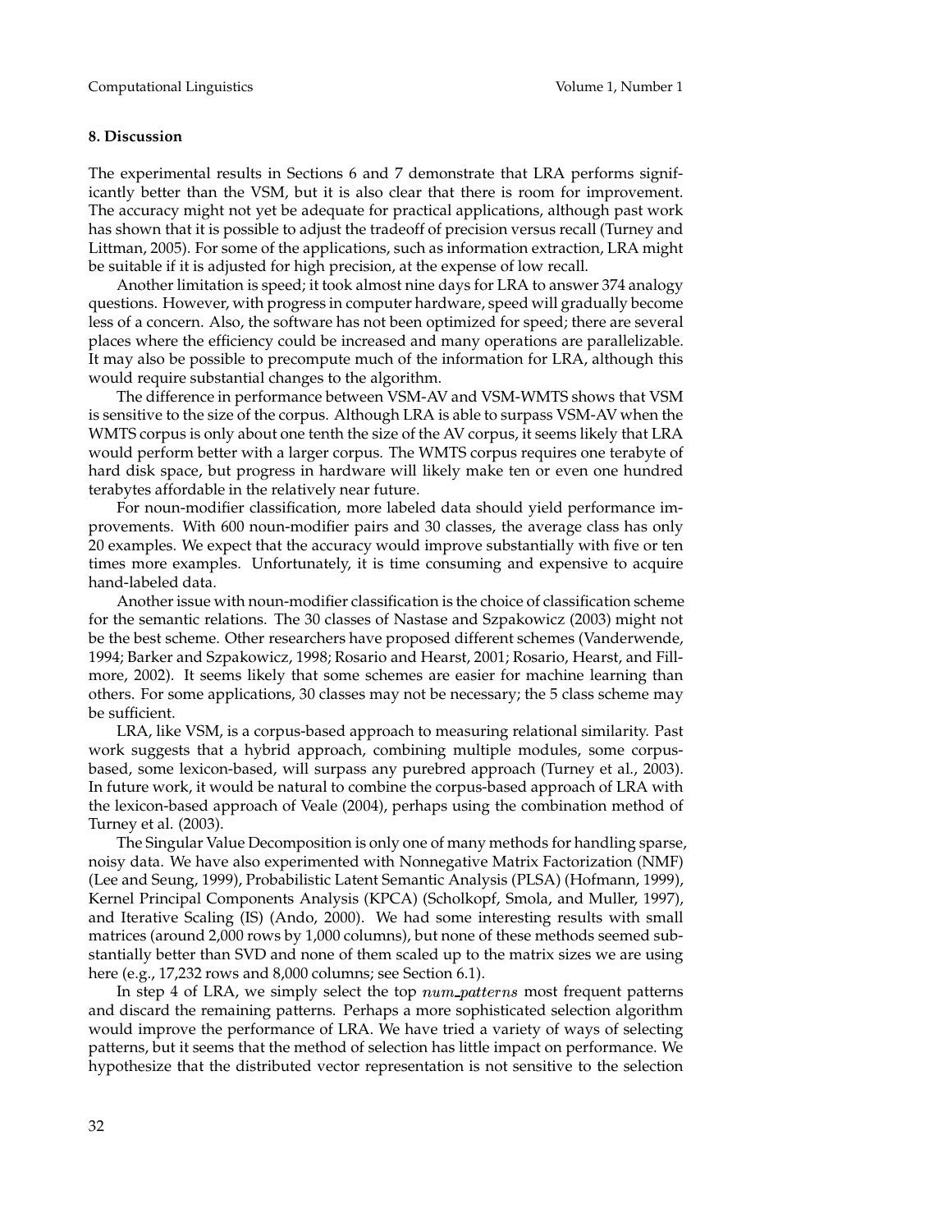## 8. Discussion

The experimental results in Sections 6 and 7 demonstrate that LRA performs significantly better than the VSM, but it is also clear that there is room for improvement. The accuracy might not yet be adequate for practical applications, although past work has shown that it is possible to adjust the tradeoff of precision versus recall (Turney and Littman, 2005). For some of the applications, such as information extraction, LRA might be suitable if it is adjusted for high precision, at the expense of low recall.

Another limitation is speed; it took almost nine days for LRA to answer 374 analogy questions. However, with progress in computer hardware, speed will gradually become less of a concern. Also, the software has not been optimized for speed; there are several places where the efficiency could be increased and many operations are parallelizable. It may also be possible to precompute much of the information for LRA, although this would require substantial changes to the algorithm.

The difference in performance between VSM-AV and VSM-WMTS shows that VSM is sensitive to the size of the corpus. Although LRA is able to surpass VSM-AV when the WMTS corpus is only about one tenth the size of the AV corpus, it seems likely that LRA would perform better with a larger corpus. The WMTS corpus requires one terabyte of hard disk space, but progress in hardware will likely make ten or even one hundred terabytes affordable in the relatively near future.

For noun-modifier classification, more labeled data should yield performance improvements. With 600 noun-modifier pairs and 30 classes, the average class has only 20 examples. We expect that the accuracy would improve substantially with five or ten times more examples. Unfortunately, it is time consuming and expensive to acquire hand-labeled data.

Another issue with noun-modifier classification is the choice of classification scheme for the semantic relations. The 30 classes of Nastase and Szpakowicz (2003) might not be the best scheme. Other researchers have proposed different schemes (Vanderwende, 1994; Barker and Szpakowicz, 1998; Rosario and Hearst, 2001; Rosario, Hearst, and Fillmore, 2002). It seems likely that some schemes are easier for machine learning than others. For some applications, 30 classes may not be necessary; the 5 class scheme may be sufficient.

LRA, like VSM, is a corpus-based approach to measuring relational similarity. Past work suggests that a hybrid approach, combining multiple modules, some corpus-based, some lexicon-based, will surpass any purebred approach (Turney et al., 2003). In future work, it would be natural to combine the corpus-based approach of LRA with the lexicon-based approach of Veale (2004), perhaps using the combination method of Turney et al. (2003).

The Singular Value Decomposition is only one of many methods for handling sparse, noisy data. We have also experimented with Nonnegative Matrix Factorization (NMF) (Lee and Seung, 1999), Probabilistic Latent Semantic Analysis (PLSA) (Hofmann, 1999), Kernel Principal Components Analysis (KPCA) (Scholkopf, Smola, and Muller, 1997), and Iterative Scaling (IS) (Ando, 2000). We had some interesting results with small matrices (around 2,000 rows by 1,000 columns), but none of these methods seemed substantially better than SVD and none of them scaled up to the matrix sizes we are using here (e.g., 17,232 rows and 8,000 columns; see Section 6.1).

In step 4 of LRA, we simply select the top $num\_patterns$ most frequent patterns and discard the remaining patterns. Perhaps a more sophisticated selection algorithm would improve the performance of LRA. We have tried a variety of ways of selecting patterns, but it seems that the method of selection has little impact on performance. We hypothesize that the distributed vector representation is not sensitive to the selection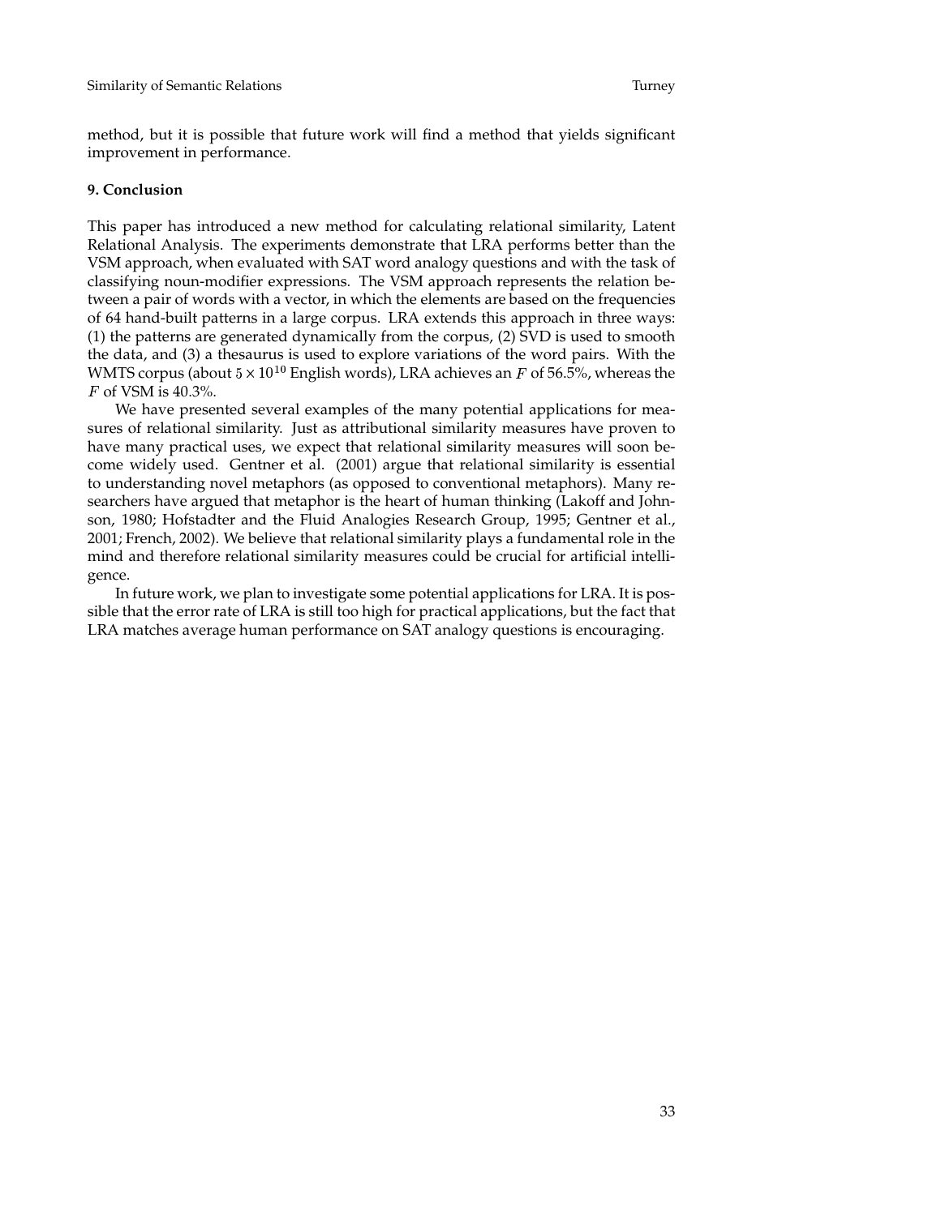method, but it is possible that future work will find a method that yields significant improvement in performance.

### 9. Conclusion

This paper has introduced a new method for calculating relational similarity, Latent Relational Analysis. The experiments demonstrate that LRA performs better than the VSM approach, when evaluated with SAT word analogy questions and with the task of classifying noun-modifier expressions. The VSM approach represents the relation between a pair of words with a vector, in which the elements are based on the frequencies of 64 hand-built patterns in a large corpus. LRA extends this approach in three ways: (1) the patterns are generated dynamically from the corpus, (2) SVD is used to smooth the data, and (3) a thesaurus is used to explore variations of the word pairs. With the WMTS corpus (about $5 \times 10^{10}$ English words), LRA achieves an $F$ of 56.5%, whereas the $F$ of VSM is 40.3%.

We have presented several examples of the many potential applications for measures of relational similarity. Just as attributional similarity measures have proven to have many practical uses, we expect that relational similarity measures will soon become widely used. Gentner et al. (2001) argue that relational similarity is essential to understanding novel metaphors (as opposed to conventional metaphors). Many researchers have argued that metaphor is the heart of human thinking (Lakoff and Johnson, 1980; Hofstadter and the Fluid Analogies Research Group, 1995; Gentner et al., 2001; French, 2002). We believe that relational similarity plays a fundamental role in the mind and therefore relational similarity measures could be crucial for artificial intelligence.

In future work, we plan to investigate some potential applications for LRA. It is possible that the error rate of LRA is still too high for practical applications, but the fact that LRA matches average human performance on SAT analogy questions is encouraging.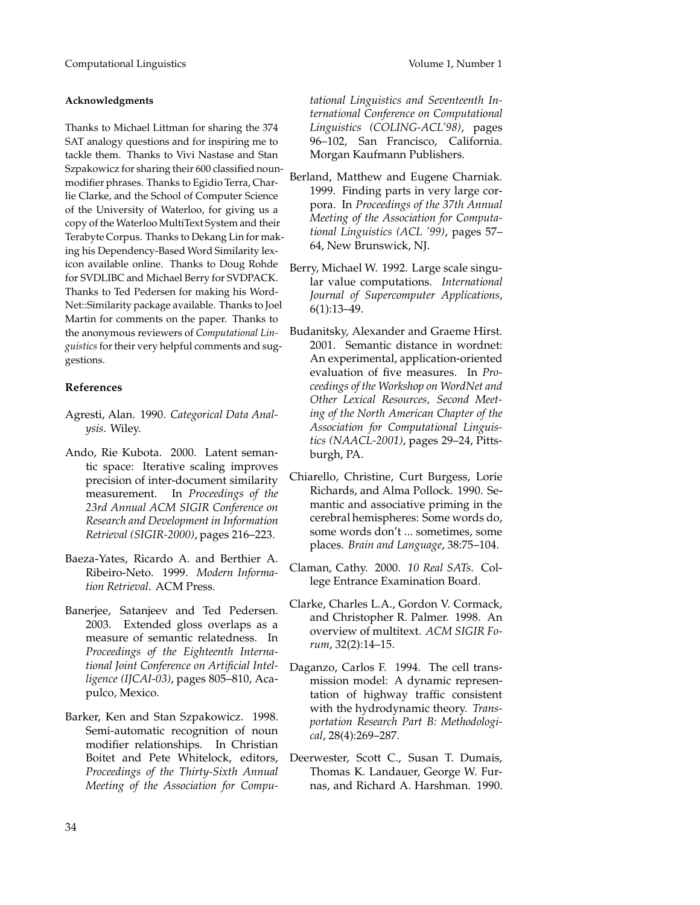#### Acknowledgments

Thanks to Michael Littman for sharing the 374 SAT analogy questions and for inspiring me to tackle them. Thanks to Vivi Nastase and Stan Szpakowicz for sharing their 600 classified noun-modifier phrases. Thanks to Egidio Terra, Charlie Clarke, and the School of Computer Science of the University of Waterloo, for giving us a copy of the Waterloo MultiText System and their Terabyte Corpus. Thanks to Dekang Lin for making his Dependency-Based Word Similarity lexicon available online. Thanks to Doug Rohde for SVDLIBC and Michael Berry for SVDPACK. Thanks to Ted Pedersen for making his WordNet::Similarity package available. Thanks to Joel Martin for comments on the paper. Thanks to the anonymous reviewers of *Computational Linguistics* for their very helpful comments and suggestions.

#### References

Agresti, Alan. 1990. *Categorical Data Analysis*. Wiley.

Ando, Rie Kubota. 2000. Latent semantic space: Iterative scaling improves precision of inter-document similarity measurement. In *Proceedings of the 23rd Annual ACM SIGIR Conference on Research and Development in Information Retrieval (SIGIR-2000)*, pages 216–223.

Baeza-Yates, Ricardo A. and Berthier A. Ribeiro-Neto. 1999. *Modern Information Retrieval*. ACM Press.

Banerjee, Satanjeev and Ted Pedersen. 2003. Extended gloss overlaps as a measure of semantic relatedness. In *Proceedings of the Eighteenth International Joint Conference on Artificial Intelligence (IJCAI-03)*, pages 805–810, Acapulco, Mexico.

Barker, Ken and Stan Szpakowicz. 1998. Semi-automatic recognition of noun modifier relationships. In Christian Boitet and Pete Whitelock, editors, *Proceedings of the Thirty-Sixth Annual Meeting of the Association for Computational Linguistics and Seventeenth International Conference on Computational Linguistics (COLING-ACL'98)*, pages 96–102, San Francisco, California. Morgan Kaufmann Publishers.

Berland, Matthew and Eugene Charniak. 1999. Finding parts in very large corpora. In *Proceedings of the 37th Annual Meeting of the Association for Computational Linguistics (ACL '99)*, pages 57–64, New Brunswick, NJ.

Berry, Michael W. 1992. Large scale singular value computations. *International Journal of Supercomputer Applications*, 6(1):13–49.

Budanitsky, Alexander and Graeme Hirst. 2001. Semantic distance in wordnet: An experimental, application-oriented evaluation of five measures. In *Proceedings of the Workshop on WordNet and Other Lexical Resources, Second Meeting of the North American Chapter of the Association for Computational Linguistics (NAACL-2001)*, pages 29–24, Pittsburgh, PA.

Chiarello, Christine, Curt Burgess, Lorie Richards, and Alma Pollock. 1990. Semantic and associative priming in the cerebral hemispheres: Some words do, some words don't ... sometimes, some places. *Brain and Language*, 38:75–104.

Claman, Cathy. 2000. *10 Real SATs*. College Entrance Examination Board.

Clarke, Charles L.A., Gordon V. Cormack, and Christopher R. Palmer. 1998. An overview of multitext. *ACM SIGIR Forum*, 32(2):14–15.

Daganzo, Carlos F. 1994. The cell transmission model: A dynamic representation of highway traffic consistent with the hydrodynamic theory. *Transportation Research Part B: Methodological*, 28(4):269–287.

Deerwester, Scott C., Susan T. Dumais, Thomas K. Landauer, George W. Furnas, and Richard A. Harshman. 1990.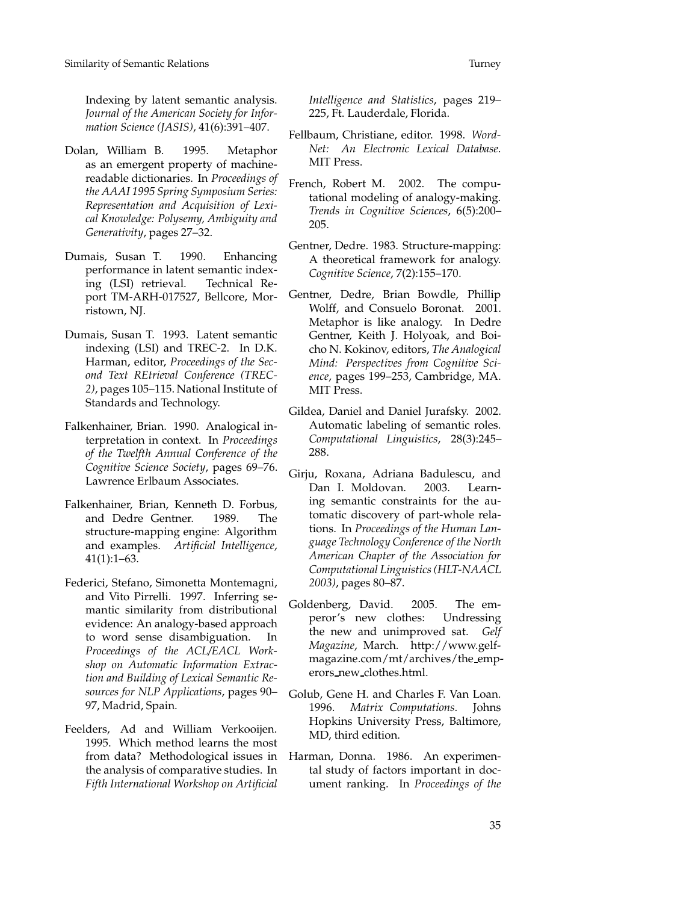Indexing by latent semantic analysis. *Journal of the American Society for Information Science (JASIS)*, 41(6):391–407.

Dolan, William B. 1995. Metaphor as an emergent property of machine-readable dictionaries. In *Proceedings of the AAAI 1995 Spring Symposium Series: Representation and Acquisition of Lexical Knowledge: Polysemy, Ambiguity and Generativity*, pages 27–32.

Dumais, Susan T. 1990. Enhancing performance in latent semantic indexing (LSI) retrieval. Technical Report TM-ARH-017527, Bellcore, Morristown, NJ.

Dumais, Susan T. 1993. Latent semantic indexing (LSI) and TREC-2. In D.K. Harman, editor, *Proceedings of the Second Text REtrieval Conference (TREC-2)*, pages 105–115. National Institute of Standards and Technology.

Falkenhainer, Brian. 1990. Analogical interpretation in context. In *Proceedings of the Twelfth Annual Conference of the Cognitive Science Society*, pages 69–76. Lawrence Erlbaum Associates.

Falkenhainer, Brian, Kenneth D. Forbus, and Dedre Gentner. 1989. The structure-mapping engine: Algorithm and examples. *Artificial Intelligence*, 41(1):1–63.

Federici, Stefano, Simonetta Montemagni, and Vito Pirrelli. 1997. Inferring semantic similarity from distributional evidence: An analogy-based approach to word sense disambiguation. In *Proceedings of the ACL/EACL Workshop on Automatic Information Extraction and Building of Lexical Semantic Resources for NLP Applications*, pages 90–97, Madrid, Spain.

Feelders, Ad and William Verkooijen. 1995. Which method learns the most from data? Methodological issues in the analysis of comparative studies. In *Fifth International Workshop on Artificial Intelligence and Statistics*, pages 219–225, Ft. Lauderdale, Florida.

Fellbaum, Christiane, editor. 1998. *WordNet: An Electronic Lexical Database*. MIT Press.

French, Robert M. 2002. The computational modeling of analogy-making. *Trends in Cognitive Sciences*, 6(5):200–205.

Gentner, Dedre. 1983. Structure-mapping: A theoretical framework for analogy. *Cognitive Science*, 7(2):155–170.

Gentner, Dedre, Brian Bowdle, Phillip Wolff, and Consuelo Boronat. 2001. Metaphor is like analogy. In Dedre Gentner, Keith J. Holyoak, and Boicho N. Kokinov, editors, *The Analogical Mind: Perspectives from Cognitive Science*, pages 199–253, Cambridge, MA. MIT Press.

Gildea, Daniel and Daniel Jurafsky. 2002. Automatic labeling of semantic roles. *Computational Linguistics*, 28(3):245–288.

Girju, Roxana, Adriana Badulescu, and Dan I. Moldovan. 2003. Learning semantic constraints for the automatic discovery of part-whole relations. In *Proceedings of the Human Language Technology Conference of the North American Chapter of the Association for Computational Linguistics (HLT-NAACL 2003)*, pages 80–87.

Goldenberg, David. 2005. The emperor's new clothes: Undressing the new and unimproved sat. *Gelf Magazine*, March. http://www.gelf-magazine.com/mt/archives/the_emperors_new_clothes.html.

Golub, Gene H. and Charles F. Van Loan. 1996. *Matrix Computations*. Johns Hopkins University Press, Baltimore, MD, third edition.

Harman, Donna. 1986. An experimental study of factors important in document ranking. In *Proceedings of the*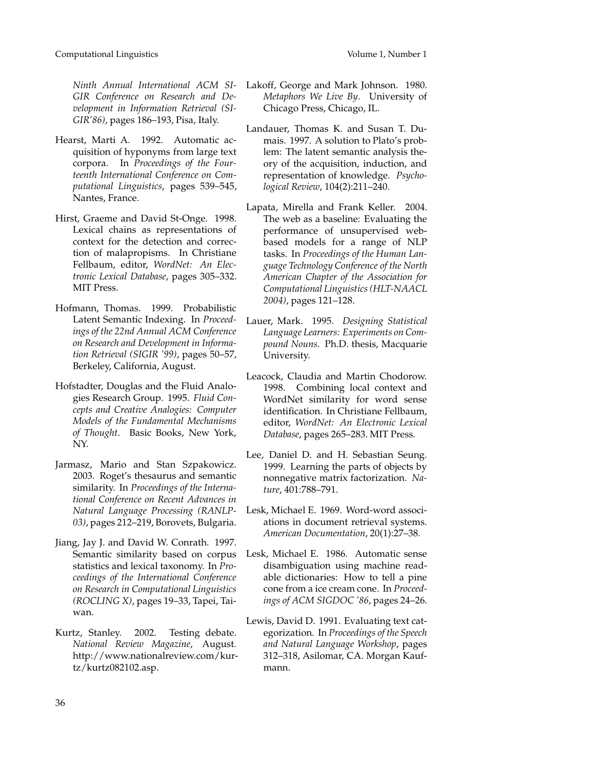*Ninth Annual International ACM SIGIR Conference on Research and Development in Information Retrieval (SIGIR'86)*, pages 186–193, Pisa, Italy.

Hearst, Marti A. 1992. Automatic acquisition of hyponyms from large text corpora. In *Proceedings of the Fourteenth International Conference on Computational Linguistics*, pages 539–545, Nantes, France.

Hirst, Graeme and David St-Onge. 1998. Lexical chains as representations of context for the detection and correction of malapropisms. In Christiane Fellbaum, editor, *WordNet: An Electronic Lexical Database*, pages 305–332. MIT Press.

Hofmann, Thomas. 1999. Probabilistic Latent Semantic Indexing. In *Proceedings of the 22nd Annual ACM Conference on Research and Development in Information Retrieval (SIGIR '99)*, pages 50–57, Berkeley, California, August.

Hofstadter, Douglas and the Fluid Analogies Research Group. 1995. *Fluid Concepts and Creative Analogies: Computer Models of the Fundamental Mechanisms of Thought*. Basic Books, New York, NY.

Jarmasz, Mario and Stan Szpakowicz. 2003. Roget's thesaurus and semantic similarity. In *Proceedings of the International Conference on Recent Advances in Natural Language Processing (RANLP-03)*, pages 212–219, Borovets, Bulgaria.

Jiang, Jay J. and David W. Conrath. 1997. Semantic similarity based on corpus statistics and lexical taxonomy. In *Proceedings of the International Conference on Research in Computational Linguistics (ROCLING X)*, pages 19–33, Tapei, Taiwan.

Kurtz, Stanley. 2002. Testing debate. *National Review Magazine*, August. http://www.nationalreview.com/kurtz/kurtz082102.asp.

Lakoff, George and Mark Johnson. 1980. *Metaphors We Live By*. University of Chicago Press, Chicago, IL.

Landauer, Thomas K. and Susan T. Dumais. 1997. A solution to Plato's problem: The latent semantic analysis theory of the acquisition, induction, and representation of knowledge. *Psychological Review*, 104(2):211–240.

Lapata, Mirella and Frank Keller. 2004. The web as a baseline: Evaluating the performance of unsupervised web-based models for a range of NLP tasks. In *Proceedings of the Human Language Technology Conference of the North American Chapter of the Association for Computational Linguistics (HLT-NAACL 2004)*, pages 121–128.

Lauer, Mark. 1995. *Designing Statistical Language Learners: Experiments on Compound Nouns*. Ph.D. thesis, Macquarie University.

Leacock, Claudia and Martin Chodorow. 1998. Combining local context and WordNet similarity for word sense identification. In Christiane Fellbaum, editor, *WordNet: An Electronic Lexical Database*, pages 265–283. MIT Press.

Lee, Daniel D. and H. Sebastian Seung. 1999. Learning the parts of objects by nonnegative matrix factorization. *Nature*, 401:788–791.

Lesk, Michael E. 1969. Word-word associations in document retrieval systems. *American Documentation*, 20(1):27–38.

Lesk, Michael E. 1986. Automatic sense disambiguation using machine readable dictionaries: How to tell a pine cone from a ice cream cone. In *Proceedings of ACM SIGDOC '86*, pages 24–26.

Lewis, David D. 1991. Evaluating text categorization. In *Proceedings of the Speech and Natural Language Workshop*, pages 312–318, Asilomar, CA. Morgan Kaufmann.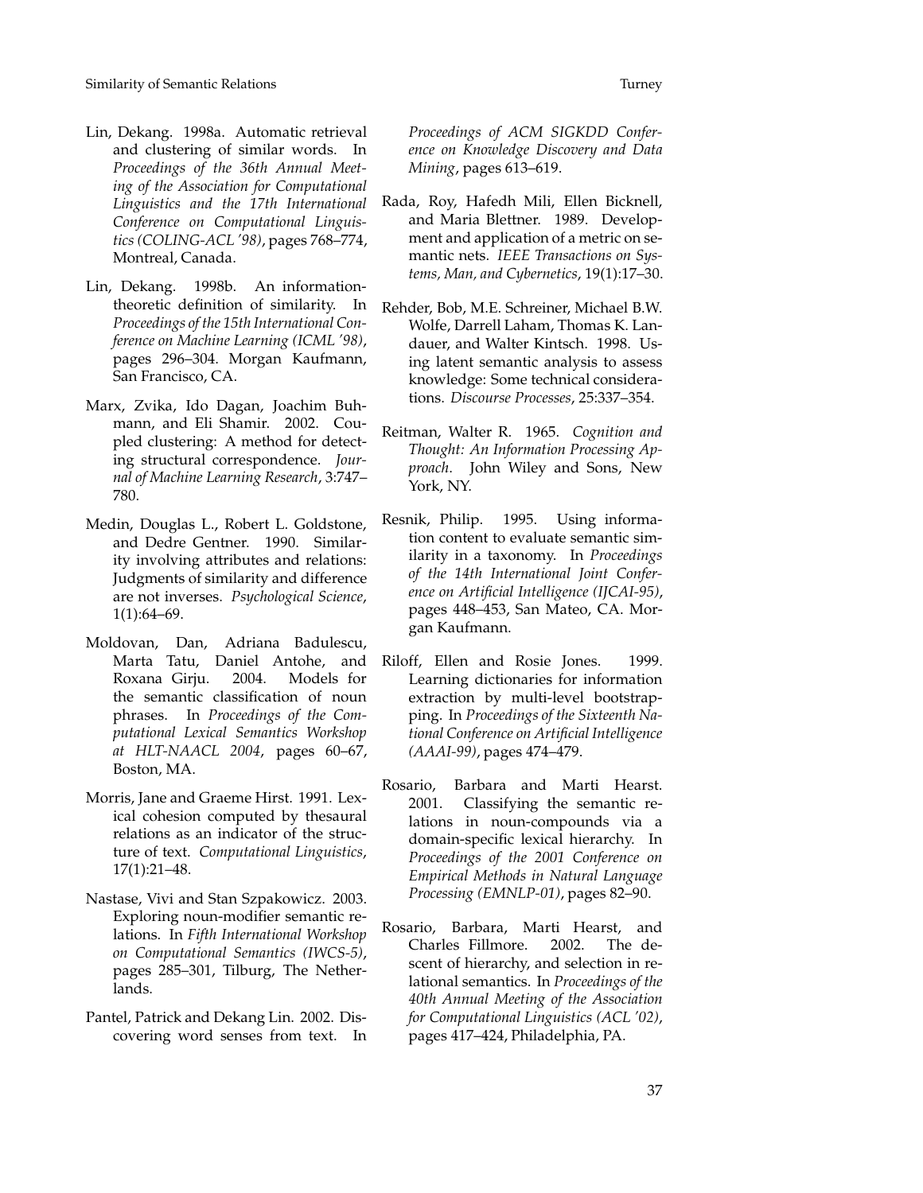Lin, Dekang. 1998a. Automatic retrieval and clustering of similar words. In *Proceedings of the 36th Annual Meeting of the Association for Computational Linguistics and the 17th International Conference on Computational Linguistics (COLING-ACL '98)*, pages 768–774, Montreal, Canada.

Lin, Dekang. 1998b. An information-theoretic definition of similarity. In *Proceedings of the 15th International Conference on Machine Learning (ICML '98)*, pages 296–304. Morgan Kaufmann, San Francisco, CA.

Marx, Zvika, Ido Dagan, Joachim Buhmann, and Eli Shamir. 2002. Coupled clustering: A method for detecting structural correspondence. *Journal of Machine Learning Research*, 3:747–780.

Medin, Douglas L., Robert L. Goldstone, and Dedre Gentner. 1990. Similarity involving attributes and relations: Judgments of similarity and difference are not inverses. *Psychological Science*, 1(1):64–69.

Moldovan, Dan, Adriana Badulescu, Marta Tatu, Daniel Antohe, and Roxana Girju. 2004. Models for the semantic classification of noun phrases. In *Proceedings of the Computational Lexical Semantics Workshop at HLT-NAACL 2004*, pages 60–67, Boston, MA.

Morris, Jane and Graeme Hirst. 1991. Lexical cohesion computed by thesaural relations as an indicator of the structure of text. *Computational Linguistics*, 17(1):21–48.

Nastase, Vivi and Stan Szpakowicz. 2003. Exploring noun-modifier semantic relations. In *Fifth International Workshop on Computational Semantics (IWCS-5)*, pages 285–301, Tilburg, The Netherlands.

Pantel, Patrick and Dekang Lin. 2002. Discovering word senses from text. In *Proceedings of ACM SIGKDD Conference on Knowledge Discovery and Data Mining*, pages 613–619.

Rada, Roy, Hafedh Mili, Ellen Bicknell, and Maria Blettner. 1989. Development and application of a metric on semantic nets. *IEEE Transactions on Systems, Man, and Cybernetics*, 19(1):17–30.

Rehder, Bob, M.E. Schreiner, Michael B.W. Wolfe, Darrell Laham, Thomas K. Landauer, and Walter Kintsch. 1998. Using latent semantic analysis to assess knowledge: Some technical considerations. *Discourse Processes*, 25:337–354.

Reitman, Walter R. 1965. *Cognition and Thought: An Information Processing Approach*. John Wiley and Sons, New York, NY.

Resnik, Philip. 1995. Using information content to evaluate semantic similarity in a taxonomy. In *Proceedings of the 14th International Joint Conference on Artificial Intelligence (IJCAI-95)*, pages 448–453, San Mateo, CA. Morgan Kaufmann.

Riloff, Ellen and Rosie Jones. 1999. Learning dictionaries for information extraction by multi-level bootstrapping. In *Proceedings of the Sixteenth National Conference on Artificial Intelligence (AAAI-99)*, pages 474–479.

Rosario, Barbara and Marti Hearst. 2001. Classifying the semantic relations in noun-compounds via a domain-specific lexical hierarchy. In *Proceedings of the 2001 Conference on Empirical Methods in Natural Language Processing (EMNLP-01)*, pages 82–90.

Rosario, Barbara, Marti Hearst, and Charles Fillmore. 2002. The descent of hierarchy, and selection in relational semantics. In *Proceedings of the 40th Annual Meeting of the Association for Computational Linguistics (ACL '02)*, pages 417–424, Philadelphia, PA.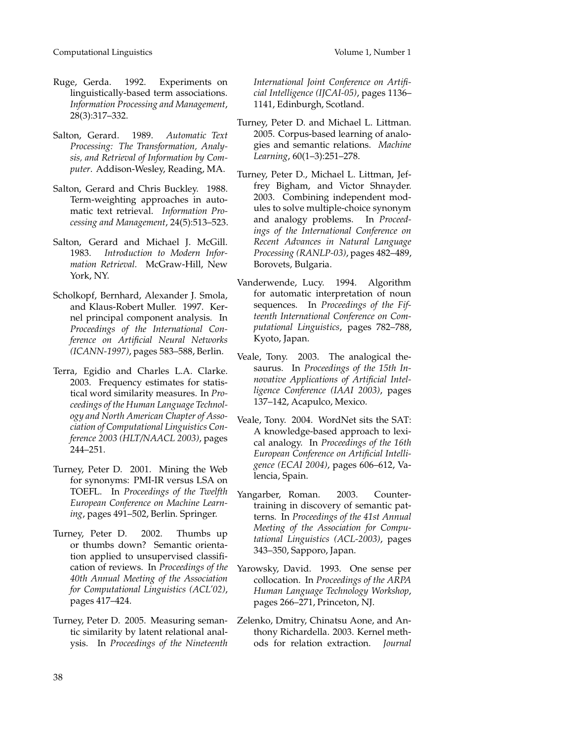Ruge, Gerda. 1992. Experiments on linguistically-based term associations. *Information Processing and Management*, 28(3):317–332.

Salton, Gerard. 1989. *Automatic Text Processing: The Transformation, Analysis, and Retrieval of Information by Computer*. Addison-Wesley, Reading, MA.

Salton, Gerard and Chris Buckley. 1988. Term-weighting approaches in automatic text retrieval. *Information Processing and Management*, 24(5):513–523.

Salton, Gerard and Michael J. McGill. 1983. *Introduction to Modern Information Retrieval*. McGraw-Hill, New York, NY.

Scholkopf, Bernhard, Alexander J. Smola, and Klaus-Robert Muller. 1997. Kernel principal component analysis. In *Proceedings of the International Conference on Artificial Neural Networks (ICANN-1997)*, pages 583–588, Berlin.

Terra, Egidio and Charles L.A. Clarke. 2003. Frequency estimates for statistical word similarity measures. In *Proceedings of the Human Language Technology and North American Chapter of Association of Computational Linguistics Conference 2003 (HLT/NAACL 2003)*, pages 244–251.

Turney, Peter D. 2001. Mining the Web for synonyms: PMI-IR versus LSA on TOEFL. In *Proceedings of the Twelfth European Conference on Machine Learning*, pages 491–502, Berlin. Springer.

Turney, Peter D. 2002. Thumbs up or thumbs down? Semantic orientation applied to unsupervised classification of reviews. In *Proceedings of the 40th Annual Meeting of the Association for Computational Linguistics (ACL'02)*, pages 417–424.

Turney, Peter D. 2005. Measuring semantic similarity by latent relational analysis. In *Proceedings of the Nineteenth International Joint Conference on Artificial Intelligence (IJCAI-05)*, pages 1136–1141, Edinburgh, Scotland.

Turney, Peter D. and Michael L. Littman. 2005. Corpus-based learning of analogies and semantic relations. *Machine Learning*, 60(1–3):251–278.

Turney, Peter D., Michael L. Littman, Jeffrey Bigham, and Victor Shnayder. 2003. Combining independent modules to solve multiple-choice synonym and analogy problems. In *Proceedings of the International Conference on Recent Advances in Natural Language Processing (RANLP-03)*, pages 482–489, Borovets, Bulgaria.

Vanderwende, Lucy. 1994. Algorithm for automatic interpretation of noun sequences. In *Proceedings of the Fifteenth International Conference on Computational Linguistics*, pages 782–788, Kyoto, Japan.

Veale, Tony. 2003. The analogical thesaurus. In *Proceedings of the 15th Innovative Applications of Artificial Intelligence Conference (IAAI 2003)*, pages 137–142, Acapulco, Mexico.

Veale, Tony. 2004. WordNet sits the SAT: A knowledge-based approach to lexical analogy. In *Proceedings of the 16th European Conference on Artificial Intelligence (ECAI 2004)*, pages 606–612, Valencia, Spain.

Yangarber, Roman. 2003. Counter-training in discovery of semantic patterns. In *Proceedings of the 41st Annual Meeting of the Association for Computational Linguistics (ACL-2003)*, pages 343–350, Sapporo, Japan.

Yarowsky, David. 1993. One sense per collocation. In *Proceedings of the ARPA Human Language Technology Workshop*, pages 266–271, Princeton, NJ.

Zelenko, Dmitry, Chinatsu Aone, and Anthony Richardella. 2003. Kernel methods for relation extraction. *Journal*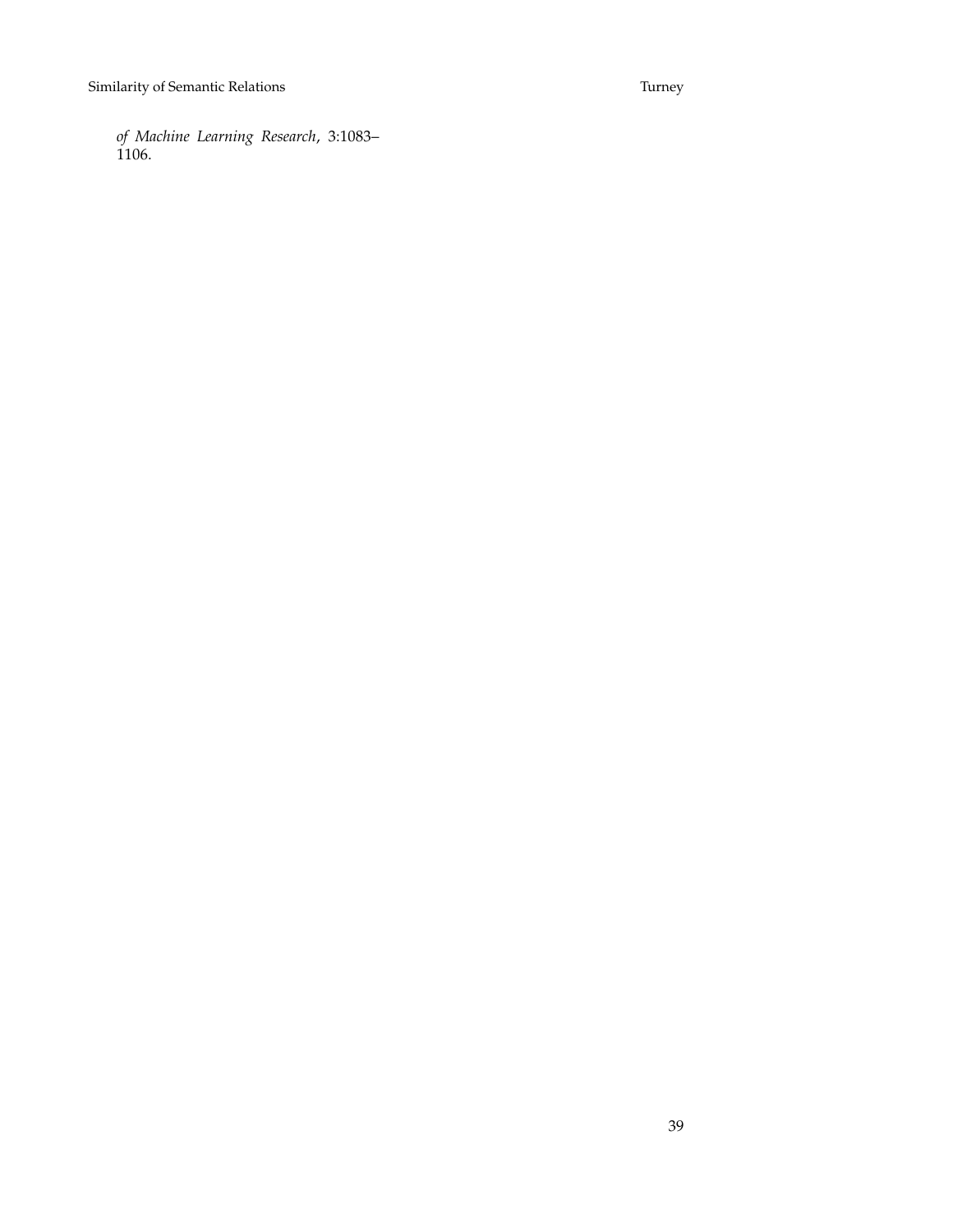*of Machine Learning Research*, 3:1083–1106.